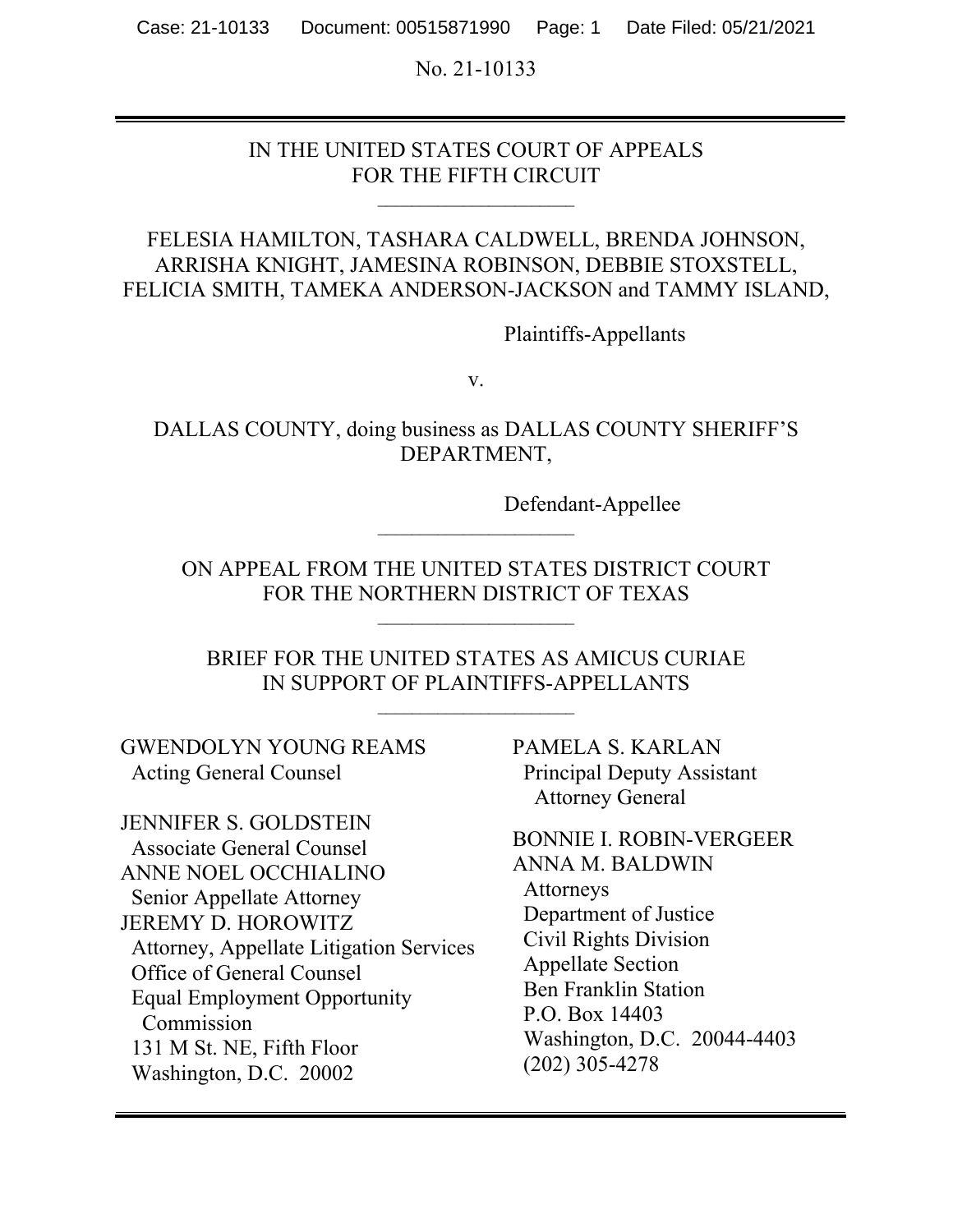No. 21-10133

IN THE UNITED STATES COURT OF APPEALS
FOR THE FIFTH CIRCUIT

---

FELESIA HAMILTON, TASHARA CALDWELL, BRENDA JOHNSON, ARRISHA KNIGHT, JAMESINA ROBINSON, DEBBIE STOXSTELL, FELICIA SMITH, TAMEKA ANDERSON-JACKSON and TAMMY ISLAND,

Plaintiffs-Appellants

v.

DALLAS COUNTY, doing business as DALLAS COUNTY SHERIFF'S DEPARTMENT,

Defendant-Appellee

---

ON APPEAL FROM THE UNITED STATES DISTRICT COURT
FOR THE NORTHERN DISTRICT OF TEXAS

---

BRIEF FOR THE UNITED STATES AS AMICUS CURIAE
IN SUPPORT OF PLAINTIFFS-APPELLANTS

---

GWENDOLYN YOUNG REAMS
Acting General Counsel

JENNIFER S. GOLDSTEIN
Associate General Counsel
ANNE NOEL OCCHIALINO
Senior Appellate Attorney
JEREMY D. HOROWITZ
Attorney, Appellate Litigation Services
Office of General Counsel
Equal Employment Opportunity Commission
131 M St. NE, Fifth Floor
Washington, D.C. 20002

PAMELA S. KARLAN
Principal Deputy Assistant Attorney General

BONNIE I. ROBIN-VERGEER
ANNA M. BALDWIN
Attorneys
Department of Justice
Civil Rights Division
Appellate Section
Ben Franklin Station
P.O. Box 14403
Washington, D.C. 20044-4403
(202) 305-4278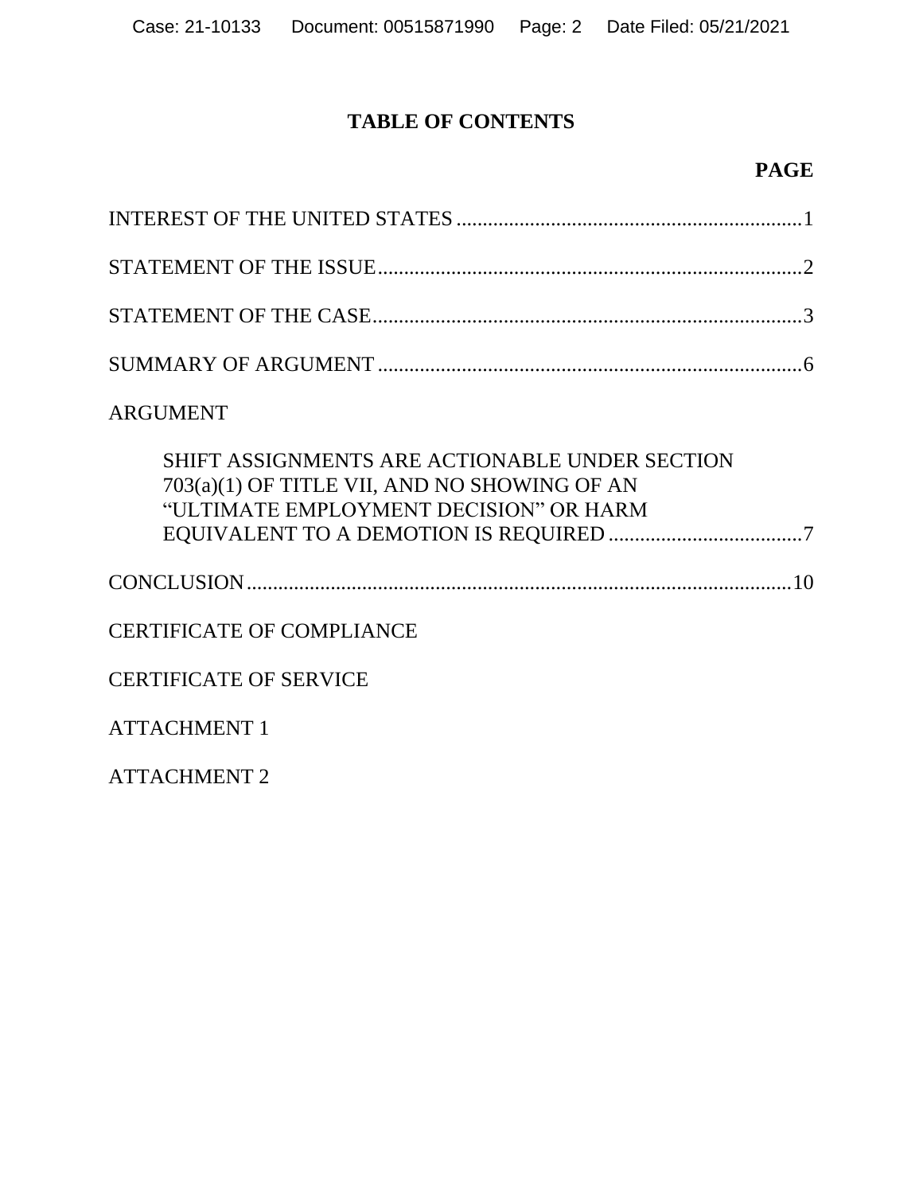# TABLE OF CONTENTS

**PAGE**

INTEREST OF THE UNITED STATES ..................................................................1

STATEMENT OF THE ISSUE.................................................................................2

STATEMENT OF THE CASE..................................................................................3

SUMMARY OF ARGUMENT .................................................................................6

ARGUMENT

SHIFT ASSIGNMENTS ARE ACTIONABLE UNDER SECTION 703(a)(1) OF TITLE VII, AND NO SHOWING OF AN "ULTIMATE EMPLOYMENT DECISION" OR HARM EQUIVALENT TO A DEMOTION IS REQUIRED .....................................7

CONCLUSION.......................................................................................................10

CERTIFICATE OF COMPLIANCE

CERTIFICATE OF SERVICE

ATTACHMENT 1

ATTACHMENT 2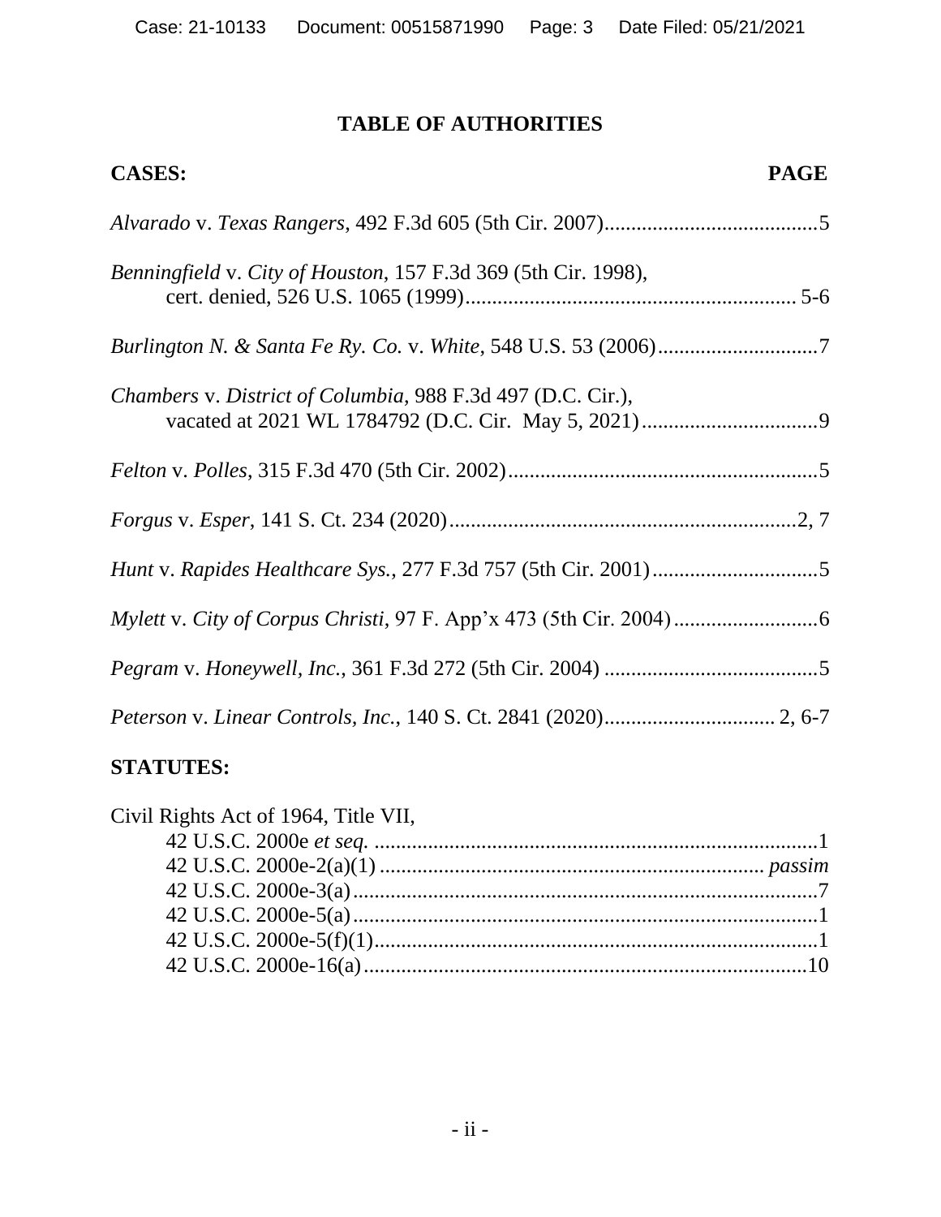# TABLE OF AUTHORITIES

**CASES:** **PAGE**

*Alvarado* v. *Texas Rangers*, 492 F.3d 605 (5th Cir. 2007)........................................5

*Benningfield* v. *City of Houston*, 157 F.3d 369 (5th Cir. 1998), cert. denied, 526 U.S. 1065 (1999)............................................................. 5-6

*Burlington N. & Santa Fe Ry. Co.* v. *White*, 548 U.S. 53 (2006)..............................7

*Chambers* v. *District of Columbia*, 988 F.3d 497 (D.C. Cir.), vacated at 2021 WL 1784792 (D.C. Cir. May 5, 2021).................................9

*Felton* v. *Polles*, 315 F.3d 470 (5th Cir. 2002)..........................................................5

*Forgus* v. *Esper*, 141 S. Ct. 234 (2020)................................................................2, 7

*Hunt* v. *Rapides Healthcare Sys.*, 277 F.3d 757 (5th Cir. 2001)...............................5

*Mylett* v. *City of Corpus Christi*, 97 F. App'x 473 (5th Cir. 2004)...........................6

*Pegram* v. *Honeywell, Inc.*, 361 F.3d 272 (5th Cir. 2004) ........................................5

*Peterson* v. *Linear Controls, Inc.*, 140 S. Ct. 2841 (2020)................................ 2, 6-7

**STATUTES:**

Civil Rights Act of 1964, Title VII,

- 42 U.S.C. 2000e *et seq.* ..................................................................................1
- 42 U.S.C. 2000e-2(a)(1) ...................................................................... *passim*
- 42 U.S.C. 2000e-3(a).......................................................................................7
- 42 U.S.C. 2000e-5(a).......................................................................................1
- 42 U.S.C. 2000e-5(f)(1)...................................................................................1
- 42 U.S.C. 2000e-16(a)...................................................................................10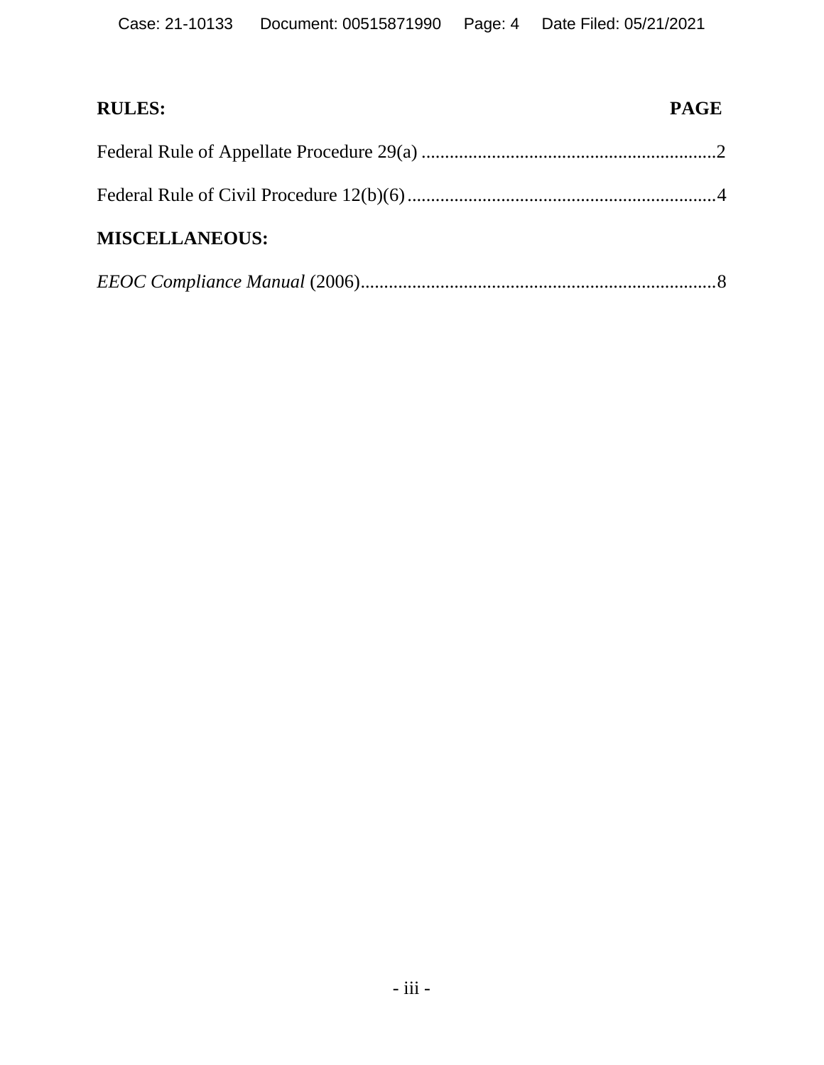**RULES:** **PAGE**

Federal Rule of Appellate Procedure 29(a) ...............................................................2

Federal Rule of Civil Procedure 12(b)(6)..................................................................4

**MISCELLANEOUS:**

*EEOC Compliance Manual* (2006)............................................................................8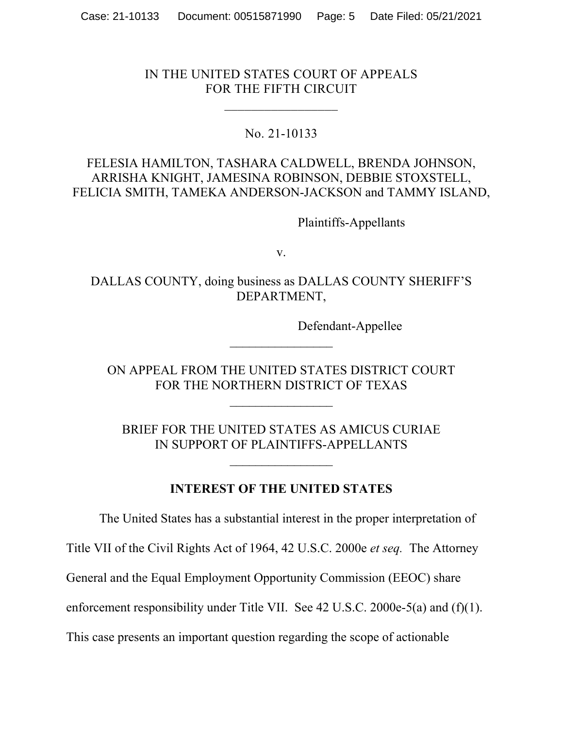IN THE UNITED STATES COURT OF APPEALS
FOR THE FIFTH CIRCUIT

No. 21-10133

FELESIA HAMILTON, TASHARA CALDWELL, BRENDA JOHNSON, ARRISHA KNIGHT, JAMESINA ROBINSON, DEBBIE STOXSTELL, FELICIA SMITH, TAMEKA ANDERSON-JACKSON and TAMMY ISLAND,

Plaintiffs-Appellants

v.

DALLAS COUNTY, doing business as DALLAS COUNTY SHERIFF'S DEPARTMENT,

Defendant-Appellee

ON APPEAL FROM THE UNITED STATES DISTRICT COURT
FOR THE NORTHERN DISTRICT OF TEXAS

BRIEF FOR THE UNITED STATES AS AMICUS CURIAE
IN SUPPORT OF PLAINTIFFS-APPELLANTS

## INTEREST OF THE UNITED STATES

The United States has a substantial interest in the proper interpretation of Title VII of the Civil Rights Act of 1964, 42 U.S.C. 2000e *et seq.* The Attorney General and the Equal Employment Opportunity Commission (EEOC) share enforcement responsibility under Title VII. See 42 U.S.C. 2000e-5(a) and (f)(1). This case presents an important question regarding the scope of actionable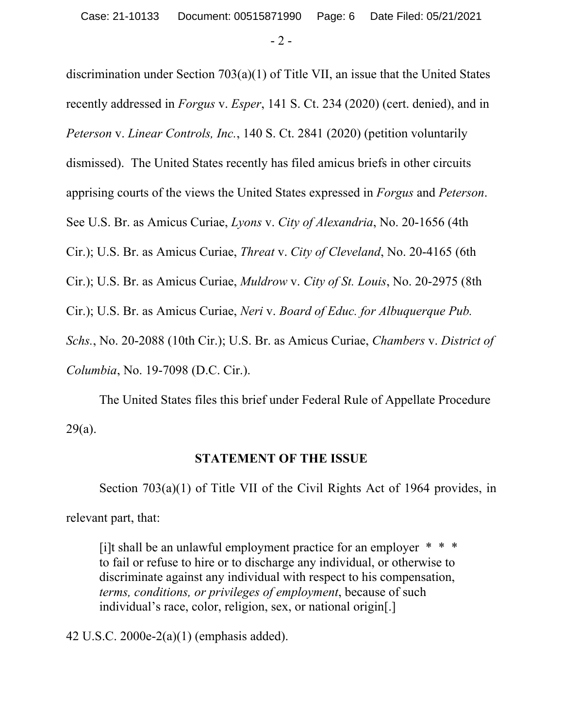discrimination under Section 703(a)(1) of Title VII, an issue that the United States recently addressed in *Forgus* v. *Esper*, 141 S. Ct. 234 (2020) (cert. denied), and in *Peterson* v. *Linear Controls, Inc.*, 140 S. Ct. 2841 (2020) (petition voluntarily dismissed). The United States recently has filed amicus briefs in other circuits apprising courts of the views the United States expressed in *Forgus* and *Peterson*. See U.S. Br. as Amicus Curiae, *Lyons* v. *City of Alexandria*, No. 20-1656 (4th Cir.); U.S. Br. as Amicus Curiae, *Threat* v. *City of Cleveland*, No. 20-4165 (6th Cir.); U.S. Br. as Amicus Curiae, *Muldrow* v. *City of St. Louis*, No. 20-2975 (8th Cir.); U.S. Br. as Amicus Curiae, *Neri* v. *Board of Educ. for Albuquerque Pub. Schs.*, No. 20-2088 (10th Cir.); U.S. Br. as Amicus Curiae, *Chambers* v. *District of Columbia*, No. 19-7098 (D.C. Cir.).

The United States files this brief under Federal Rule of Appellate Procedure 29(a).

## STATEMENT OF THE ISSUE

Section 703(a)(1) of Title VII of the Civil Rights Act of 1964 provides, in relevant part, that:

> [i]t shall be an unlawful employment practice for an employer * * * to fail or refuse to hire or to discharge any individual, or otherwise to discriminate against any individual with respect to his compensation, *terms, conditions, or privileges of employment*, because of such individual's race, color, religion, sex, or national origin[.]

42 U.S.C. 2000e-2(a)(1) (emphasis added).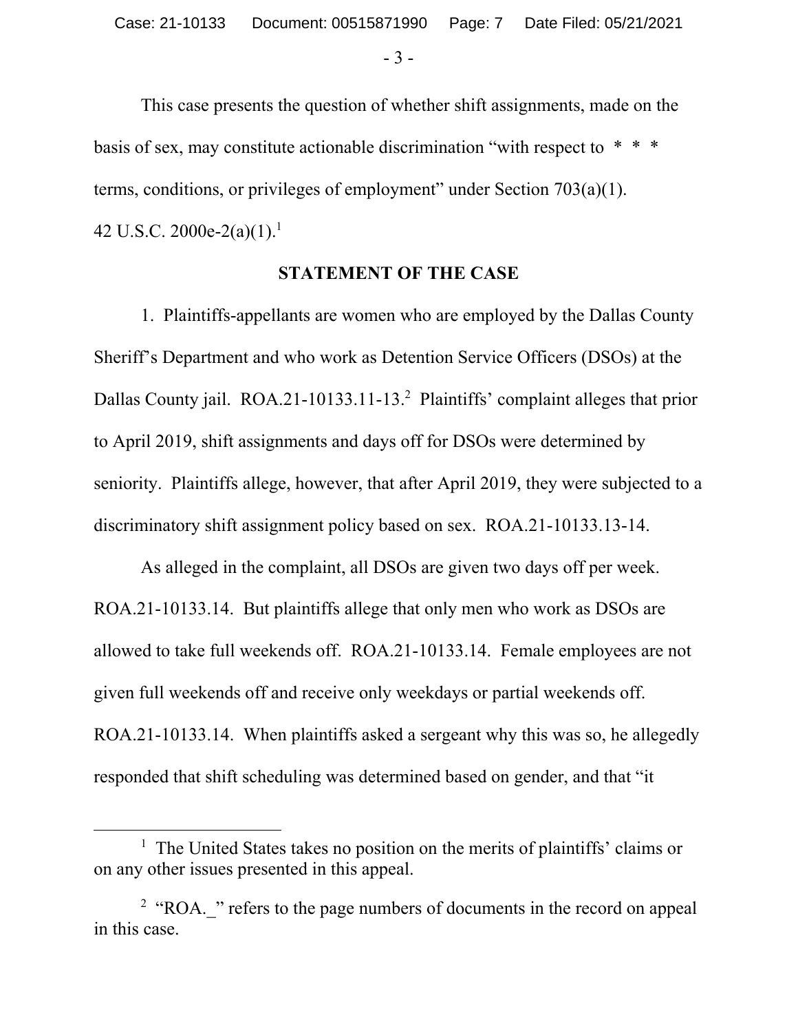This case presents the question of whether shift assignments, made on the basis of sex, may constitute actionable discrimination "with respect to * * * terms, conditions, or privileges of employment" under Section 703(a)(1). 42 U.S.C. 2000e-2(a)(1).[1]

## STATEMENT OF THE CASE

1. Plaintiffs-appellants are women who are employed by the Dallas County Sheriff's Department and who work as Detention Service Officers (DSOs) at the Dallas County jail. ROA.21-10133.11-13.[2] Plaintiffs' complaint alleges that prior to April 2019, shift assignments and days off for DSOs were determined by seniority. Plaintiffs allege, however, that after April 2019, they were subjected to a discriminatory shift assignment policy based on sex. ROA.21-10133.13-14.

As alleged in the complaint, all DSOs are given two days off per week. ROA.21-10133.14. But plaintiffs allege that only men who work as DSOs are allowed to take full weekends off. ROA.21-10133.14. Female employees are not given full weekends off and receive only weekdays or partial weekends off. ROA.21-10133.14. When plaintiffs asked a sergeant why this was so, he allegedly responded that shift scheduling was determined based on gender, and that "it

---

[1] The United States takes no position on the merits of plaintiffs' claims or on any other issues presented in this appeal.

[2] "ROA._" refers to the page numbers of documents in the record on appeal in this case.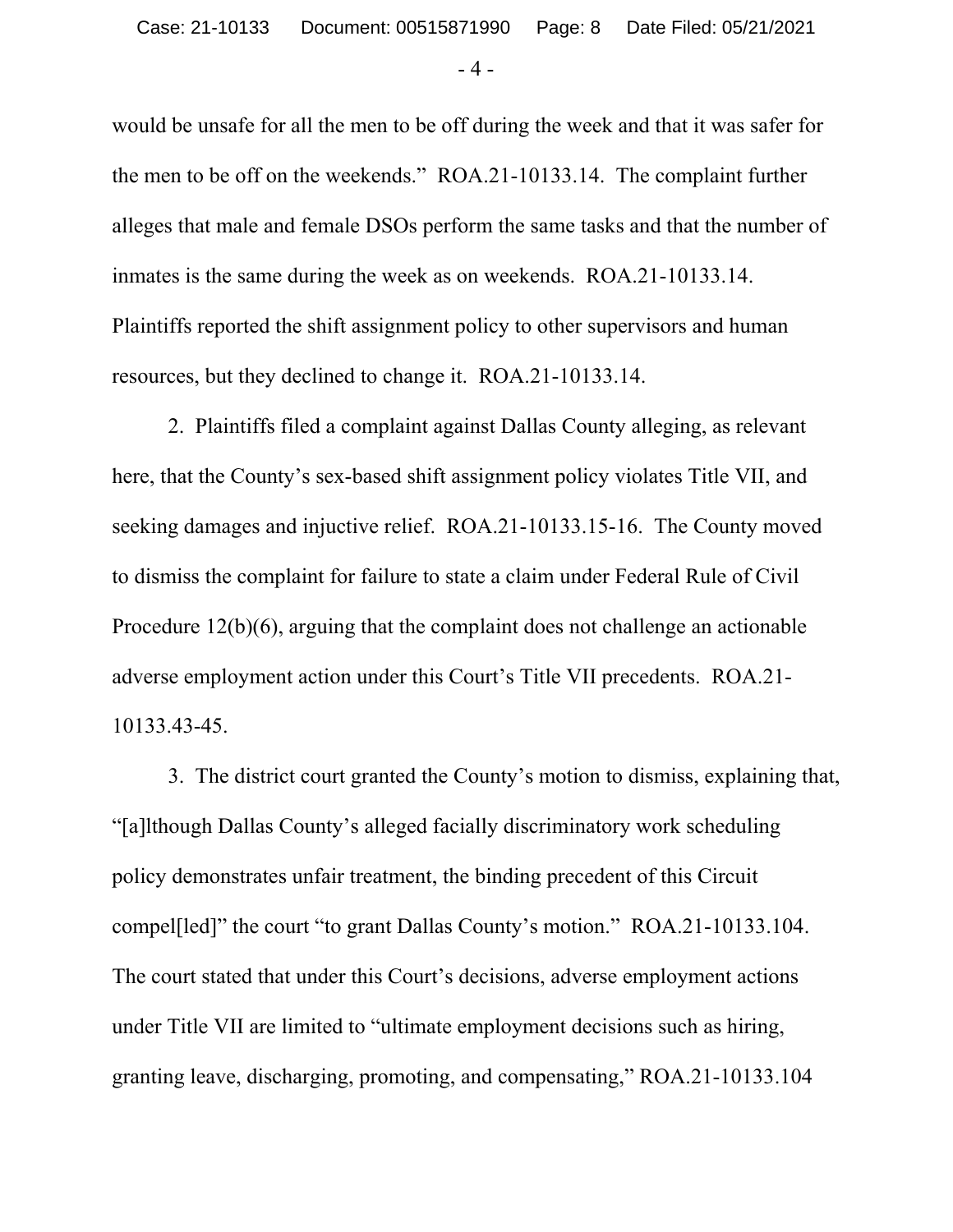would be unsafe for all the men to be off during the week and that it was safer for the men to be off on the weekends." ROA.21-10133.14. The complaint further alleges that male and female DSOs perform the same tasks and that the number of inmates is the same during the week as on weekends. ROA.21-10133.14. Plaintiffs reported the shift assignment policy to other supervisors and human resources, but they declined to change it. ROA.21-10133.14.

2. Plaintiffs filed a complaint against Dallas County alleging, as relevant here, that the County's sex-based shift assignment policy violates Title VII, and seeking damages and injuctive relief. ROA.21-10133.15-16. The County moved to dismiss the complaint for failure to state a claim under Federal Rule of Civil Procedure 12(b)(6), arguing that the complaint does not challenge an actionable adverse employment action under this Court's Title VII precedents. ROA.21-10133.43-45.

3. The district court granted the County's motion to dismiss, explaining that, "[a]lthough Dallas County's alleged facially discriminatory work scheduling policy demonstrates unfair treatment, the binding precedent of this Circuit compel[led]" the court "to grant Dallas County's motion." ROA.21-10133.104. The court stated that under this Court's decisions, adverse employment actions under Title VII are limited to "ultimate employment decisions such as hiring, granting leave, discharging, promoting, and compensating," ROA.21-10133.104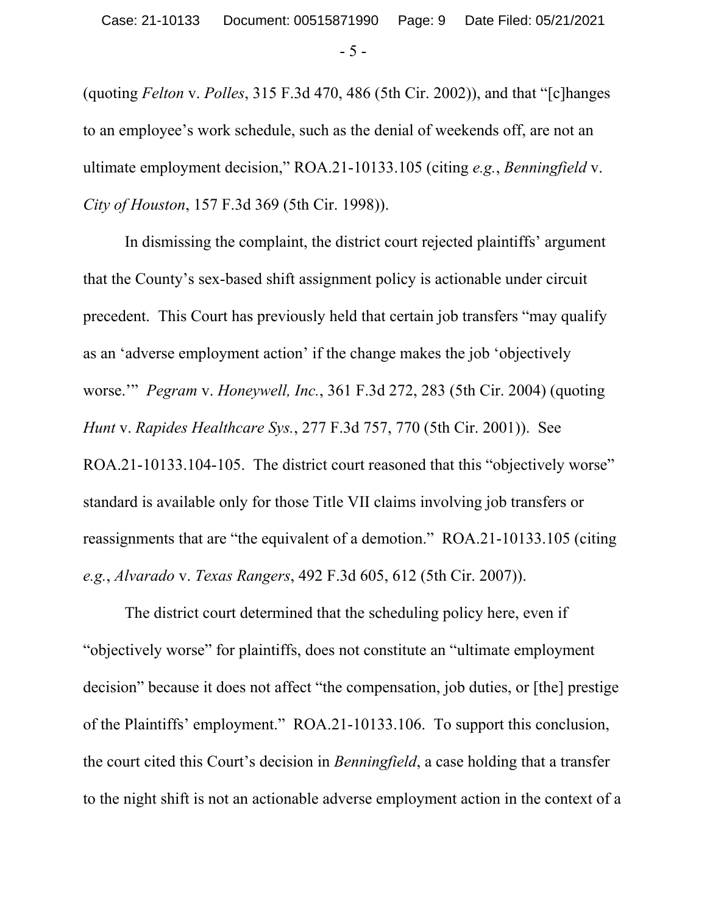(quoting *Felton* v. *Polles*, 315 F.3d 470, 486 (5th Cir. 2002)), and that "[c]hanges to an employee's work schedule, such as the denial of weekends off, are not an ultimate employment decision," ROA.21-10133.105 (citing *e.g.*, *Benningfield* v. *City of Houston*, 157 F.3d 369 (5th Cir. 1998)).

In dismissing the complaint, the district court rejected plaintiffs' argument that the County's sex-based shift assignment policy is actionable under circuit precedent. This Court has previously held that certain job transfers "may qualify as an 'adverse employment action' if the change makes the job 'objectively worse.'" *Pegram* v. *Honeywell, Inc.*, 361 F.3d 272, 283 (5th Cir. 2004) (quoting *Hunt* v. *Rapides Healthcare Sys.*, 277 F.3d 757, 770 (5th Cir. 2001)). See ROA.21-10133.104-105. The district court reasoned that this "objectively worse" standard is available only for those Title VII claims involving job transfers or reassignments that are "the equivalent of a demotion." ROA.21-10133.105 (citing *e.g.*, *Alvarado* v. *Texas Rangers*, 492 F.3d 605, 612 (5th Cir. 2007)).

The district court determined that the scheduling policy here, even if "objectively worse" for plaintiffs, does not constitute an "ultimate employment decision" because it does not affect "the compensation, job duties, or [the] prestige of the Plaintiffs' employment." ROA.21-10133.106. To support this conclusion, the court cited this Court's decision in *Benningfield*, a case holding that a transfer to the night shift is not an actionable adverse employment action in the context of a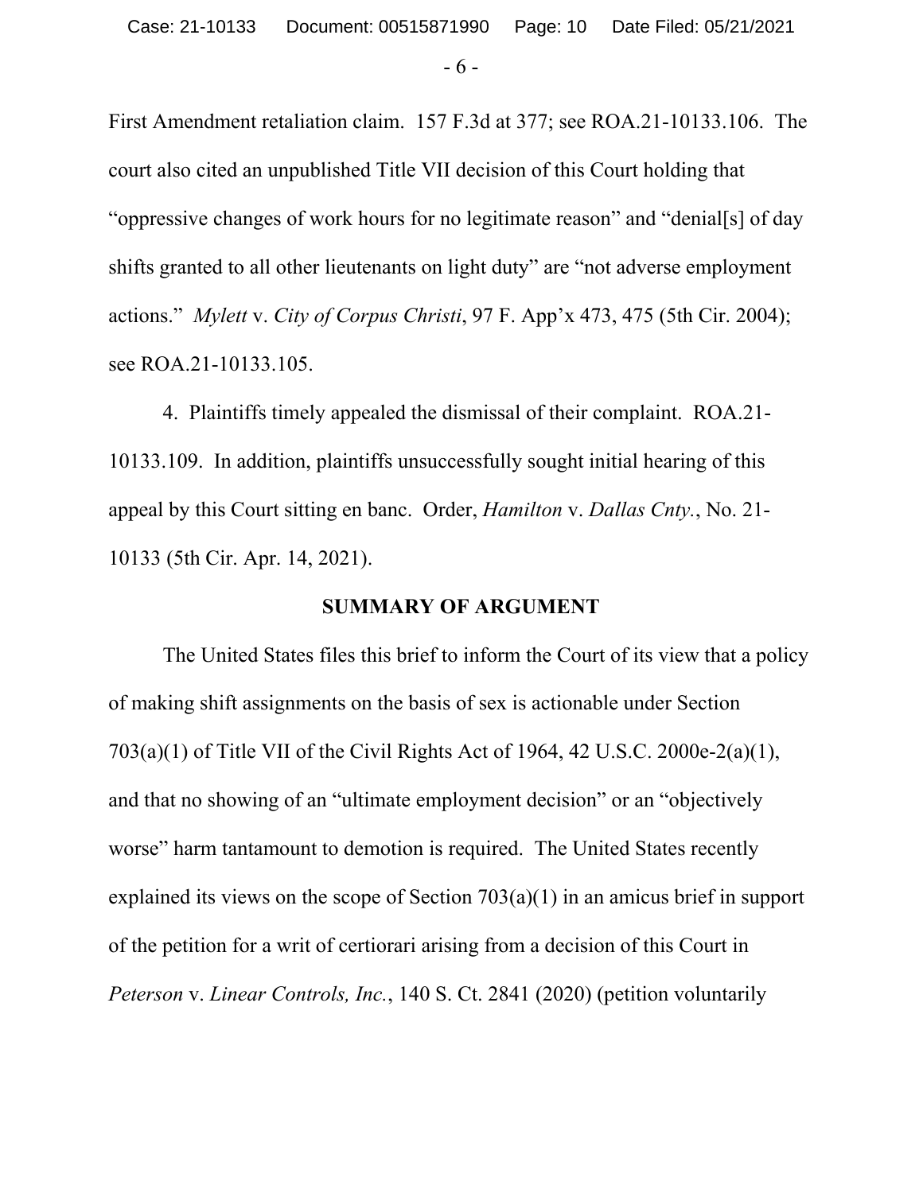First Amendment retaliation claim. 157 F.3d at 377; see ROA.21-10133.106. The court also cited an unpublished Title VII decision of this Court holding that "oppressive changes of work hours for no legitimate reason" and "denial[s] of day shifts granted to all other lieutenants on light duty" are "not adverse employment actions." *Mylett* v. *City of Corpus Christi*, 97 F. App'x 473, 475 (5th Cir. 2004); see ROA.21-10133.105.

4. Plaintiffs timely appealed the dismissal of their complaint. ROA.21-10133.109. In addition, plaintiffs unsuccessfully sought initial hearing of this appeal by this Court sitting en banc. Order, *Hamilton* v. *Dallas Cnty.*, No. 21-10133 (5th Cir. Apr. 14, 2021).

## SUMMARY OF ARGUMENT

The United States files this brief to inform the Court of its view that a policy of making shift assignments on the basis of sex is actionable under Section 703(a)(1) of Title VII of the Civil Rights Act of 1964, 42 U.S.C. 2000e-2(a)(1), and that no showing of an "ultimate employment decision" or an "objectively worse" harm tantamount to demotion is required. The United States recently explained its views on the scope of Section 703(a)(1) in an amicus brief in support of the petition for a writ of certiorari arising from a decision of this Court in *Peterson* v. *Linear Controls, Inc.*, 140 S. Ct. 2841 (2020) (petition voluntarily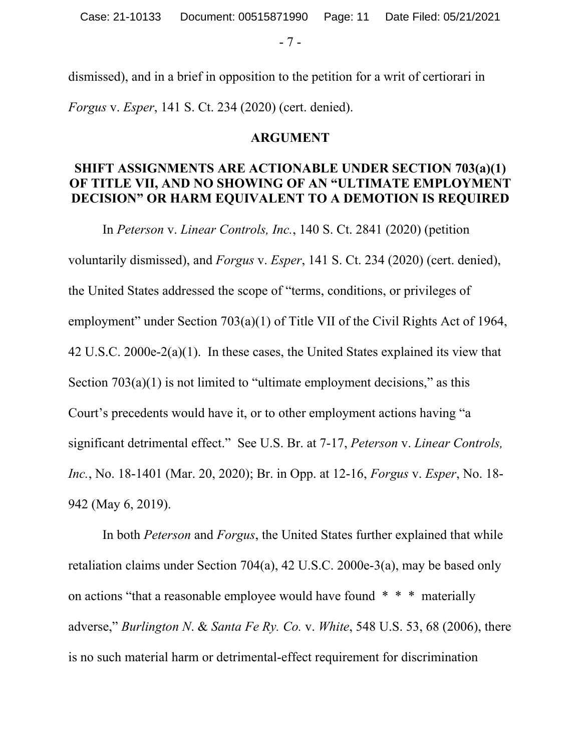dismissed), and in a brief in opposition to the petition for a writ of certiorari in *Forgus* v. *Esper*, 141 S. Ct. 234 (2020) (cert. denied).

## ARGUMENT

### SHIFT ASSIGNMENTS ARE ACTIONABLE UNDER SECTION 703(a)(1) OF TITLE VII, AND NO SHOWING OF AN "ULTIMATE EMPLOYMENT DECISION" OR HARM EQUIVALENT TO A DEMOTION IS REQUIRED

In *Peterson* v. *Linear Controls, Inc.*, 140 S. Ct. 2841 (2020) (petition voluntarily dismissed), and *Forgus* v. *Esper*, 141 S. Ct. 234 (2020) (cert. denied), the United States addressed the scope of "terms, conditions, or privileges of employment" under Section 703(a)(1) of Title VII of the Civil Rights Act of 1964, 42 U.S.C. 2000e-2(a)(1). In these cases, the United States explained its view that Section 703(a)(1) is not limited to "ultimate employment decisions," as this Court's precedents would have it, or to other employment actions having "a significant detrimental effect." See U.S. Br. at 7-17, *Peterson* v. *Linear Controls, Inc.*, No. 18-1401 (Mar. 20, 2020); Br. in Opp. at 12-16, *Forgus* v. *Esper*, No. 18-942 (May 6, 2019).

In both *Peterson* and *Forgus*, the United States further explained that while retaliation claims under Section 704(a), 42 U.S.C. 2000e-3(a), may be based only on actions "that a reasonable employee would have found * * * materially adverse," *Burlington N.* & *Santa Fe Ry. Co.* v. *White*, 548 U.S. 53, 68 (2006), there is no such material harm or detrimental-effect requirement for discrimination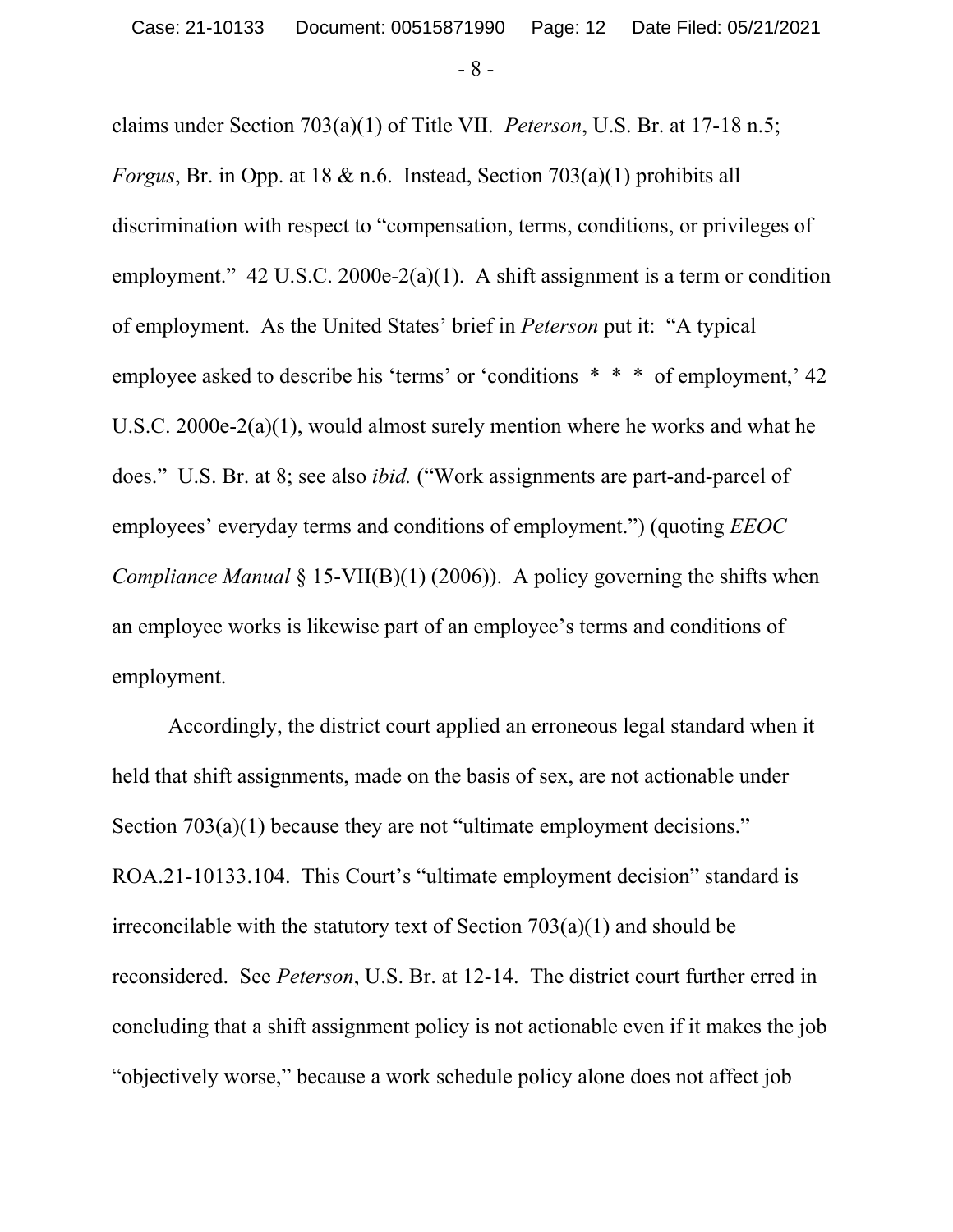claims under Section 703(a)(1) of Title VII. *Peterson*, U.S. Br. at 17-18 n.5; *Forgus*, Br. in Opp. at 18 & n.6. Instead, Section 703(a)(1) prohibits all discrimination with respect to "compensation, terms, conditions, or privileges of employment." 42 U.S.C. 2000e-2(a)(1). A shift assignment is a term or condition of employment. As the United States' brief in *Peterson* put it: "A typical employee asked to describe his 'terms' or 'conditions * * * of employment,' 42 U.S.C. 2000e-2(a)(1), would almost surely mention where he works and what he does." U.S. Br. at 8; see also *ibid.* ("Work assignments are part-and-parcel of employees' everyday terms and conditions of employment.") (quoting *EEOC Compliance Manual* § 15-VII(B)(1) (2006)). A policy governing the shifts when an employee works is likewise part of an employee's terms and conditions of employment.

Accordingly, the district court applied an erroneous legal standard when it held that shift assignments, made on the basis of sex, are not actionable under Section 703(a)(1) because they are not "ultimate employment decisions." ROA.21-10133.104. This Court's "ultimate employment decision" standard is irreconcilable with the statutory text of Section 703(a)(1) and should be reconsidered. See *Peterson*, U.S. Br. at 12-14. The district court further erred in concluding that a shift assignment policy is not actionable even if it makes the job "objectively worse," because a work schedule policy alone does not affect job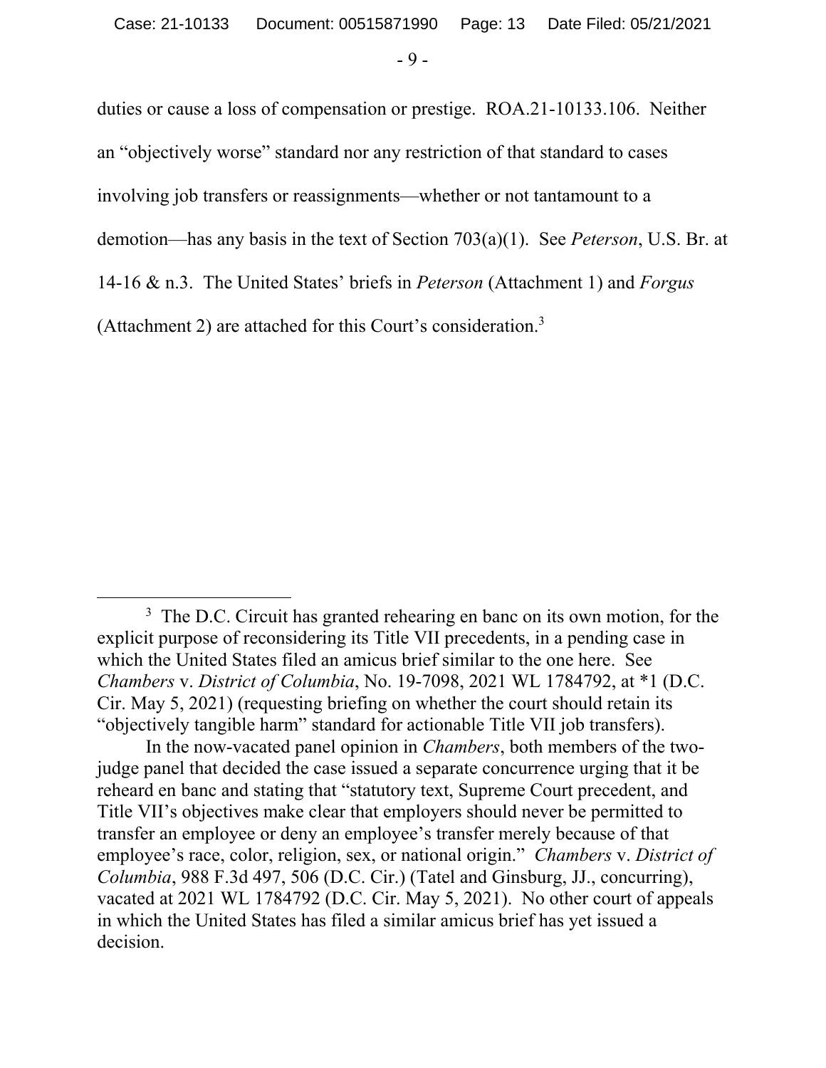duties or cause a loss of compensation or prestige. ROA.21-10133.106. Neither an "objectively worse" standard nor any restriction of that standard to cases involving job transfers or reassignments—whether or not tantamount to a demotion—has any basis in the text of Section 703(a)(1). See *Peterson*, U.S. Br. at 14-16 & n.3. The United States' briefs in *Peterson* (Attachment 1) and *Forgus* (Attachment 2) are attached for this Court's consideration.[3]

---

[3] The D.C. Circuit has granted rehearing en banc on its own motion, for the explicit purpose of reconsidering its Title VII precedents, in a pending case in which the United States filed an amicus brief similar to the one here. See *Chambers* v. *District of Columbia*, No. 19-7098, 2021 WL 1784792, at *1 (D.C. Cir. May 5, 2021) (requesting briefing on whether the court should retain its "objectively tangible harm" standard for actionable Title VII job transfers).

In the now-vacated panel opinion in *Chambers*, both members of the two-judge panel that decided the case issued a separate concurrence urging that it be reheard en banc and stating that "statutory text, Supreme Court precedent, and Title VII's objectives make clear that employers should never be permitted to transfer an employee or deny an employee's transfer merely because of that employee's race, color, religion, sex, or national origin." *Chambers* v. *District of Columbia*, 988 F.3d 497, 506 (D.C. Cir.) (Tatel and Ginsburg, JJ., concurring), vacated at 2021 WL 1784792 (D.C. Cir. May 5, 2021). No other court of appeals in which the United States has filed a similar amicus brief has yet issued a decision.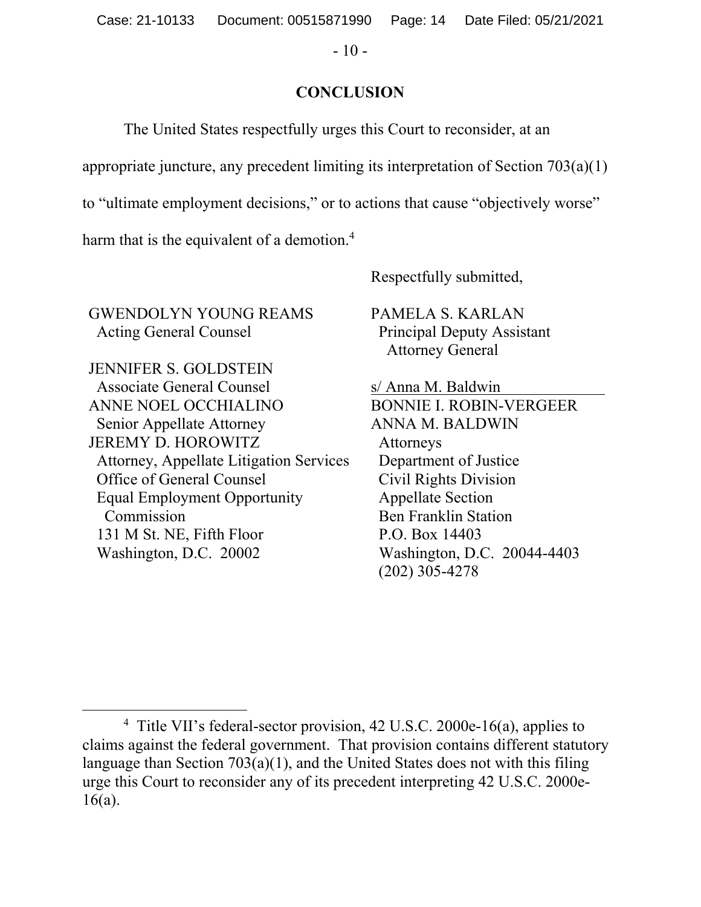## CONCLUSION

The United States respectfully urges this Court to reconsider, at an appropriate juncture, any precedent limiting its interpretation of Section 703(a)(1) to "ultimate employment decisions," or to actions that cause "objectively worse" harm that is the equivalent of a demotion.[4]

Respectfully submitted,

GWENDOLYN YOUNG REAMS
Acting General Counsel

JENNIFER S. GOLDSTEIN
Associate General Counsel
ANNE NOEL OCCHIALINO
Senior Appellate Attorney
JEREMY D. HOROWITZ
Attorney, Appellate Litigation Services
Office of General Counsel
Equal Employment Opportunity Commission
131 M St. NE, Fifth Floor
Washington, D.C. 20002

PAMELA S. KARLAN
Principal Deputy Assistant Attorney General

s/ Anna M. Baldwin
BONNIE I. ROBIN-VERGEER
ANNA M. BALDWIN
Attorneys
Department of Justice
Civil Rights Division
Appellate Section
Ben Franklin Station
P.O. Box 14403
Washington, D.C. 20044-4403
(202) 305-4278

---

[4] Title VII's federal-sector provision, 42 U.S.C. 2000e-16(a), applies to claims against the federal government. That provision contains different statutory language than Section 703(a)(1), and the United States does not with this filing urge this Court to reconsider any of its precedent interpreting 42 U.S.C. 2000e-16(a).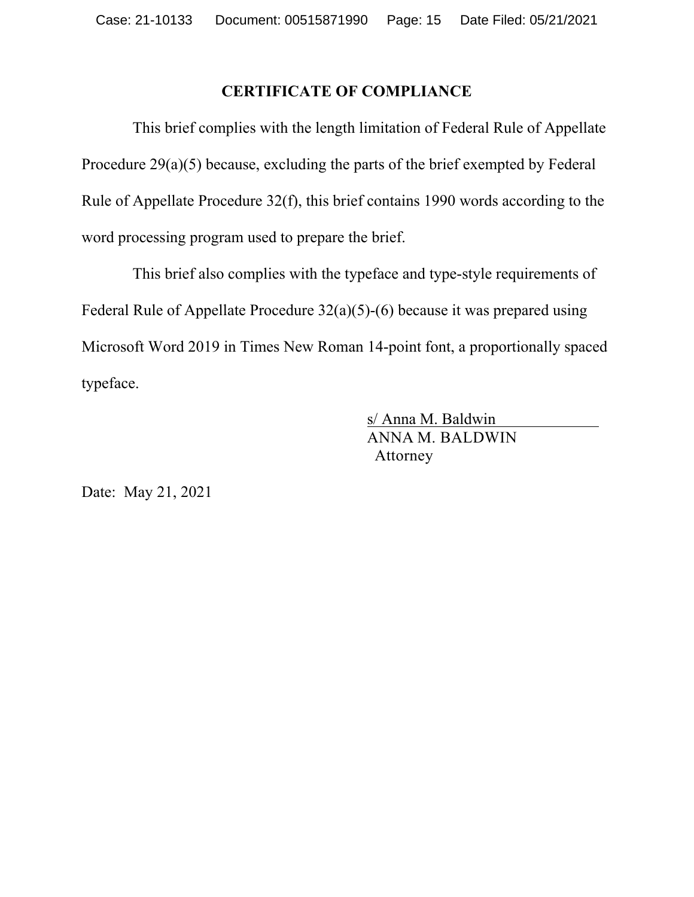## CERTIFICATE OF COMPLIANCE

This brief complies with the length limitation of Federal Rule of Appellate Procedure 29(a)(5) because, excluding the parts of the brief exempted by Federal Rule of Appellate Procedure 32(f), this brief contains 1990 words according to the word processing program used to prepare the brief.

This brief also complies with the typeface and type-style requirements of Federal Rule of Appellate Procedure 32(a)(5)-(6) because it was prepared using Microsoft Word 2019 in Times New Roman 14-point font, a proportionally spaced typeface.

s/ Anna M. Baldwin
ANNA M. BALDWIN
Attorney

Date: May 21, 2021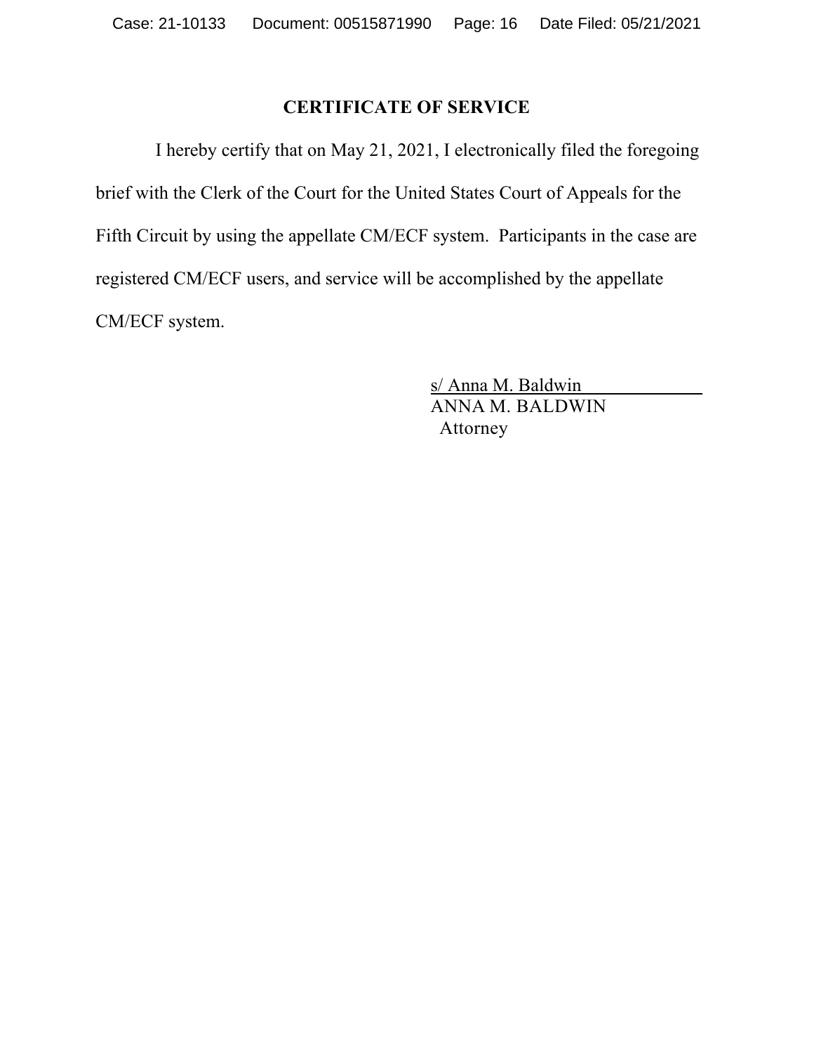## CERTIFICATE OF SERVICE

I hereby certify that on May 21, 2021, I electronically filed the foregoing brief with the Clerk of the Court for the United States Court of Appeals for the Fifth Circuit by using the appellate CM/ECF system. Participants in the case are registered CM/ECF users, and service will be accomplished by the appellate CM/ECF system.

s/ Anna M. Baldwin
ANNA M. BALDWIN
Attorney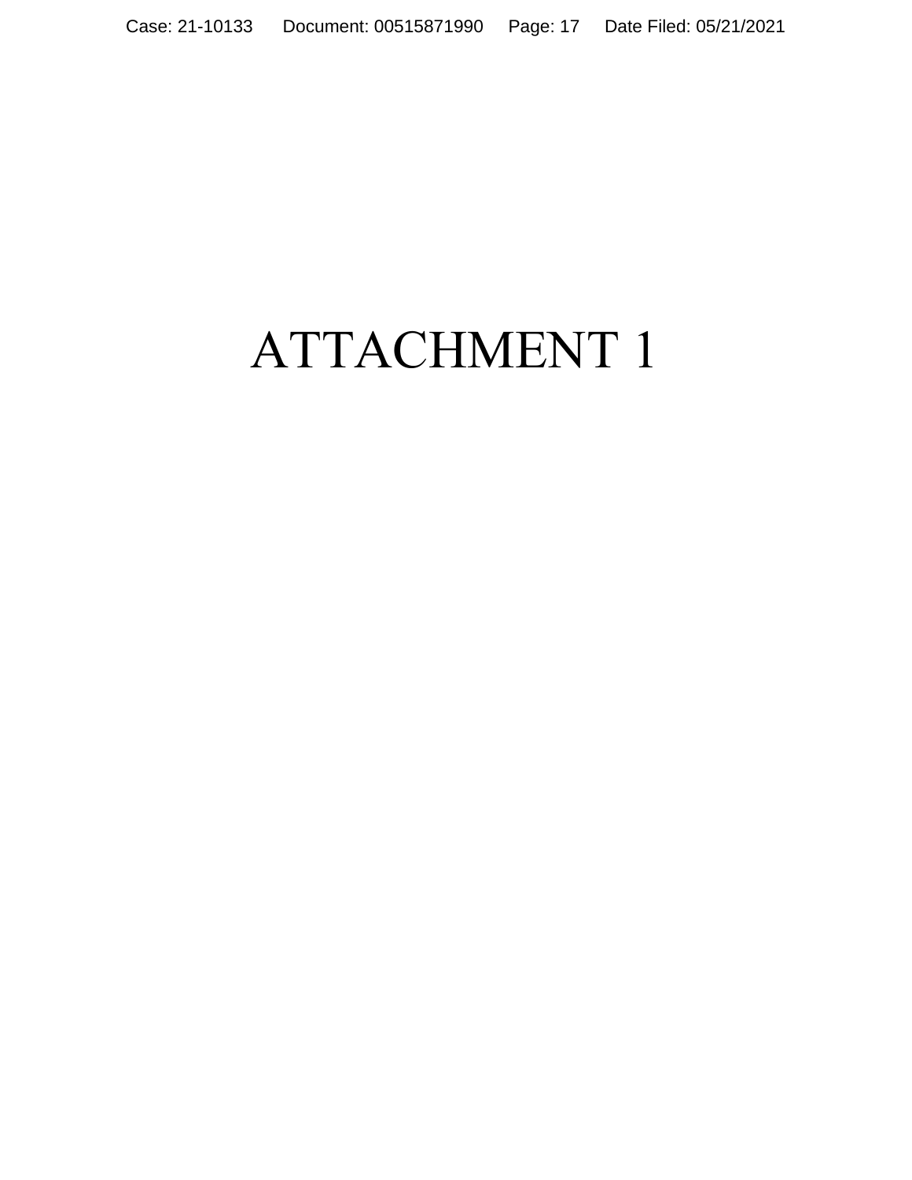# ATTACHMENT 1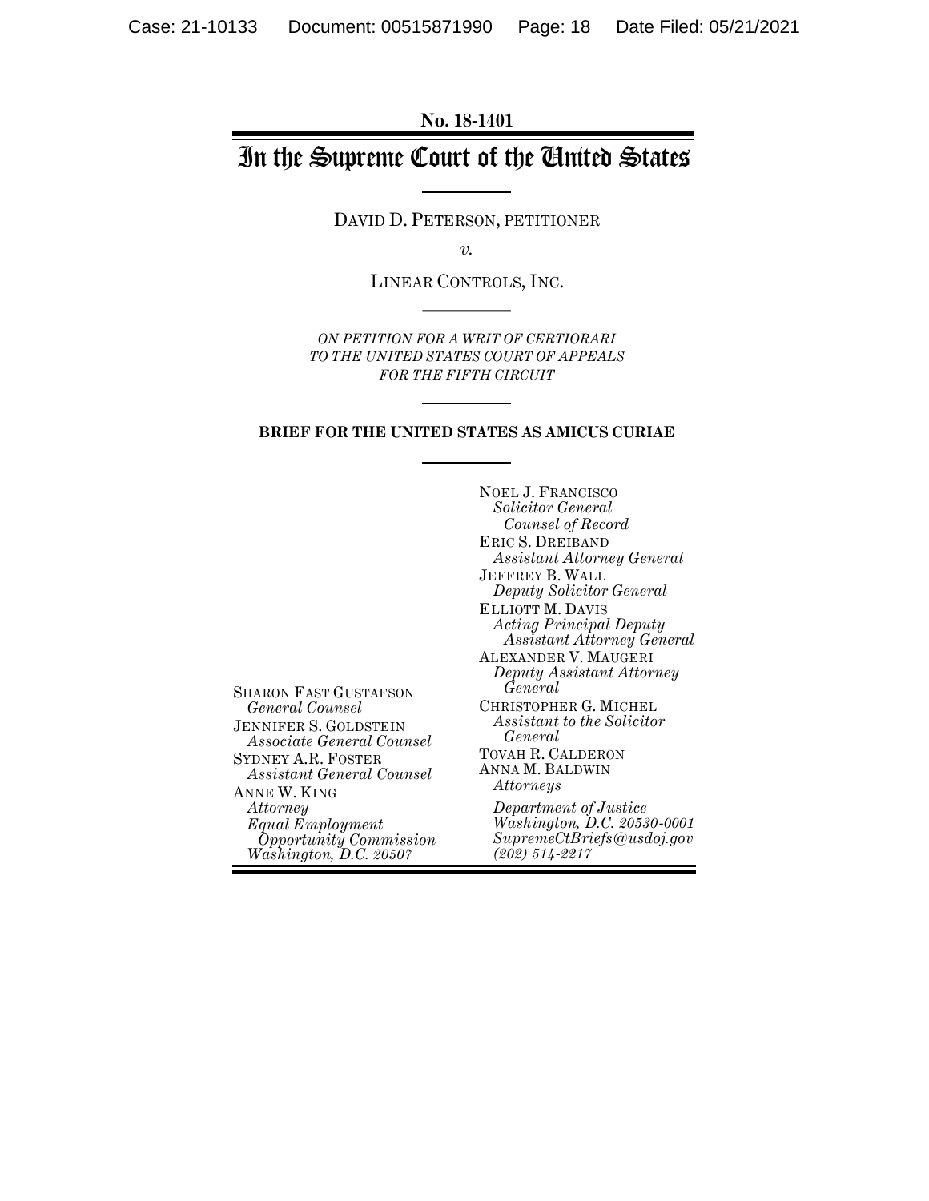No. 18-1401

# In the Supreme Court of the United States

DAVID D. PETERSON, PETITIONER

*v.*

LINEAR CONTROLS, INC.

*ON PETITION FOR A WRIT OF CERTIORARI TO THE UNITED STATES COURT OF APPEALS FOR THE FIFTH CIRCUIT*

**BRIEF FOR THE UNITED STATES AS AMICUS CURIAE**

NOEL J. FRANCISCO
*Solicitor General*
*Counsel of Record*
ERIC S. DREIBAND
*Assistant Attorney General*
JEFFREY B. WALL
*Deputy Solicitor General*
ELLIOTT M. DAVIS
*Acting Principal Deputy Assistant Attorney General*
ALEXANDER V. MAUGERI
*Deputy Assistant Attorney General*
CHRISTOPHER G. MICHEL
*Assistant to the Solicitor General*
TOVAH R. CALDERON
ANNA M. BALDWIN
*Attorneys*
*Department of Justice*
*Washington, D.C. 20530-0001*
*SupremeCtBriefs@usdoj.gov*
*(202) 514-2217*

SHARON FAST GUSTAFSON
*General Counsel*
JENNIFER S. GOLDSTEIN
*Associate General Counsel*
SYDNEY A.R. FOSTER
*Assistant General Counsel*
ANNE W. KING
*Attorney*
*Equal Employment Opportunity Commission*
*Washington, D.C. 20507*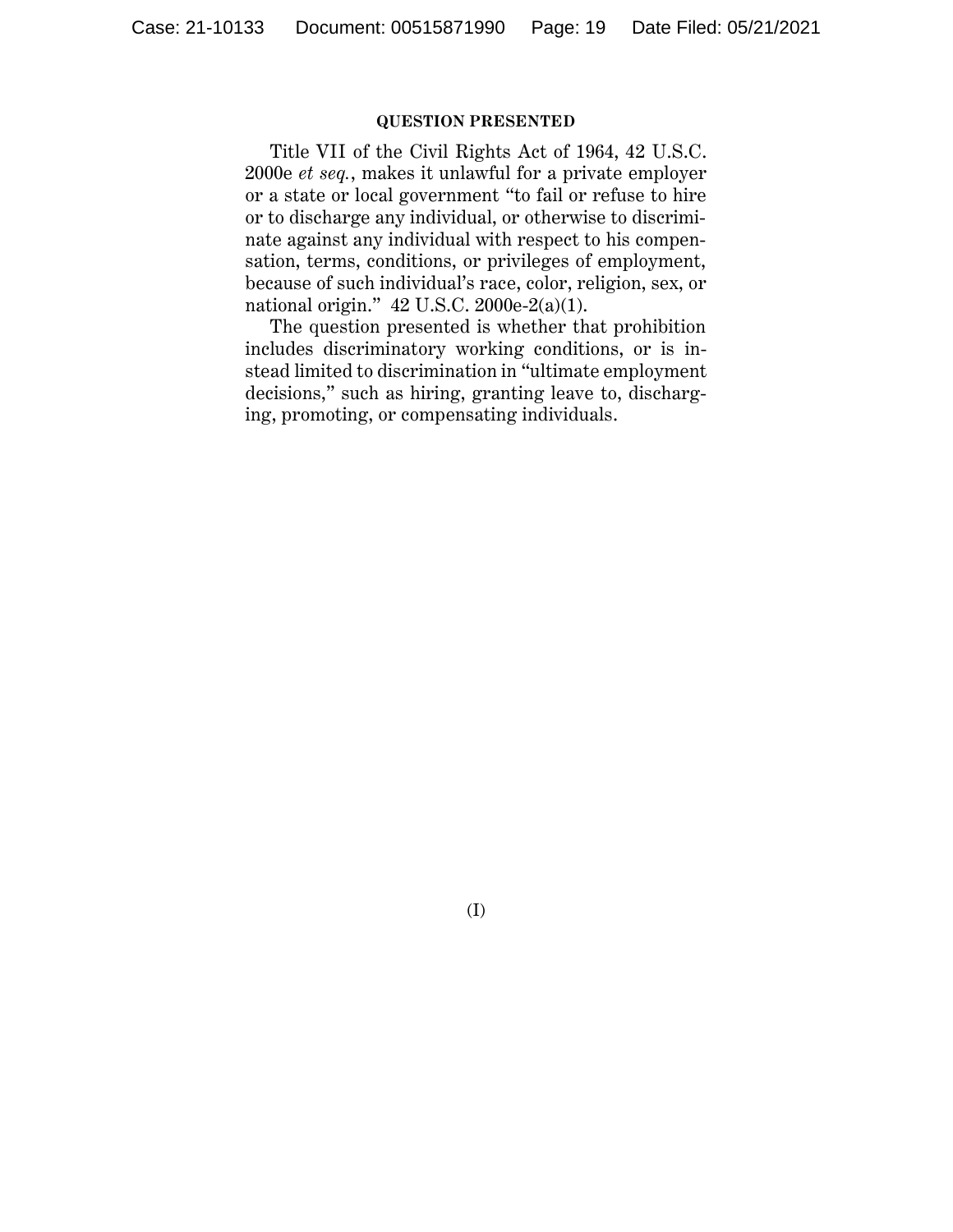## QUESTION PRESENTED

Title VII of the Civil Rights Act of 1964, 42 U.S.C. 2000e *et seq.*, makes it unlawful for a private employer or a state or local government "to fail or refuse to hire or to discharge any individual, or otherwise to discriminate against any individual with respect to his compensation, terms, conditions, or privileges of employment, because of such individual's race, color, religion, sex, or national origin." 42 U.S.C. 2000e-2(a)(1).

The question presented is whether that prohibition includes discriminatory working conditions, or is instead limited to discrimination in "ultimate employment decisions," such as hiring, granting leave to, discharging, promoting, or compensating individuals.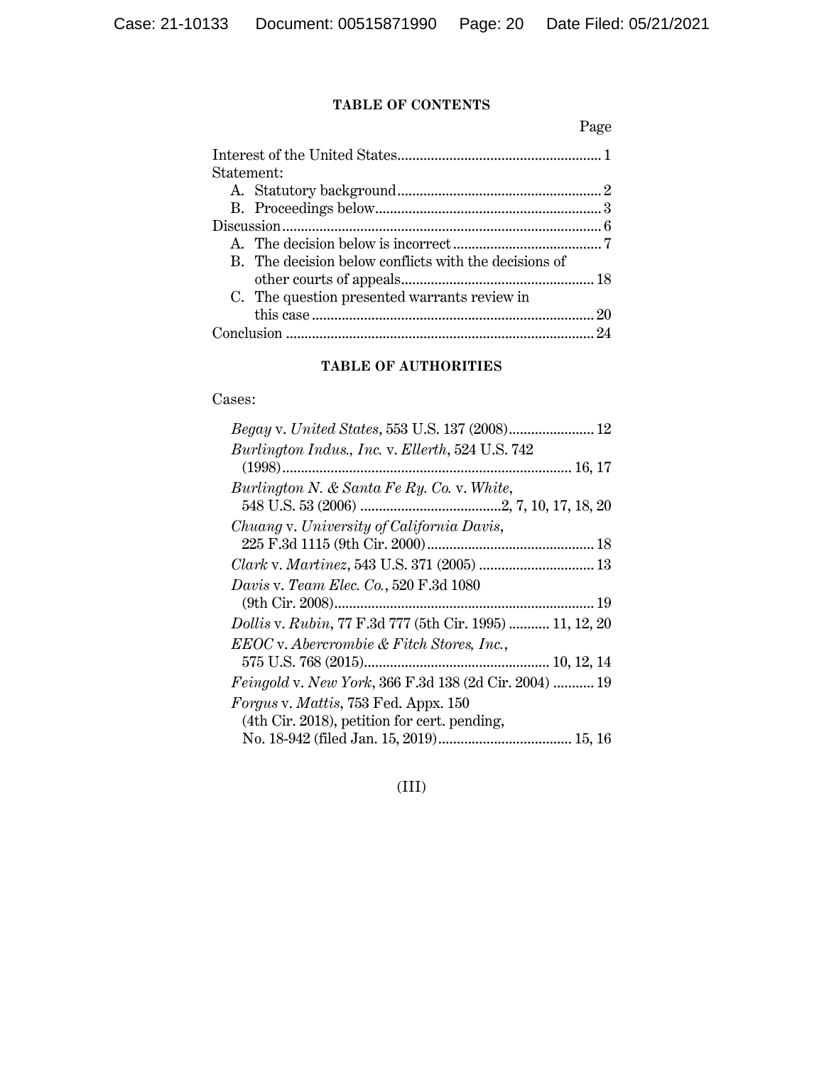## TABLE OF CONTENTS

Page

Interest of the United States ........................................................ 1
Statement:
- A. Statutory background ........................................................ 2
- B. Proceedings below ........................................................ 3

Discussion ........................................................ 6
- A. The decision below is incorrect ........................................................ 7
- B. The decision below conflicts with the decisions of other courts of appeals ........................................................ 18
- C. The question presented warrants review in this case ........................................................ 20

Conclusion ........................................................ 24

## TABLE OF AUTHORITIES

Cases:

*Begay* v. *United States*, 553 U.S. 137 (2008) ........................ 12

*Burlington Indus., Inc.* v. *Ellerth*, 524 U.S. 742 (1998) ........................ 16, 17

*Burlington N. & Santa Fe Ry. Co.* v. *White*, 548 U.S. 53 (2006) ........................ 2, 7, 10, 17, 18, 20

*Chuang* v. *University of California Davis*, 225 F.3d 1115 (9th Cir. 2000) ........................ 18

*Clark* v. *Martinez*, 543 U.S. 371 (2005) ........................ 13

*Davis* v. *Team Elec. Co.*, 520 F.3d 1080 (9th Cir. 2008) ........................ 19

*Dollis* v. *Rubin*, 77 F.3d 777 (5th Cir. 1995) ........................ 11, 12, 20

*EEOC* v. *Abercrombie & Fitch Stores, Inc.*, 575 U.S. 768 (2015) ........................ 10, 12, 14

*Feingold* v. *New York*, 366 F.3d 138 (2d Cir. 2004) ........................ 19

*Forgus* v. *Mattis*, 753 Fed. Appx. 150 (4th Cir. 2018), petition for cert. pending, No. 18-942 (filed Jan. 15, 2019) ........................ 15, 16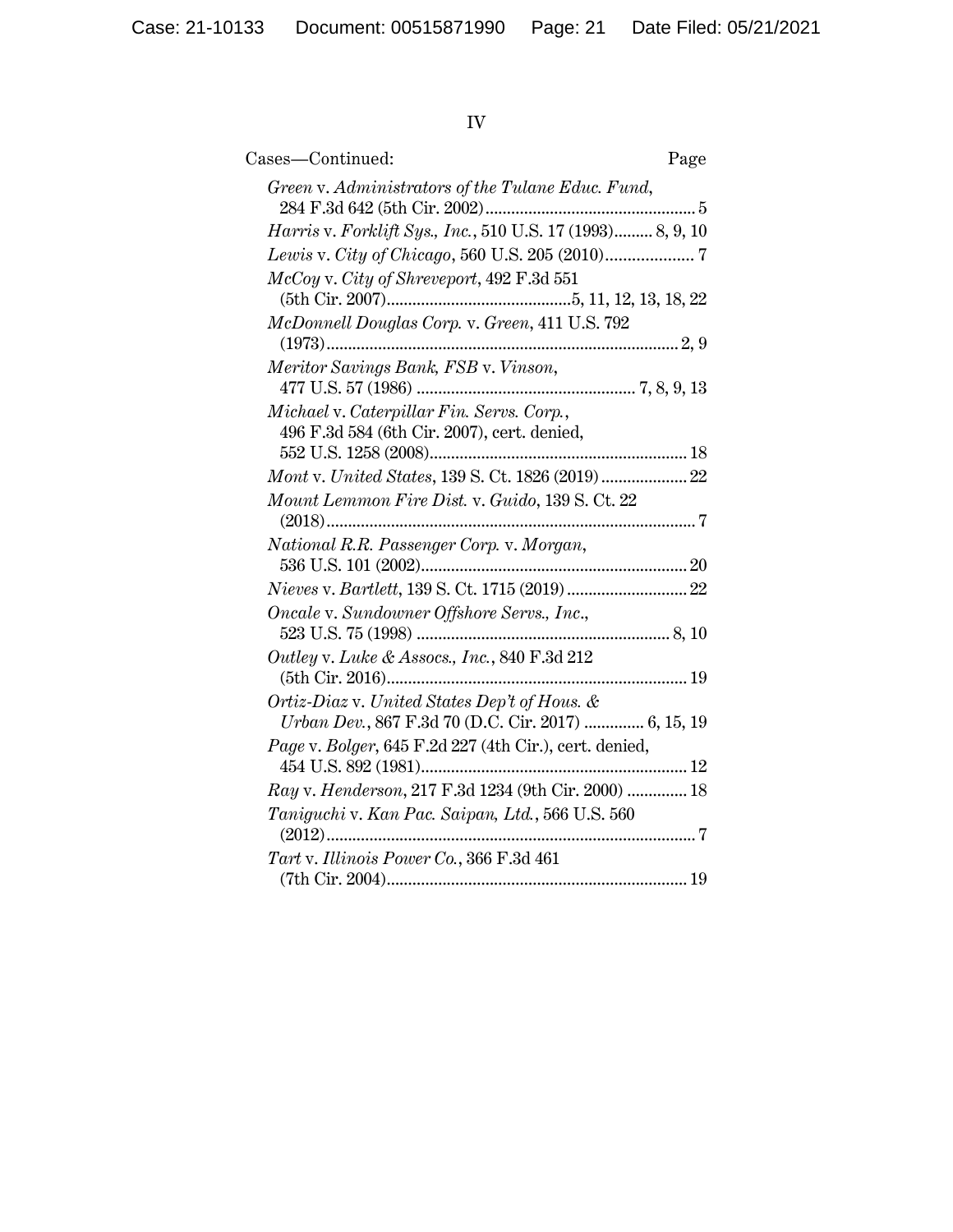Cases—Continued: Page

*Green* v. *Administrators of the Tulane Educ. Fund*, 284 F.3d 642 (5th Cir. 2002) .......... 5

*Harris* v. *Forklift Sys., Inc.*, 510 U.S. 17 (1993) .......... 8, 9, 10

*Lewis* v. *City of Chicago*, 560 U.S. 205 (2010) .......... 7

*McCoy* v. *City of Shreveport*, 492 F.3d 551 (5th Cir. 2007) .......... 5, 11, 12, 13, 18, 22

*McDonnell Douglas Corp.* v. *Green*, 411 U.S. 792 (1973) .......... 2, 9

*Meritor Savings Bank, FSB* v. *Vinson*, 477 U.S. 57 (1986) .......... 7, 8, 9, 13

*Michael* v. *Caterpillar Fin. Servs. Corp.*, 496 F.3d 584 (6th Cir. 2007), cert. denied, 552 U.S. 1258 (2008) .......... 18

*Mont* v. *United States*, 139 S. Ct. 1826 (2019) .......... 22

*Mount Lemmon Fire Dist.* v. *Guido*, 139 S. Ct. 22 (2018) .......... 7

*National R.R. Passenger Corp.* v. *Morgan*, 536 U.S. 101 (2002) .......... 20

*Nieves* v. *Bartlett*, 139 S. Ct. 1715 (2019) .......... 22

*Oncale* v. *Sundowner Offshore Servs., Inc.*, 523 U.S. 75 (1998) .......... 8, 10

*Outley* v. *Luke & Assocs., Inc.*, 840 F.3d 212 (5th Cir. 2016) .......... 19

*Ortiz-Diaz* v. *United States Dep't of Hous. & Urban Dev.*, 867 F.3d 70 (D.C. Cir. 2017) .......... 6, 15, 19

*Page* v. *Bolger*, 645 F.2d 227 (4th Cir.), cert. denied, 454 U.S. 892 (1981) .......... 12

*Ray* v. *Henderson*, 217 F.3d 1234 (9th Cir. 2000) .......... 18

*Taniguchi* v. *Kan Pac. Saipan, Ltd.*, 566 U.S. 560 (2012) .......... 7

*Tart* v. *Illinois Power Co.*, 366 F.3d 461 (7th Cir. 2004) .......... 19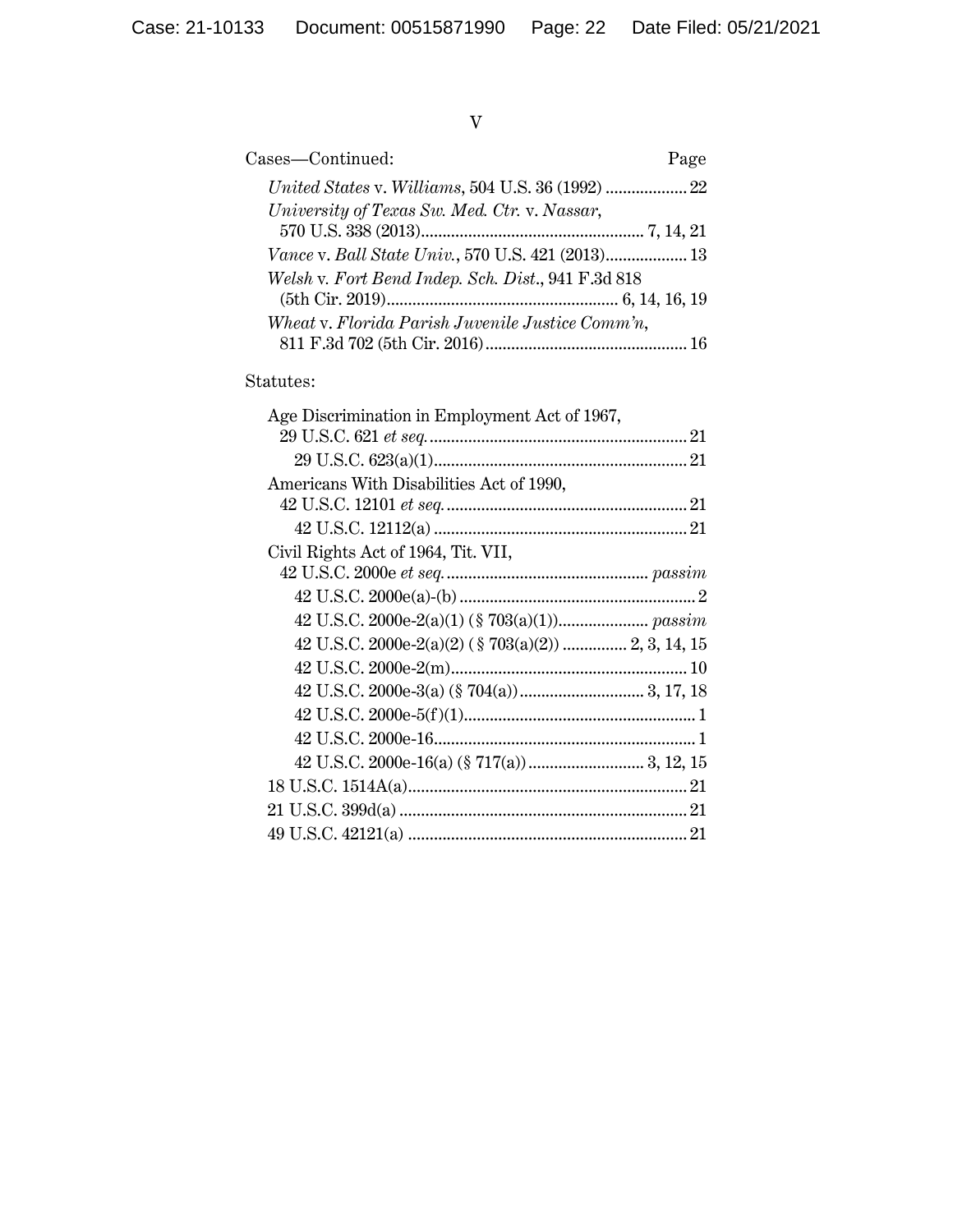Cases—Continued: Page

*United States* v. *Williams*, 504 U.S. 36 (1992) .................. 22

*University of Texas Sw. Med. Ctr.* v. *Nassar*, 570 U.S. 338 (2013)................................................. 7, 14, 21

*Vance* v. *Ball State Univ.*, 570 U.S. 421 (2013).................. 13

*Welsh* v. *Fort Bend Indep. Sch. Dist.*, 941 F.3d 818 (5th Cir. 2019)................................................. 6, 14, 16, 19

*Wheat* v. *Florida Parish Juvenile Justice Comm'n*, 811 F.3d 702 (5th Cir. 2016)............................................. 16

Statutes:

Age Discrimination in Employment Act of 1967, 29 U.S.C. 621 *et seq.*........................................................ 21

- 29 U.S.C. 623(a)(1)........................................................ 21

Americans With Disabilities Act of 1990, 42 U.S.C. 12101 *et seq.*...................................................... 21

- 42 U.S.C. 12112(a) ........................................................ 21

Civil Rights Act of 1964, Tit. VII, 42 U.S.C. 2000e *et seq.*............................................. *passim*

- 42 U.S.C. 2000e(a)-(b) .................................................... 2
- 42 U.S.C. 2000e-2(a)(1) (§ 703(a)(1))..................... *passim*
- 42 U.S.C. 2000e-2(a)(2) (§ 703(a)(2)) .............. 2, 3, 14, 15
- 42 U.S.C. 2000e-2(m)..................................................... 10
- 42 U.S.C. 2000e-3(a) (§ 704(a))............................ 3, 17, 18
- 42 U.S.C. 2000e-5(f)(1)..................................................... 1
- 42 U.S.C. 2000e-16............................................................ 1
- 42 U.S.C. 2000e-16(a) (§ 717(a)).......................... 3, 12, 15

18 U.S.C. 1514A(a)............................................................... 21

21 U.S.C. 399d(a) ................................................................. 21

49 U.S.C. 42121(a) ............................................................... 21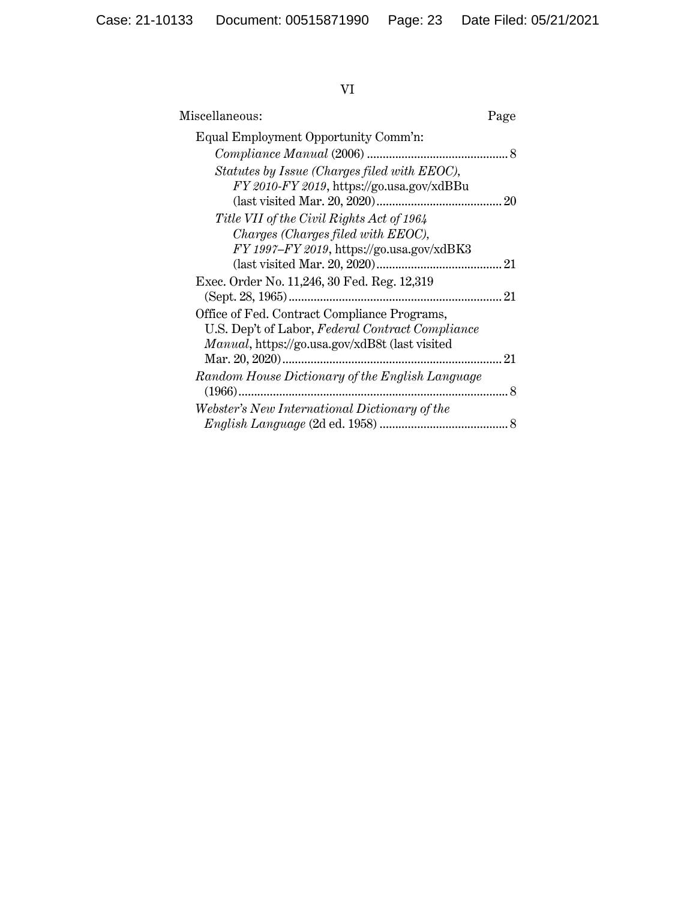Miscellaneous: Page

Equal Employment Opportunity Comm'n:

*Compliance Manual* (2006) ............................................ 8

*Statutes by Issue (Charges filed with EEOC), FY 2010-FY 2019*, https://go.usa.gov/xdBBu (last visited Mar. 20, 2020)........................................ 20

*Title VII of the Civil Rights Act of 1964 Charges (Charges filed with EEOC), FY 1997–FY 2019*, https://go.usa.gov/xdBK3 (last visited Mar. 20, 2020)........................................ 21

Exec. Order No. 11,246, 30 Fed. Reg. 12,319 (Sept. 28, 1965)................................................................... 21

Office of Fed. Contract Compliance Programs, U.S. Dep't of Labor, *Federal Contract Compliance Manual*, https://go.usa.gov/xdB8t (last visited Mar. 20, 2020)..................................................................... 21

*Random House Dictionary of the English Language* (1966)...................................................................................... 8

*Webster's New International Dictionary of the English Language* (2d ed. 1958) ......................................... 8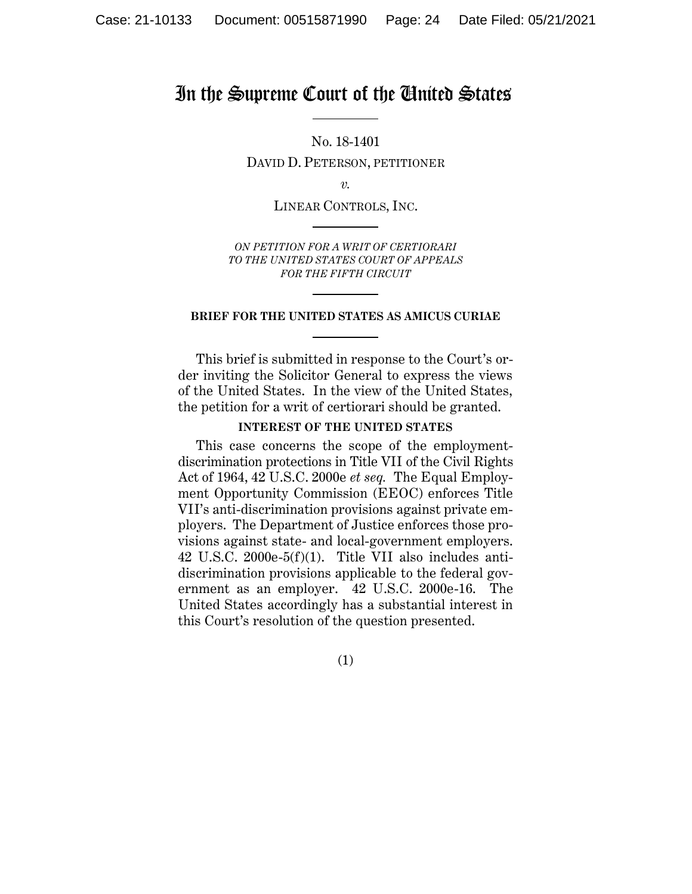# In the Supreme Court of the United States

No. 18-1401

DAVID D. PETERSON, PETITIONER

*v.*

LINEAR CONTROLS, INC.

*ON PETITION FOR A WRIT OF CERTIORARI TO THE UNITED STATES COURT OF APPEALS FOR THE FIFTH CIRCUIT*

**BRIEF FOR THE UNITED STATES AS AMICUS CURIAE**

This brief is submitted in response to the Court's order inviting the Solicitor General to express the views of the United States. In the view of the United States, the petition for a writ of certiorari should be granted.

**INTEREST OF THE UNITED STATES**

This case concerns the scope of the employment-discrimination protections in Title VII of the Civil Rights Act of 1964, 42 U.S.C. 2000e *et seq.* The Equal Employment Opportunity Commission (EEOC) enforces Title VII's anti-discrimination provisions against private employers. The Department of Justice enforces those provisions against state- and local-government employers. 42 U.S.C. 2000e-5(f)(1). Title VII also includes anti-discrimination provisions applicable to the federal government as an employer. 42 U.S.C. 2000e-16. The United States accordingly has a substantial interest in this Court's resolution of the question presented.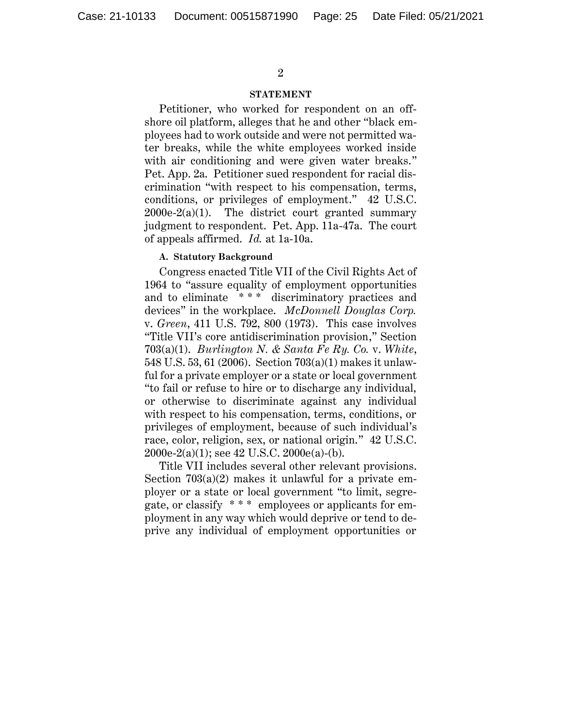## STATEMENT

Petitioner, who worked for respondent on an offshore oil platform, alleges that he and other "black employees had to work outside and were not permitted water breaks, while the white employees worked inside with air conditioning and were given water breaks." Pet. App. 2a. Petitioner sued respondent for racial discrimination "with respect to his compensation, terms, conditions, or privileges of employment." 42 U.S.C. 2000e-2(a)(1). The district court granted summary judgment to respondent. Pet. App. 11a-47a. The court of appeals affirmed. *Id.* at 1a-10a.

### A. Statutory Background

Congress enacted Title VII of the Civil Rights Act of 1964 to "assure equality of employment opportunities and to eliminate \* \* \* discriminatory practices and devices" in the workplace. *McDonnell Douglas Corp.* v. *Green*, 411 U.S. 792, 800 (1973). This case involves "Title VII's core antidiscrimination provision," Section 703(a)(1). *Burlington N. & Santa Fe Ry. Co.* v. *White*, 548 U.S. 53, 61 (2006). Section 703(a)(1) makes it unlawful for a private employer or a state or local government "to fail or refuse to hire or to discharge any individual, or otherwise to discriminate against any individual with respect to his compensation, terms, conditions, or privileges of employment, because of such individual's race, color, religion, sex, or national origin." 42 U.S.C. 2000e-2(a)(1); see 42 U.S.C. 2000e(a)-(b).

Title VII includes several other relevant provisions. Section 703(a)(2) makes it unlawful for a private employer or a state or local government "to limit, segregate, or classify \* \* \* employees or applicants for employment in any way which would deprive or tend to deprive any individual of employment opportunities or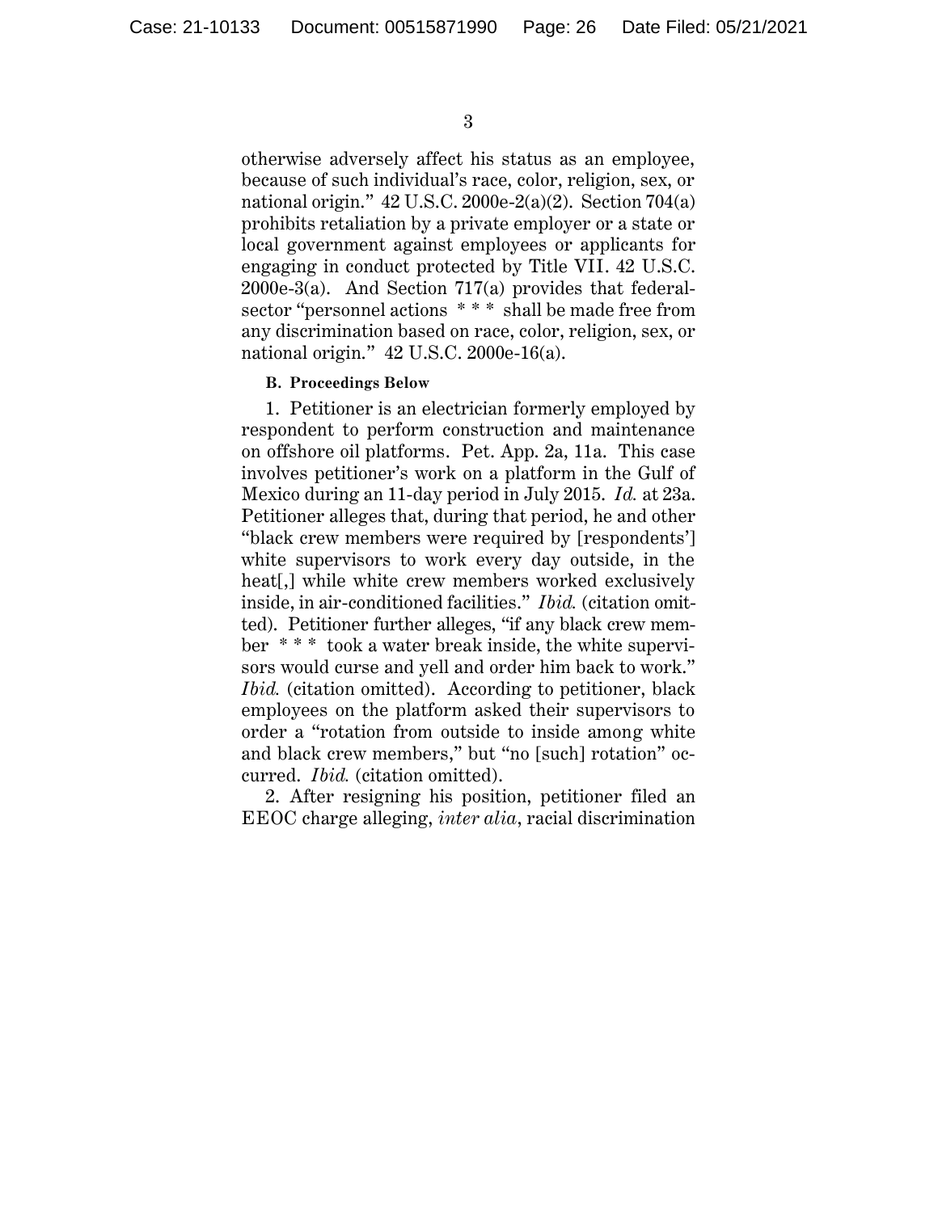otherwise adversely affect his status as an employee, because of such individual's race, color, religion, sex, or national origin." 42 U.S.C. 2000e-2(a)(2). Section 704(a) prohibits retaliation by a private employer or a state or local government against employees or applicants for engaging in conduct protected by Title VII. 42 U.S.C. 2000e-3(a). And Section 717(a) provides that federal-sector "personnel actions * * * shall be made free from any discrimination based on race, color, religion, sex, or national origin." 42 U.S.C. 2000e-16(a).

**B. Proceedings Below**

1. Petitioner is an electrician formerly employed by respondent to perform construction and maintenance on offshore oil platforms. Pet. App. 2a, 11a. This case involves petitioner's work on a platform in the Gulf of Mexico during an 11-day period in July 2015. *Id.* at 23a. Petitioner alleges that, during that period, he and other "black crew members were required by [respondents'] white supervisors to work every day outside, in the heat[,] while white crew members worked exclusively inside, in air-conditioned facilities." *Ibid.* (citation omitted). Petitioner further alleges, "if any black crew member * * * took a water break inside, the white supervisors would curse and yell and order him back to work." *Ibid.* (citation omitted). According to petitioner, black employees on the platform asked their supervisors to order a "rotation from outside to inside among white and black crew members," but "no [such] rotation" occurred. *Ibid.* (citation omitted).

2. After resigning his position, petitioner filed an EEOC charge alleging, *inter alia*, racial discrimination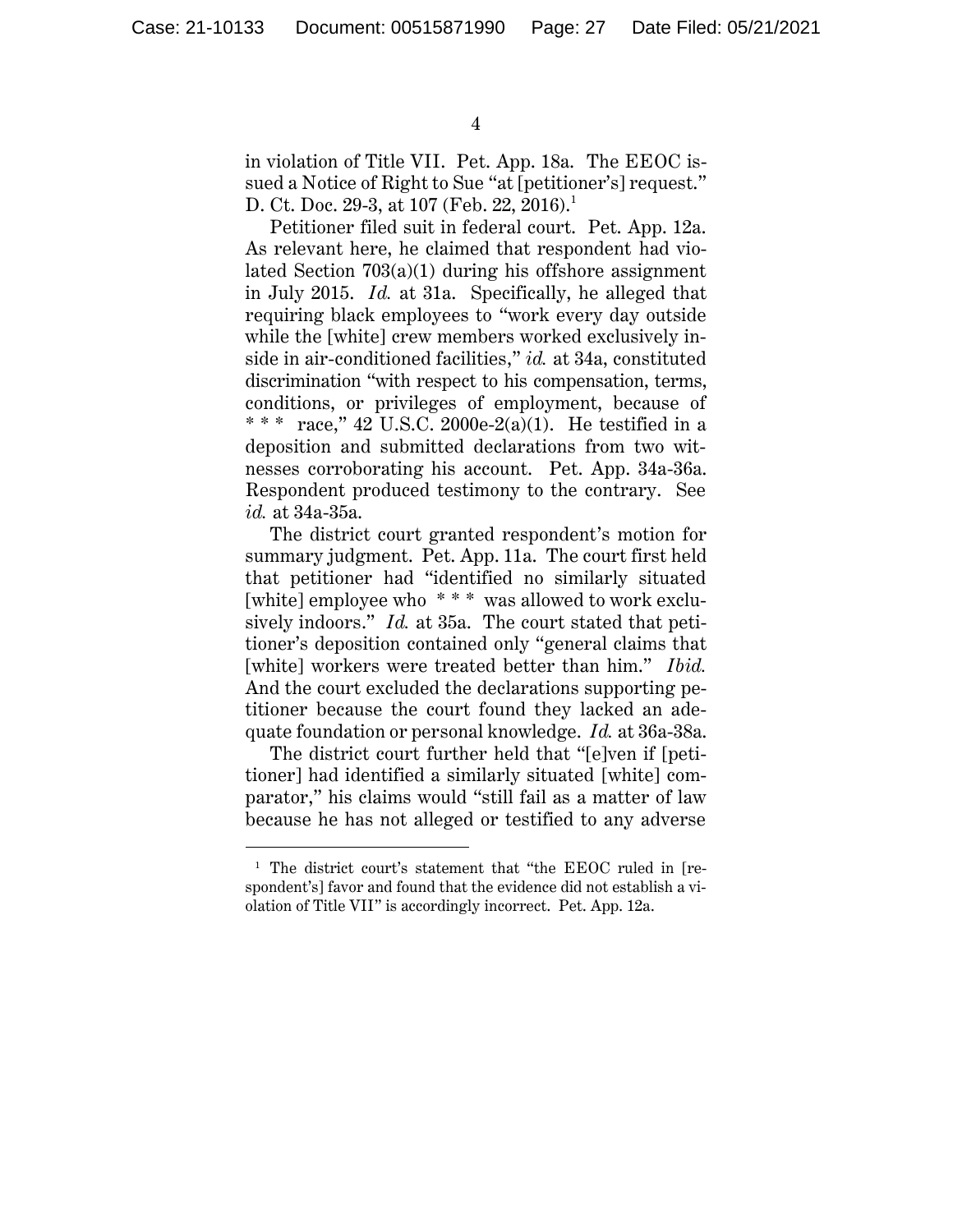in violation of Title VII. Pet. App. 18a. The EEOC issued a Notice of Right to Sue "at [petitioner's] request." D. Ct. Doc. 29-3, at 107 (Feb. 22, 2016).[1]

Petitioner filed suit in federal court. Pet. App. 12a. As relevant here, he claimed that respondent had violated Section 703(a)(1) during his offshore assignment in July 2015. *Id.* at 31a. Specifically, he alleged that requiring black employees to "work every day outside while the [white] crew members worked exclusively inside in air-conditioned facilities," *id.* at 34a, constituted discrimination "with respect to his compensation, terms, conditions, or privileges of employment, because of * * * race," 42 U.S.C. 2000e-2(a)(1). He testified in a deposition and submitted declarations from two witnesses corroborating his account. Pet. App. 34a-36a. Respondent produced testimony to the contrary. See *id.* at 34a-35a.

The district court granted respondent's motion for summary judgment. Pet. App. 11a. The court first held that petitioner had "identified no similarly situated [white] employee who * * * was allowed to work exclusively indoors." *Id.* at 35a. The court stated that petitioner's deposition contained only "general claims that [white] workers were treated better than him." *Ibid.* And the court excluded the declarations supporting petitioner because the court found they lacked an adequate foundation or personal knowledge. *Id.* at 36a-38a.

The district court further held that "[e]ven if [petitioner] had identified a similarly situated [white] comparator," his claims would "still fail as a matter of law because he has not alleged or testified to any adverse

[1] The district court's statement that "the EEOC ruled in [respondent's] favor and found that the evidence did not establish a violation of Title VII" is accordingly incorrect. Pet. App. 12a.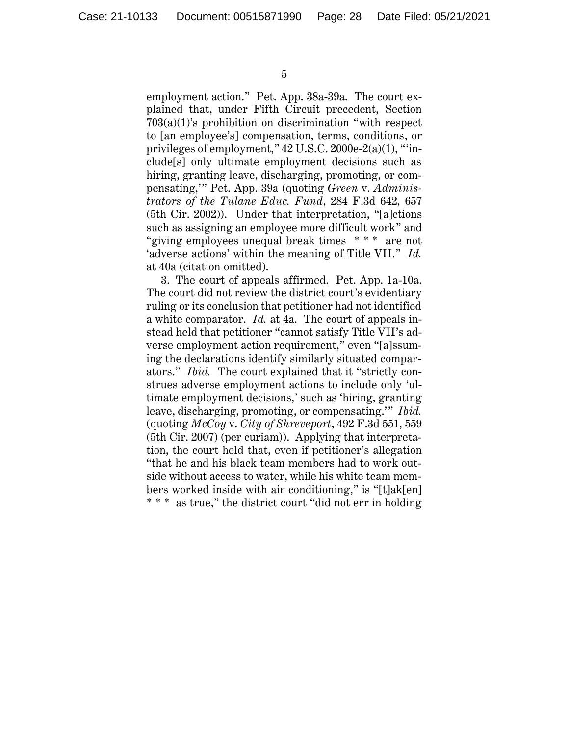employment action." Pet. App. 38a-39a. The court explained that, under Fifth Circuit precedent, Section 703(a)(1)'s prohibition on discrimination "with respect to [an employee's] compensation, terms, conditions, or privileges of employment," 42 U.S.C. 2000e-2(a)(1), "'include[s] only ultimate employment decisions such as hiring, granting leave, discharging, promoting, or compensating,'" Pet. App. 39a (quoting *Green* v. *Administrators of the Tulane Educ. Fund*, 284 F.3d 642, 657 (5th Cir. 2002)). Under that interpretation, "[a]ctions such as assigning an employee more difficult work" and "giving employees unequal break times * * * are not 'adverse actions' within the meaning of Title VII." *Id.* at 40a (citation omitted).

3. The court of appeals affirmed. Pet. App. 1a-10a. The court did not review the district court's evidentiary ruling or its conclusion that petitioner had not identified a white comparator. *Id.* at 4a. The court of appeals instead held that petitioner "cannot satisfy Title VII's adverse employment action requirement," even "[a]ssuming the declarations identify similarly situated comparators." *Ibid.* The court explained that it "strictly construes adverse employment actions to include only 'ultimate employment decisions,' such as 'hiring, granting leave, discharging, promoting, or compensating.'" *Ibid.* (quoting *McCoy* v. *City of Shreveport*, 492 F.3d 551, 559 (5th Cir. 2007) (per curiam)). Applying that interpretation, the court held that, even if petitioner's allegation "that he and his black team members had to work outside without access to water, while his white team members worked inside with air conditioning," is "[t]ak[en] * * * as true," the district court "did not err in holding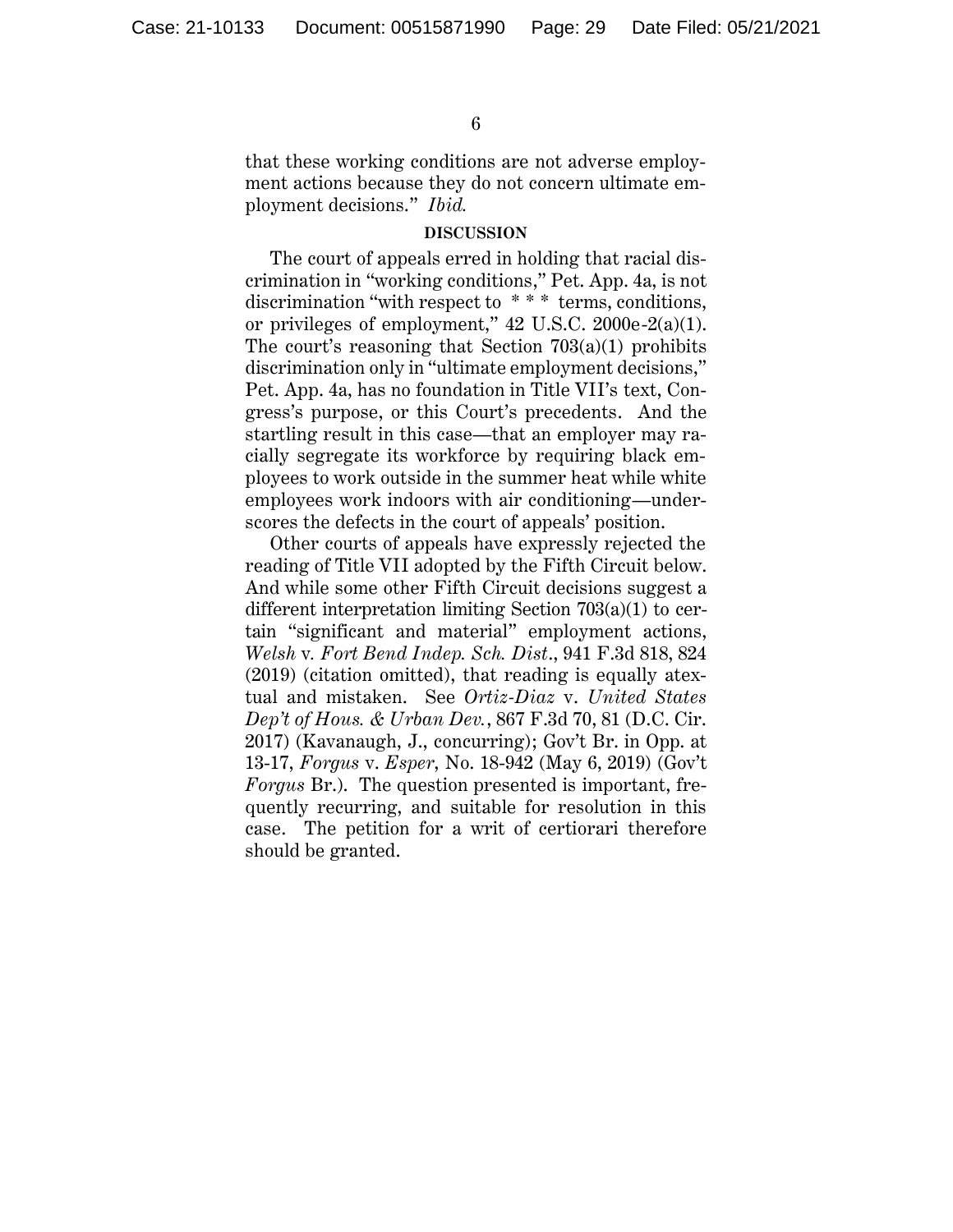that these working conditions are not adverse employment actions because they do not concern ultimate employment decisions." *Ibid.*

**DISCUSSION**

The court of appeals erred in holding that racial discrimination in "working conditions," Pet. App. 4a, is not discrimination "with respect to * * * terms, conditions, or privileges of employment," 42 U.S.C. 2000e-2(a)(1). The court's reasoning that Section 703(a)(1) prohibits discrimination only in "ultimate employment decisions," Pet. App. 4a, has no foundation in Title VII's text, Congress's purpose, or this Court's precedents. And the startling result in this case—that an employer may racially segregate its workforce by requiring black employees to work outside in the summer heat while white employees work indoors with air conditioning—underscores the defects in the court of appeals' position.

Other courts of appeals have expressly rejected the reading of Title VII adopted by the Fifth Circuit below. And while some other Fifth Circuit decisions suggest a different interpretation limiting Section 703(a)(1) to certain "significant and material" employment actions, *Welsh* v. *Fort Bend Indep. Sch. Dist.*, 941 F.3d 818, 824 (2019) (citation omitted), that reading is equally atextual and mistaken. See *Ortiz-Diaz* v. *United States Dep't of Hous. & Urban Dev.*, 867 F.3d 70, 81 (D.C. Cir. 2017) (Kavanaugh, J., concurring); Gov't Br. in Opp. at 13-17, *Forgus* v. *Esper*, No. 18-942 (May 6, 2019) (Gov't *Forgus* Br.). The question presented is important, frequently recurring, and suitable for resolution in this case. The petition for a writ of certiorari therefore should be granted.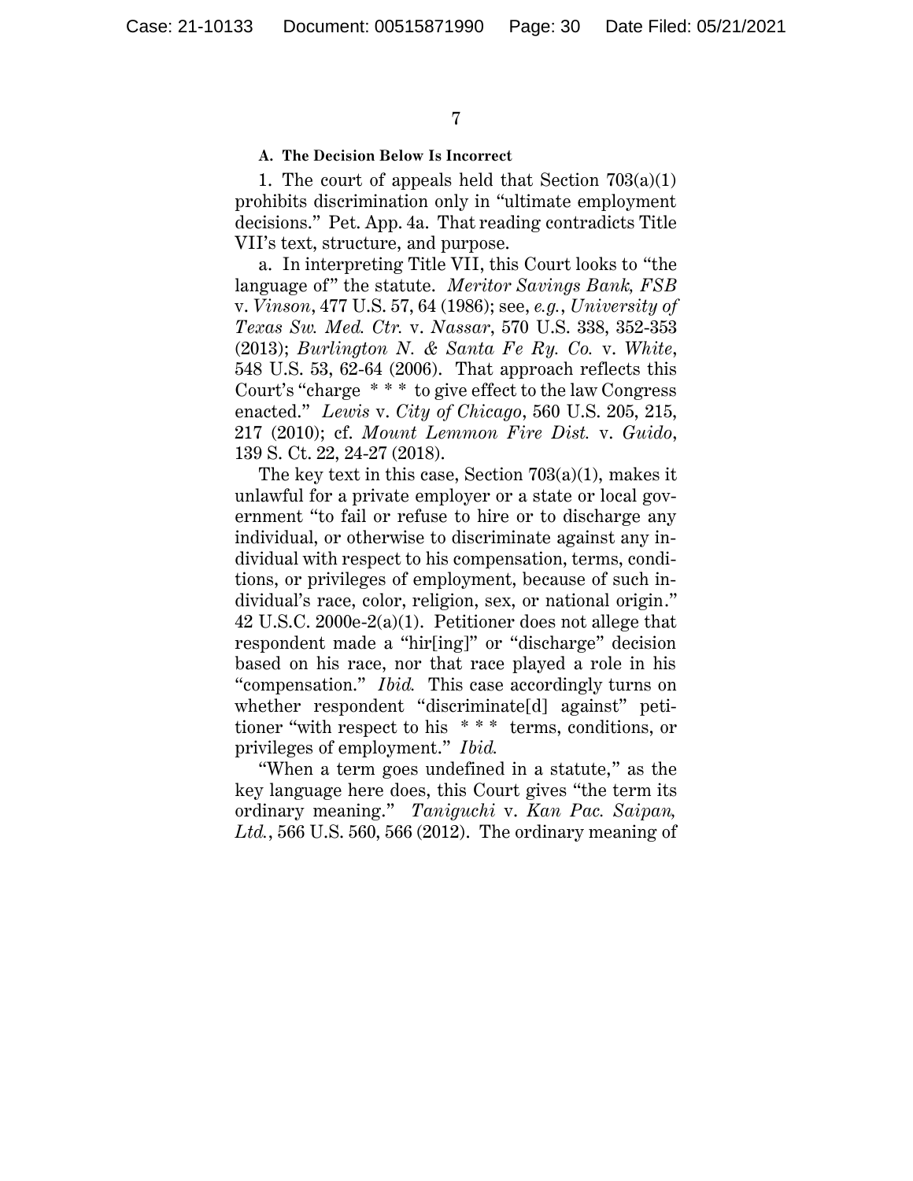### A. The Decision Below Is Incorrect

1. The court of appeals held that Section 703(a)(1) prohibits discrimination only in "ultimate employment decisions." Pet. App. 4a. That reading contradicts Title VII's text, structure, and purpose.

a. In interpreting Title VII, this Court looks to "the language of" the statute. *Meritor Savings Bank, FSB* v. *Vinson*, 477 U.S. 57, 64 (1986); see, *e.g.*, *University of Texas Sw. Med. Ctr.* v. *Nassar*, 570 U.S. 338, 352-353 (2013); *Burlington N. & Santa Fe Ry. Co.* v. *White*, 548 U.S. 53, 62-64 (2006). That approach reflects this Court's "charge * * * to give effect to the law Congress enacted." *Lewis* v. *City of Chicago*, 560 U.S. 205, 215, 217 (2010); cf. *Mount Lemmon Fire Dist.* v. *Guido*, 139 S. Ct. 22, 24-27 (2018).

The key text in this case, Section 703(a)(1), makes it unlawful for a private employer or a state or local government "to fail or refuse to hire or to discharge any individual, or otherwise to discriminate against any individual with respect to his compensation, terms, conditions, or privileges of employment, because of such individual's race, color, religion, sex, or national origin." 42 U.S.C. 2000e-2(a)(1). Petitioner does not allege that respondent made a "hir[ing]" or "discharge" decision based on his race, nor that race played a role in his "compensation." *Ibid.* This case accordingly turns on whether respondent "discriminate[d] against" petitioner "with respect to his * * * terms, conditions, or privileges of employment." *Ibid.*

"When a term goes undefined in a statute," as the key language here does, this Court gives "the term its ordinary meaning." *Taniguchi* v. *Kan Pac. Saipan, Ltd.*, 566 U.S. 560, 566 (2012). The ordinary meaning of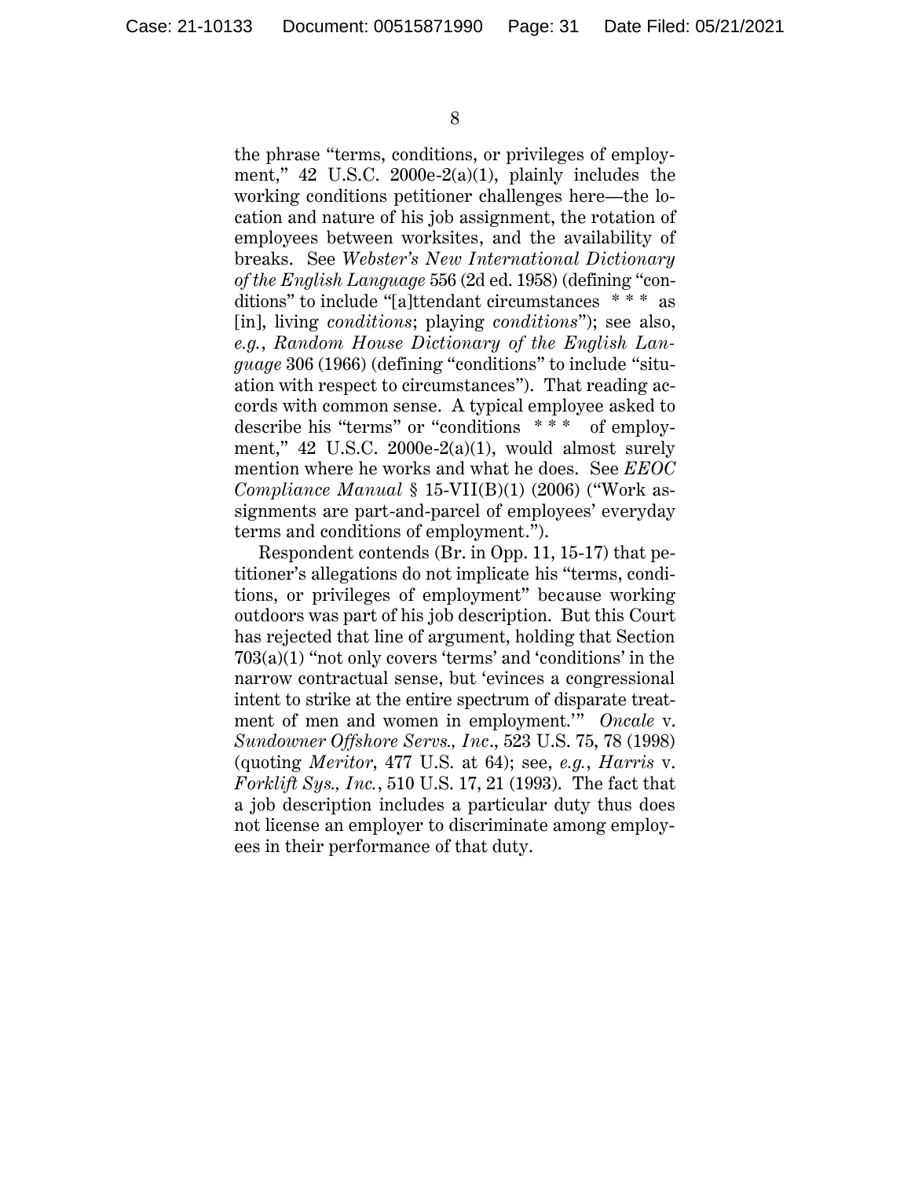the phrase "terms, conditions, or privileges of employment," 42 U.S.C. 2000e-2(a)(1), plainly includes the working conditions petitioner challenges here—the location and nature of his job assignment, the rotation of employees between worksites, and the availability of breaks. See *Webster's New International Dictionary of the English Language* 556 (2d ed. 1958) (defining "conditions" to include "[a]ttendant circumstances * * * as [in], living *conditions*; playing *conditions*"); see also, *e.g.*, *Random House Dictionary of the English Language* 306 (1966) (defining "conditions" to include "situation with respect to circumstances"). That reading accords with common sense. A typical employee asked to describe his "terms" or "conditions * * * of employment," 42 U.S.C. 2000e-2(a)(1), would almost surely mention where he works and what he does. See *EEOC Compliance Manual* § 15-VII(B)(1) (2006) ("Work assignments are part-and-parcel of employees' everyday terms and conditions of employment.").

Respondent contends (Br. in Opp. 11, 15-17) that petitioner's allegations do not implicate his "terms, conditions, or privileges of employment" because working outdoors was part of his job description. But this Court has rejected that line of argument, holding that Section 703(a)(1) "not only covers 'terms' and 'conditions' in the narrow contractual sense, but 'evinces a congressional intent to strike at the entire spectrum of disparate treatment of men and women in employment.'" *Oncale* v. *Sundowner Offshore Servs., Inc*., 523 U.S. 75, 78 (1998) (quoting *Meritor*, 477 U.S. at 64); see, *e.g.*, *Harris* v. *Forklift Sys., Inc.*, 510 U.S. 17, 21 (1993). The fact that a job description includes a particular duty thus does not license an employer to discriminate among employees in their performance of that duty.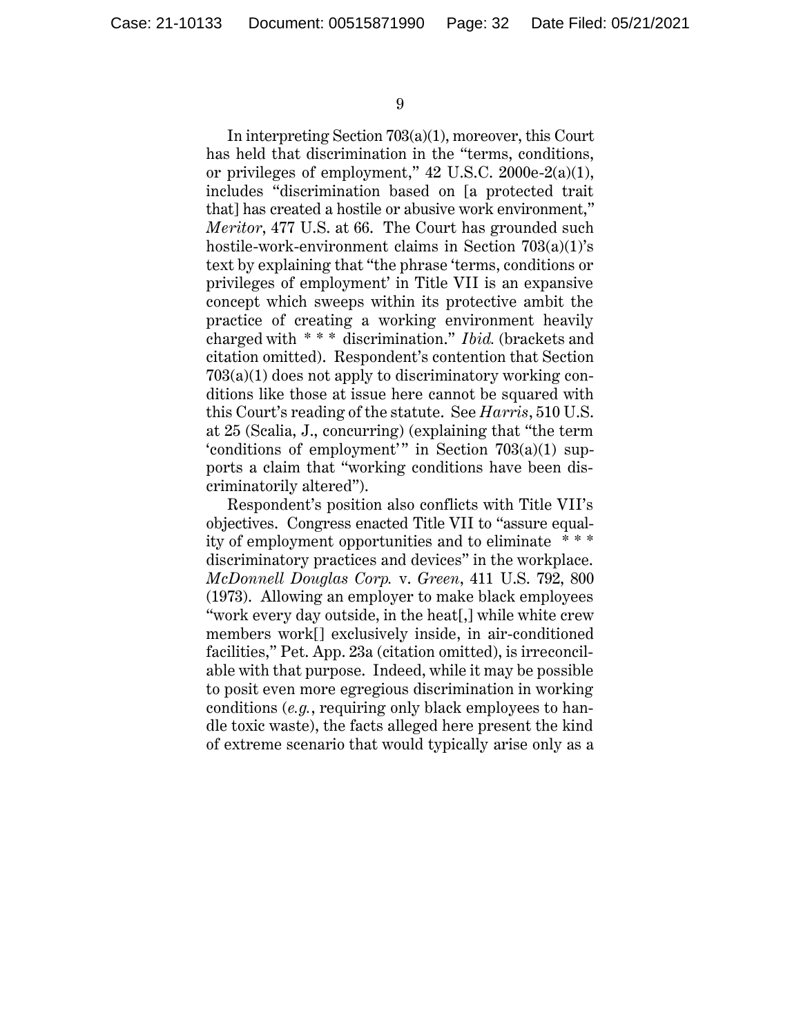In interpreting Section 703(a)(1), moreover, this Court has held that discrimination in the "terms, conditions, or privileges of employment," 42 U.S.C. 2000e-2(a)(1), includes "discrimination based on [a protected trait that] has created a hostile or abusive work environment," *Meritor*, 477 U.S. at 66. The Court has grounded such hostile-work-environment claims in Section 703(a)(1)'s text by explaining that "the phrase 'terms, conditions or privileges of employment' in Title VII is an expansive concept which sweeps within its protective ambit the practice of creating a working environment heavily charged with * * * discrimination." *Ibid.* (brackets and citation omitted). Respondent's contention that Section 703(a)(1) does not apply to discriminatory working conditions like those at issue here cannot be squared with this Court's reading of the statute. See *Harris*, 510 U.S. at 25 (Scalia, J., concurring) (explaining that "the term 'conditions of employment'" in Section 703(a)(1) supports a claim that "working conditions have been discriminatorily altered").

Respondent's position also conflicts with Title VII's objectives. Congress enacted Title VII to "assure equality of employment opportunities and to eliminate * * * discriminatory practices and devices" in the workplace. *McDonnell Douglas Corp.* v. *Green*, 411 U.S. 792, 800 (1973). Allowing an employer to make black employees "work every day outside, in the heat[,] while white crew members work[] exclusively inside, in air-conditioned facilities," Pet. App. 23a (citation omitted), is irreconcilable with that purpose. Indeed, while it may be possible to posit even more egregious discrimination in working conditions (*e.g.*, requiring only black employees to handle toxic waste), the facts alleged here present the kind of extreme scenario that would typically arise only as a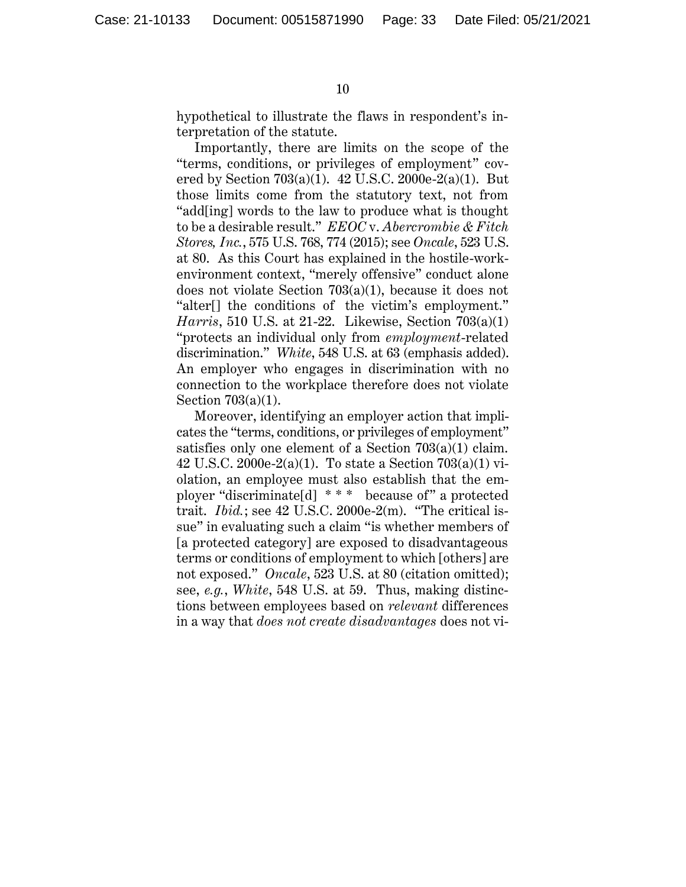hypothetical to illustrate the flaws in respondent's interpretation of the statute.

Importantly, there are limits on the scope of the "terms, conditions, or privileges of employment" covered by Section 703(a)(1). 42 U.S.C. 2000e-2(a)(1). But those limits come from the statutory text, not from "add[ing] words to the law to produce what is thought to be a desirable result." *EEOC* v. *Abercrombie & Fitch Stores, Inc.*, 575 U.S. 768, 774 (2015); see *Oncale*, 523 U.S. at 80. As this Court has explained in the hostile-work-environment context, "merely offensive" conduct alone does not violate Section 703(a)(1), because it does not "alter[] the conditions of the victim's employment." *Harris*, 510 U.S. at 21-22. Likewise, Section 703(a)(1) "protects an individual only from *employment*-related discrimination." *White*, 548 U.S. at 63 (emphasis added). An employer who engages in discrimination with no connection to the workplace therefore does not violate Section 703(a)(1).

Moreover, identifying an employer action that implicates the "terms, conditions, or privileges of employment" satisfies only one element of a Section 703(a)(1) claim. 42 U.S.C. 2000e-2(a)(1). To state a Section 703(a)(1) violation, an employee must also establish that the employer "discriminate[d] * * * because of" a protected trait. *Ibid.*; see 42 U.S.C. 2000e-2(m). "The critical issue" in evaluating such a claim "is whether members of [a protected category] are exposed to disadvantageous terms or conditions of employment to which [others] are not exposed." *Oncale*, 523 U.S. at 80 (citation omitted); see, *e.g.*, *White*, 548 U.S. at 59. Thus, making distinctions between employees based on *relevant* differences in a way that *does not create disadvantages* does not vi-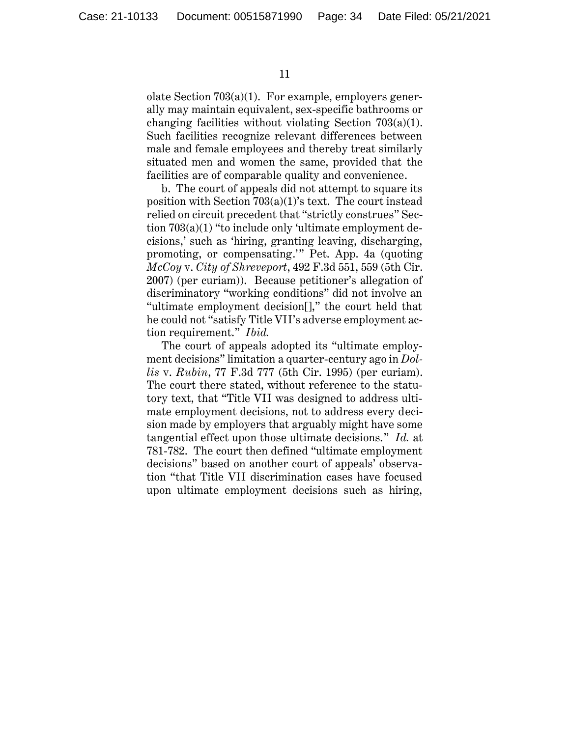olate Section 703(a)(1). For example, employers generally may maintain equivalent, sex-specific bathrooms or changing facilities without violating Section 703(a)(1). Such facilities recognize relevant differences between male and female employees and thereby treat similarly situated men and women the same, provided that the facilities are of comparable quality and convenience.

b. The court of appeals did not attempt to square its position with Section 703(a)(1)'s text. The court instead relied on circuit precedent that "strictly construes" Section 703(a)(1) "to include only 'ultimate employment decisions,' such as 'hiring, granting leaving, discharging, promoting, or compensating.'" Pet. App. 4a (quoting *McCoy* v. *City of Shreveport*, 492 F.3d 551, 559 (5th Cir. 2007) (per curiam)). Because petitioner's allegation of discriminatory "working conditions" did not involve an "ultimate employment decision[]," the court held that he could not "satisfy Title VII's adverse employment action requirement." *Ibid.*

The court of appeals adopted its "ultimate employment decisions" limitation a quarter-century ago in *Dollis* v. *Rubin*, 77 F.3d 777 (5th Cir. 1995) (per curiam). The court there stated, without reference to the statutory text, that "Title VII was designed to address ultimate employment decisions, not to address every decision made by employers that arguably might have some tangential effect upon those ultimate decisions." *Id.* at 781-782. The court then defined "ultimate employment decisions" based on another court of appeals' observation "that Title VII discrimination cases have focused upon ultimate employment decisions such as hiring,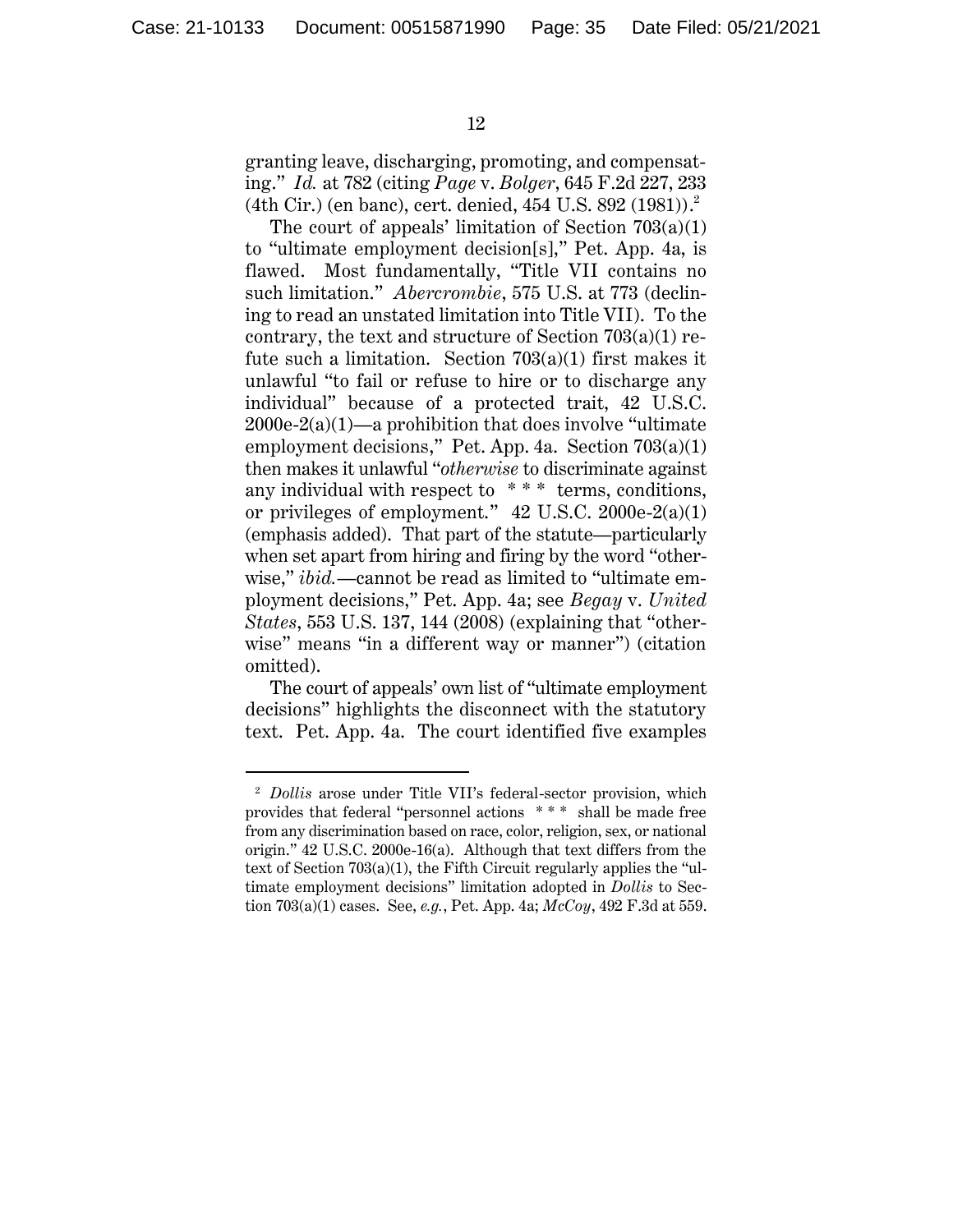granting leave, discharging, promoting, and compensating." *Id.* at 782 (citing *Page* v. *Bolger*, 645 F.2d 227, 233 (4th Cir.) (en banc), cert. denied, 454 U.S. 892 (1981)).[2]

The court of appeals' limitation of Section 703(a)(1) to "ultimate employment decision[s]," Pet. App. 4a, is flawed. Most fundamentally, "Title VII contains no such limitation." *Abercrombie*, 575 U.S. at 773 (declining to read an unstated limitation into Title VII). To the contrary, the text and structure of Section 703(a)(1) refute such a limitation. Section 703(a)(1) first makes it unlawful "to fail or refuse to hire or to discharge any individual" because of a protected trait, 42 U.S.C. 2000e-2(a)(1)—a prohibition that does involve "ultimate employment decisions," Pet. App. 4a. Section 703(a)(1) then makes it unlawful "*otherwise* to discriminate against any individual with respect to * * * terms, conditions, or privileges of employment." 42 U.S.C. 2000e-2(a)(1) (emphasis added). That part of the statute—particularly when set apart from hiring and firing by the word "otherwise," *ibid.*—cannot be read as limited to "ultimate employment decisions," Pet. App. 4a; see *Begay* v. *United States*, 553 U.S. 137, 144 (2008) (explaining that "otherwise" means "in a different way or manner") (citation omitted).

The court of appeals' own list of "ultimate employment decisions" highlights the disconnect with the statutory text. Pet. App. 4a. The court identified five examples

---

[2] *Dollis* arose under Title VII's federal-sector provision, which provides that federal "personnel actions * * * shall be made free from any discrimination based on race, color, religion, sex, or national origin." 42 U.S.C. 2000e-16(a). Although that text differs from the text of Section 703(a)(1), the Fifth Circuit regularly applies the "ultimate employment decisions" limitation adopted in *Dollis* to Section 703(a)(1) cases. See, *e.g.*, Pet. App. 4a; *McCoy*, 492 F.3d at 559.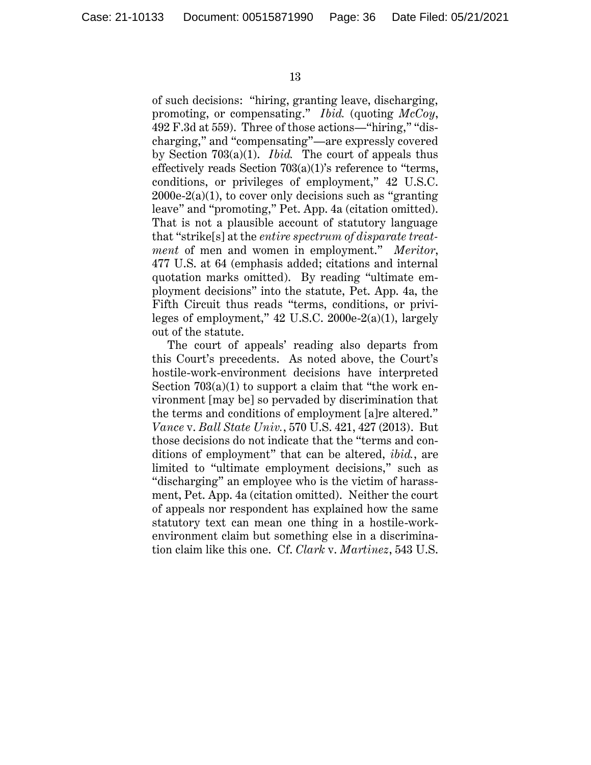of such decisions: "hiring, granting leave, discharging, promoting, or compensating." *Ibid.* (quoting *McCoy*, 492 F.3d at 559). Three of those actions—"hiring," "discharging," and "compensating"—are expressly covered by Section 703(a)(1). *Ibid.* The court of appeals thus effectively reads Section 703(a)(1)'s reference to "terms, conditions, or privileges of employment," 42 U.S.C. 2000e-2(a)(1), to cover only decisions such as "granting leave" and "promoting," Pet. App. 4a (citation omitted). That is not a plausible account of statutory language that "strike[s] at the *entire spectrum of disparate treatment* of men and women in employment." *Meritor*, 477 U.S. at 64 (emphasis added; citations and internal quotation marks omitted). By reading "ultimate employment decisions" into the statute, Pet. App. 4a, the Fifth Circuit thus reads "terms, conditions, or privileges of employment," 42 U.S.C. 2000e-2(a)(1), largely out of the statute.

The court of appeals' reading also departs from this Court's precedents. As noted above, the Court's hostile-work-environment decisions have interpreted Section 703(a)(1) to support a claim that "the work environment [may be] so pervaded by discrimination that the terms and conditions of employment [a]re altered." *Vance* v. *Ball State Univ.*, 570 U.S. 421, 427 (2013). But those decisions do not indicate that the "terms and conditions of employment" that can be altered, *ibid.*, are limited to "ultimate employment decisions," such as "discharging" an employee who is the victim of harassment, Pet. App. 4a (citation omitted). Neither the court of appeals nor respondent has explained how the same statutory text can mean one thing in a hostile-work-environment claim but something else in a discrimination claim like this one. Cf. *Clark* v. *Martinez*, 543 U.S.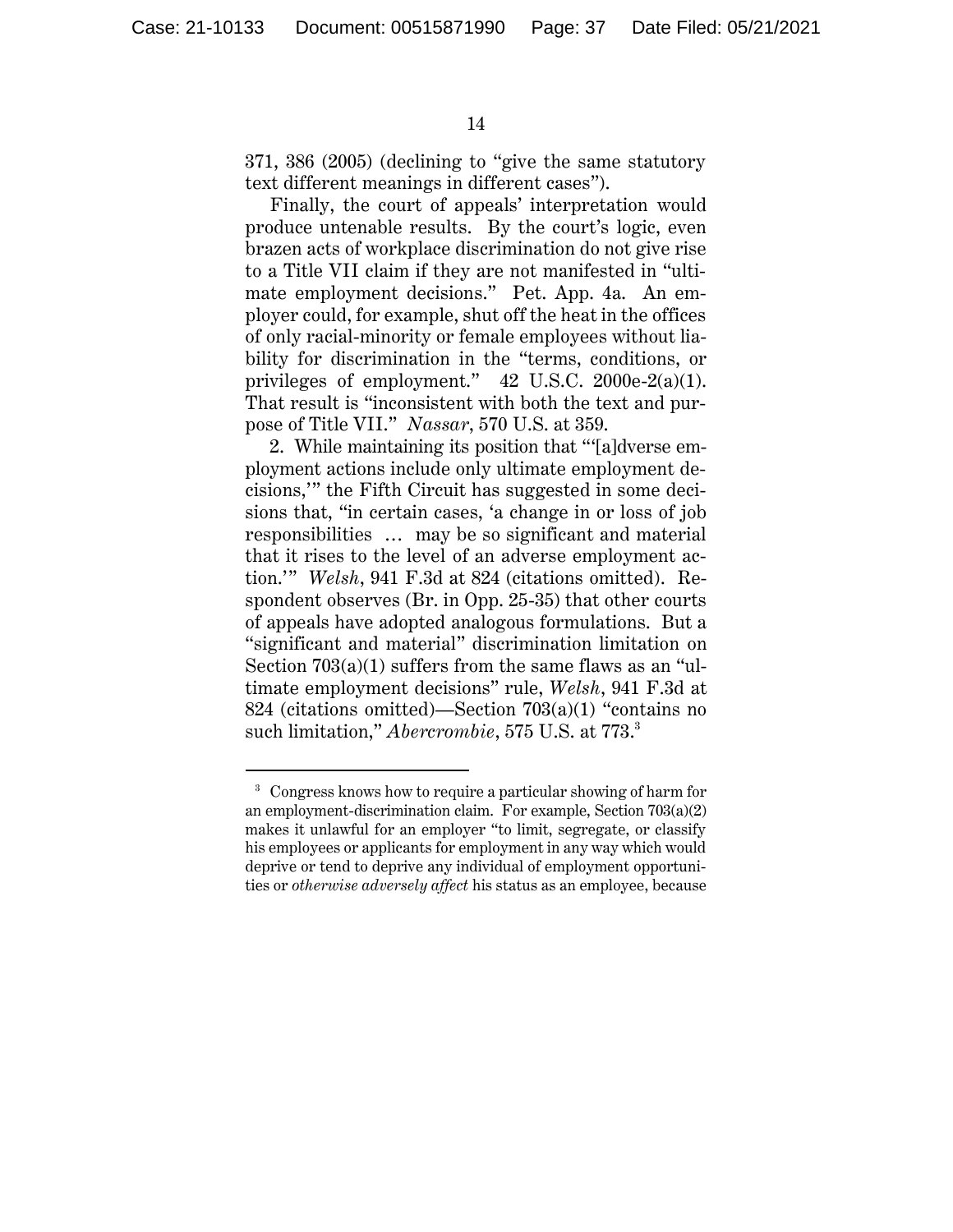371, 386 (2005) (declining to "give the same statutory text different meanings in different cases").

Finally, the court of appeals' interpretation would produce untenable results. By the court's logic, even brazen acts of workplace discrimination do not give rise to a Title VII claim if they are not manifested in "ultimate employment decisions." Pet. App. 4a. An employer could, for example, shut off the heat in the offices of only racial-minority or female employees without liability for discrimination in the "terms, conditions, or privileges of employment." 42 U.S.C. 2000e-2(a)(1). That result is "inconsistent with both the text and purpose of Title VII." *Nassar*, 570 U.S. at 359.

2. While maintaining its position that "'[a]dverse employment actions include only ultimate employment decisions,'" the Fifth Circuit has suggested in some decisions that, "in certain cases, 'a change in or loss of job responsibilities … may be so significant and material that it rises to the level of an adverse employment action.'" *Welsh*, 941 F.3d at 824 (citations omitted). Respondent observes (Br. in Opp. 25-35) that other courts of appeals have adopted analogous formulations. But a "significant and material" discrimination limitation on Section 703(a)(1) suffers from the same flaws as an "ultimate employment decisions" rule, *Welsh*, 941 F.3d at 824 (citations omitted)—Section 703(a)(1) "contains no such limitation," *Abercrombie*, 575 U.S. at 773.[3]

---

[3] Congress knows how to require a particular showing of harm for an employment-discrimination claim. For example, Section 703(a)(2) makes it unlawful for an employer "to limit, segregate, or classify his employees or applicants for employment in any way which would deprive or tend to deprive any individual of employment opportunities or *otherwise adversely affect* his status as an employee, because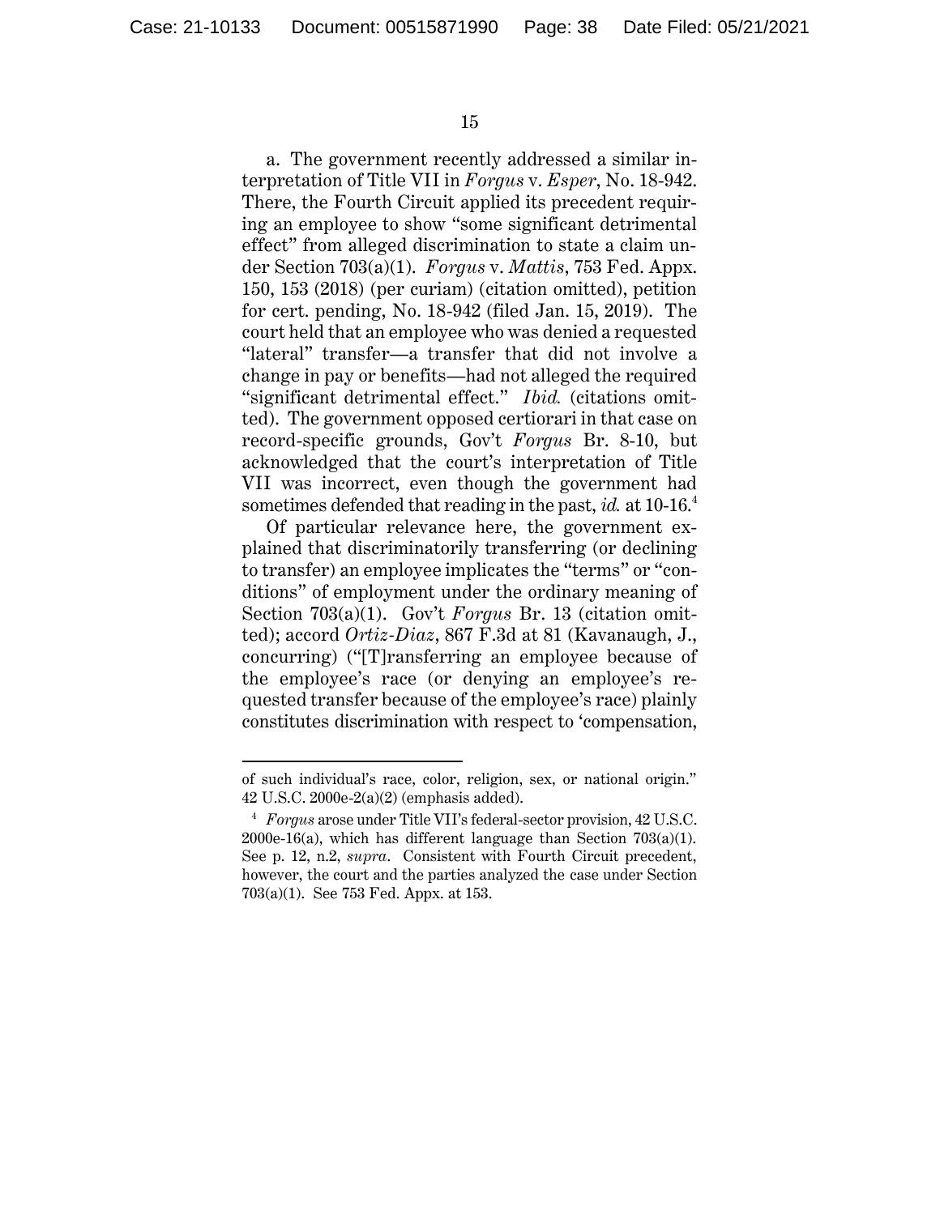a. The government recently addressed a similar interpretation of Title VII in *Forgus* v. *Esper*, No. 18-942. There, the Fourth Circuit applied its precedent requiring an employee to show "some significant detrimental effect" from alleged discrimination to state a claim under Section 703(a)(1). *Forgus* v. *Mattis*, 753 Fed. Appx. 150, 153 (2018) (per curiam) (citation omitted), petition for cert. pending, No. 18-942 (filed Jan. 15, 2019). The court held that an employee who was denied a requested "lateral" transfer—a transfer that did not involve a change in pay or benefits—had not alleged the required "significant detrimental effect." *Ibid.* (citations omitted). The government opposed certiorari in that case on record-specific grounds, Gov't *Forgus* Br. 8-10, but acknowledged that the court's interpretation of Title VII was incorrect, even though the government had sometimes defended that reading in the past, *id.* at 10-16.[4]

Of particular relevance here, the government explained that discriminatorily transferring (or declining to transfer) an employee implicates the "terms" or "conditions" of employment under the ordinary meaning of Section 703(a)(1). Gov't *Forgus* Br. 13 (citation omitted); accord *Ortiz-Diaz*, 867 F.3d at 81 (Kavanaugh, J., concurring) ("[T]ransferring an employee because of the employee's race (or denying an employee's requested transfer because of the employee's race) plainly constitutes discrimination with respect to 'compensation,

---

of such individual's race, color, religion, sex, or national origin." 42 U.S.C. 2000e-2(a)(2) (emphasis added).

[4] *Forgus* arose under Title VII's federal-sector provision, 42 U.S.C. 2000e-16(a), which has different language than Section 703(a)(1). See p. 12, n.2, *supra*. Consistent with Fourth Circuit precedent, however, the court and the parties analyzed the case under Section 703(a)(1). See 753 Fed. Appx. at 153.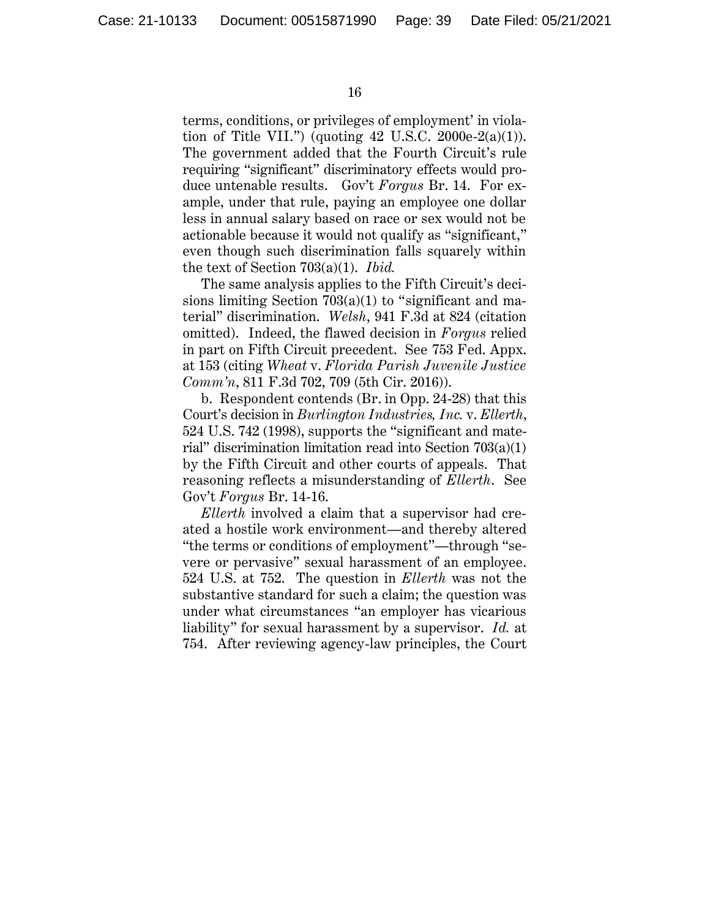terms, conditions, or privileges of employment' in violation of Title VII.") (quoting 42 U.S.C. 2000e-2(a)(1)). The government added that the Fourth Circuit's rule requiring "significant" discriminatory effects would produce untenable results. Gov't *Forgus* Br. 14. For example, under that rule, paying an employee one dollar less in annual salary based on race or sex would not be actionable because it would not qualify as "significant," even though such discrimination falls squarely within the text of Section 703(a)(1). *Ibid.*

The same analysis applies to the Fifth Circuit's decisions limiting Section 703(a)(1) to "significant and material" discrimination. *Welsh*, 941 F.3d at 824 (citation omitted). Indeed, the flawed decision in *Forgus* relied in part on Fifth Circuit precedent. See 753 Fed. Appx. at 153 (citing *Wheat* v. *Florida Parish Juvenile Justice Comm'n*, 811 F.3d 702, 709 (5th Cir. 2016)).

b. Respondent contends (Br. in Opp. 24-28) that this Court's decision in *Burlington Industries, Inc.* v. *Ellerth*, 524 U.S. 742 (1998), supports the "significant and material" discrimination limitation read into Section 703(a)(1) by the Fifth Circuit and other courts of appeals. That reasoning reflects a misunderstanding of *Ellerth*. See Gov't *Forgus* Br. 14-16.

*Ellerth* involved a claim that a supervisor had created a hostile work environment—and thereby altered "the terms or conditions of employment"—through "severe or pervasive" sexual harassment of an employee. 524 U.S. at 752. The question in *Ellerth* was not the substantive standard for such a claim; the question was under what circumstances "an employer has vicarious liability" for sexual harassment by a supervisor. *Id.* at 754. After reviewing agency-law principles, the Court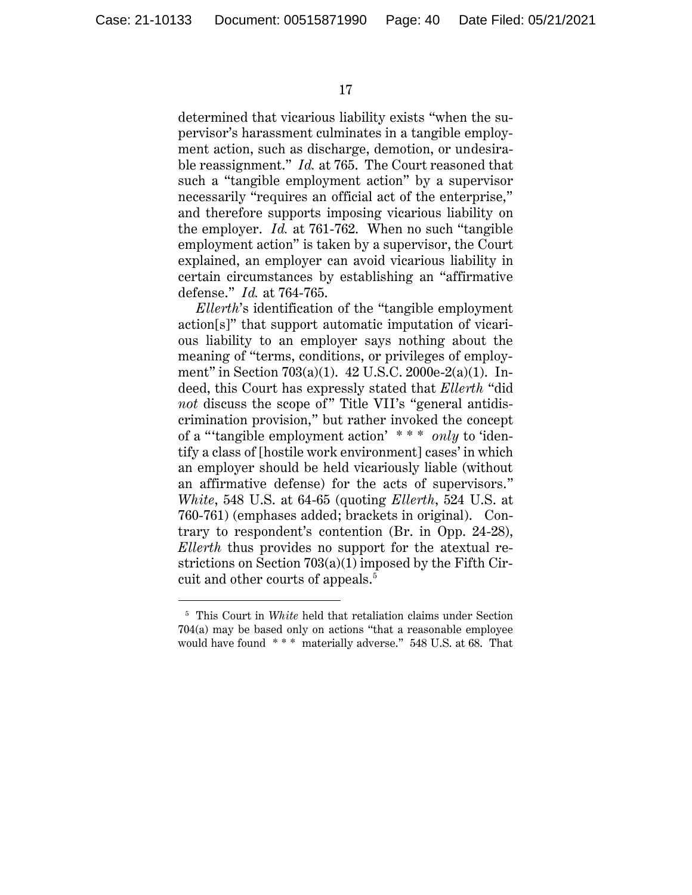determined that vicarious liability exists "when the supervisor's harassment culminates in a tangible employment action, such as discharge, demotion, or undesirable reassignment." *Id.* at 765. The Court reasoned that such a "tangible employment action" by a supervisor necessarily "requires an official act of the enterprise," and therefore supports imposing vicarious liability on the employer. *Id.* at 761-762. When no such "tangible employment action" is taken by a supervisor, the Court explained, an employer can avoid vicarious liability in certain circumstances by establishing an "affirmative defense." *Id.* at 764-765.

*Ellerth*'s identification of the "tangible employment action[s]" that support automatic imputation of vicarious liability to an employer says nothing about the meaning of "terms, conditions, or privileges of employment" in Section 703(a)(1). 42 U.S.C. 2000e-2(a)(1). Indeed, this Court has expressly stated that *Ellerth* "did *not* discuss the scope of" Title VII's "general antidiscrimination provision," but rather invoked the concept of a "'tangible employment action' * * * *only* to 'identify a class of [hostile work environment] cases' in which an employer should be held vicariously liable (without an affirmative defense) for the acts of supervisors." *White*, 548 U.S. at 64-65 (quoting *Ellerth*, 524 U.S. at 760-761) (emphases added; brackets in original). Contrary to respondent's contention (Br. in Opp. 24-28), *Ellerth* thus provides no support for the atextual restrictions on Section 703(a)(1) imposed by the Fifth Circuit and other courts of appeals.[5]

[5] This Court in *White* held that retaliation claims under Section 704(a) may be based only on actions "that a reasonable employee would have found * * * materially adverse." 548 U.S. at 68. That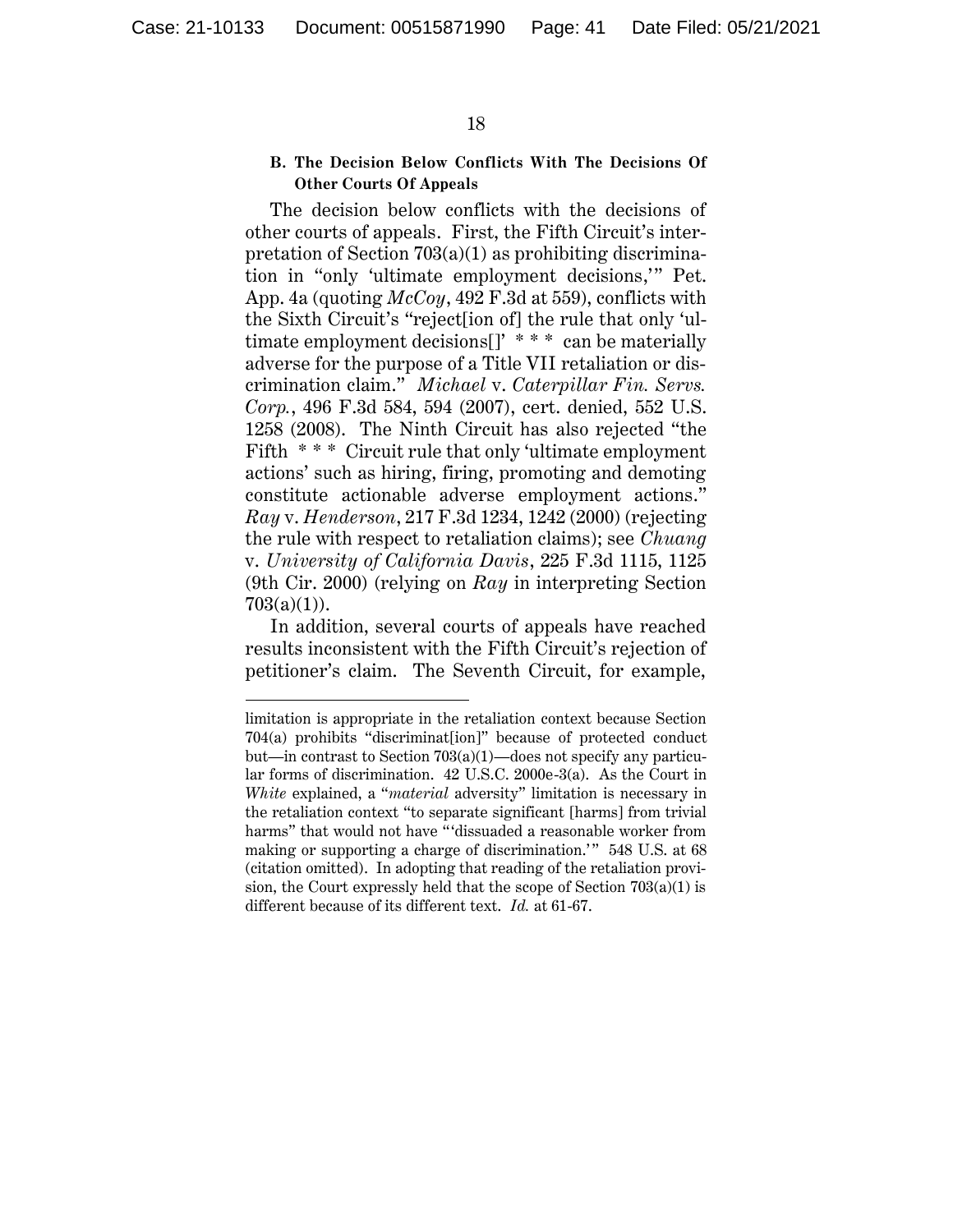### B. The Decision Below Conflicts With The Decisions Of Other Courts Of Appeals

The decision below conflicts with the decisions of other courts of appeals. First, the Fifth Circuit's interpretation of Section 703(a)(1) as prohibiting discrimination in "only 'ultimate employment decisions,'" Pet. App. 4a (quoting *McCoy*, 492 F.3d at 559), conflicts with the Sixth Circuit's "reject[ion of] the rule that only 'ultimate employment decisions[]' * * * can be materially adverse for the purpose of a Title VII retaliation or discrimination claim." *Michael* v. *Caterpillar Fin. Servs. Corp.*, 496 F.3d 584, 594 (2007), cert. denied, 552 U.S. 1258 (2008). The Ninth Circuit has also rejected "the Fifth * * * Circuit rule that only 'ultimate employment actions' such as hiring, firing, promoting and demoting constitute actionable adverse employment actions." *Ray* v. *Henderson*, 217 F.3d 1234, 1242 (2000) (rejecting the rule with respect to retaliation claims); see *Chuang* v. *University of California Davis*, 225 F.3d 1115, 1125 (9th Cir. 2000) (relying on *Ray* in interpreting Section 703(a)(1)).

In addition, several courts of appeals have reached results inconsistent with the Fifth Circuit's rejection of petitioner's claim. The Seventh Circuit, for example,

---

limitation is appropriate in the retaliation context because Section 704(a) prohibits "discriminat[ion]" because of protected conduct but—in contrast to Section 703(a)(1)—does not specify any particular forms of discrimination. 42 U.S.C. 2000e-3(a). As the Court in *White* explained, a "*material* adversity" limitation is necessary in the retaliation context "to separate significant [harms] from trivial harms" that would not have "'dissuaded a reasonable worker from making or supporting a charge of discrimination.'" 548 U.S. at 68 (citation omitted). In adopting that reading of the retaliation provision, the Court expressly held that the scope of Section 703(a)(1) is different because of its different text. *Id.* at 61-67.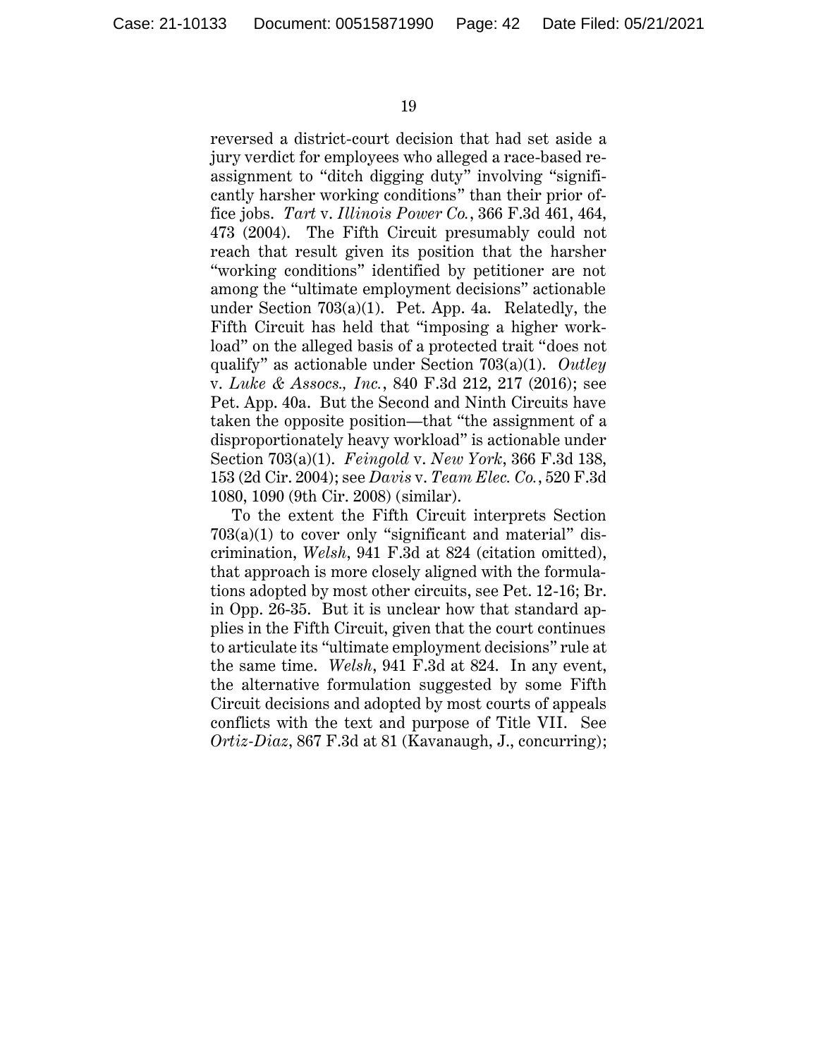reversed a district-court decision that had set aside a jury verdict for employees who alleged a race-based reassignment to "ditch digging duty" involving "significantly harsher working conditions" than their prior office jobs. *Tart* v. *Illinois Power Co.*, 366 F.3d 461, 464, 473 (2004). The Fifth Circuit presumably could not reach that result given its position that the harsher "working conditions" identified by petitioner are not among the "ultimate employment decisions" actionable under Section 703(a)(1). Pet. App. 4a. Relatedly, the Fifth Circuit has held that "imposing a higher workload" on the alleged basis of a protected trait "does not qualify" as actionable under Section 703(a)(1). *Outley* v. *Luke & Assocs., Inc.*, 840 F.3d 212, 217 (2016); see Pet. App. 40a. But the Second and Ninth Circuits have taken the opposite position—that "the assignment of a disproportionately heavy workload" is actionable under Section 703(a)(1). *Feingold* v. *New York*, 366 F.3d 138, 153 (2d Cir. 2004); see *Davis* v. *Team Elec. Co.*, 520 F.3d 1080, 1090 (9th Cir. 2008) (similar).

To the extent the Fifth Circuit interprets Section 703(a)(1) to cover only "significant and material" discrimination, *Welsh*, 941 F.3d at 824 (citation omitted), that approach is more closely aligned with the formulations adopted by most other circuits, see Pet. 12-16; Br. in Opp. 26-35. But it is unclear how that standard applies in the Fifth Circuit, given that the court continues to articulate its "ultimate employment decisions" rule at the same time. *Welsh*, 941 F.3d at 824. In any event, the alternative formulation suggested by some Fifth Circuit decisions and adopted by most courts of appeals conflicts with the text and purpose of Title VII. See *Ortiz-Diaz*, 867 F.3d at 81 (Kavanaugh, J., concurring);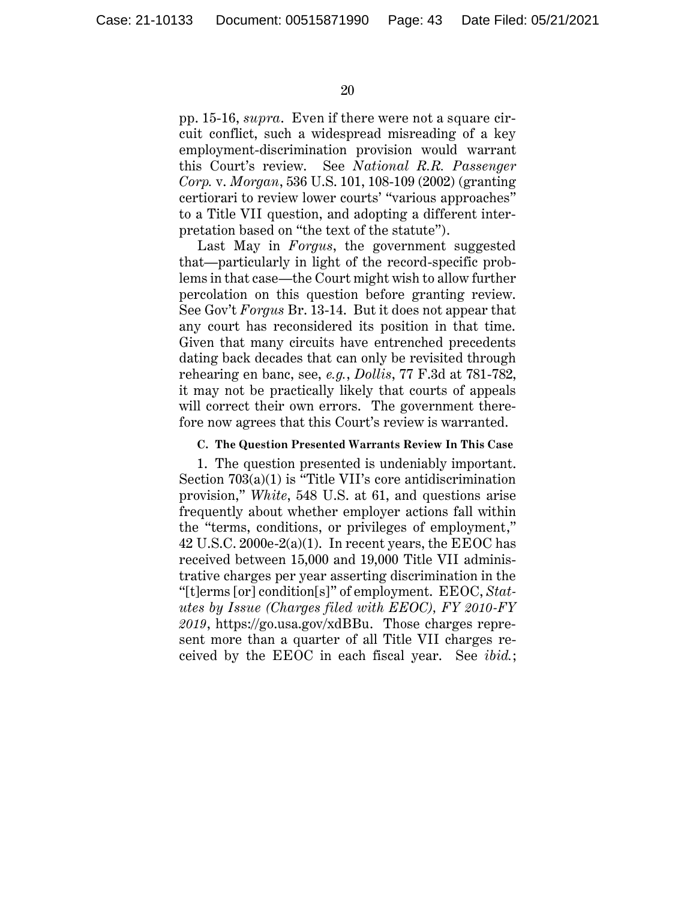pp. 15-16, *supra*. Even if there were not a square circuit conflict, such a widespread misreading of a key employment-discrimination provision would warrant this Court's review. See *National R.R. Passenger Corp.* v. *Morgan*, 536 U.S. 101, 108-109 (2002) (granting certiorari to review lower courts' "various approaches" to a Title VII question, and adopting a different interpretation based on "the text of the statute").

Last May in *Forgus*, the government suggested that—particularly in light of the record-specific problems in that case—the Court might wish to allow further percolation on this question before granting review. See Gov't *Forgus* Br. 13-14. But it does not appear that any court has reconsidered its position in that time. Given that many circuits have entrenched precedents dating back decades that can only be revisited through rehearing en banc, see, *e.g.*, *Dollis*, 77 F.3d at 781-782, it may not be practically likely that courts of appeals will correct their own errors. The government therefore now agrees that this Court's review is warranted.

### C. The Question Presented Warrants Review In This Case

1. The question presented is undeniably important. Section 703(a)(1) is "Title VII's core antidiscrimination provision," *White*, 548 U.S. at 61, and questions arise frequently about whether employer actions fall within the "terms, conditions, or privileges of employment," 42 U.S.C. 2000e-2(a)(1). In recent years, the EEOC has received between 15,000 and 19,000 Title VII administrative charges per year asserting discrimination in the "[t]erms [or] condition[s]" of employment. EEOC, *Statutes by Issue (Charges filed with EEOC), FY 2010-FY 2019*, https://go.usa.gov/xdBBu. Those charges represent more than a quarter of all Title VII charges received by the EEOC in each fiscal year. See *ibid.*;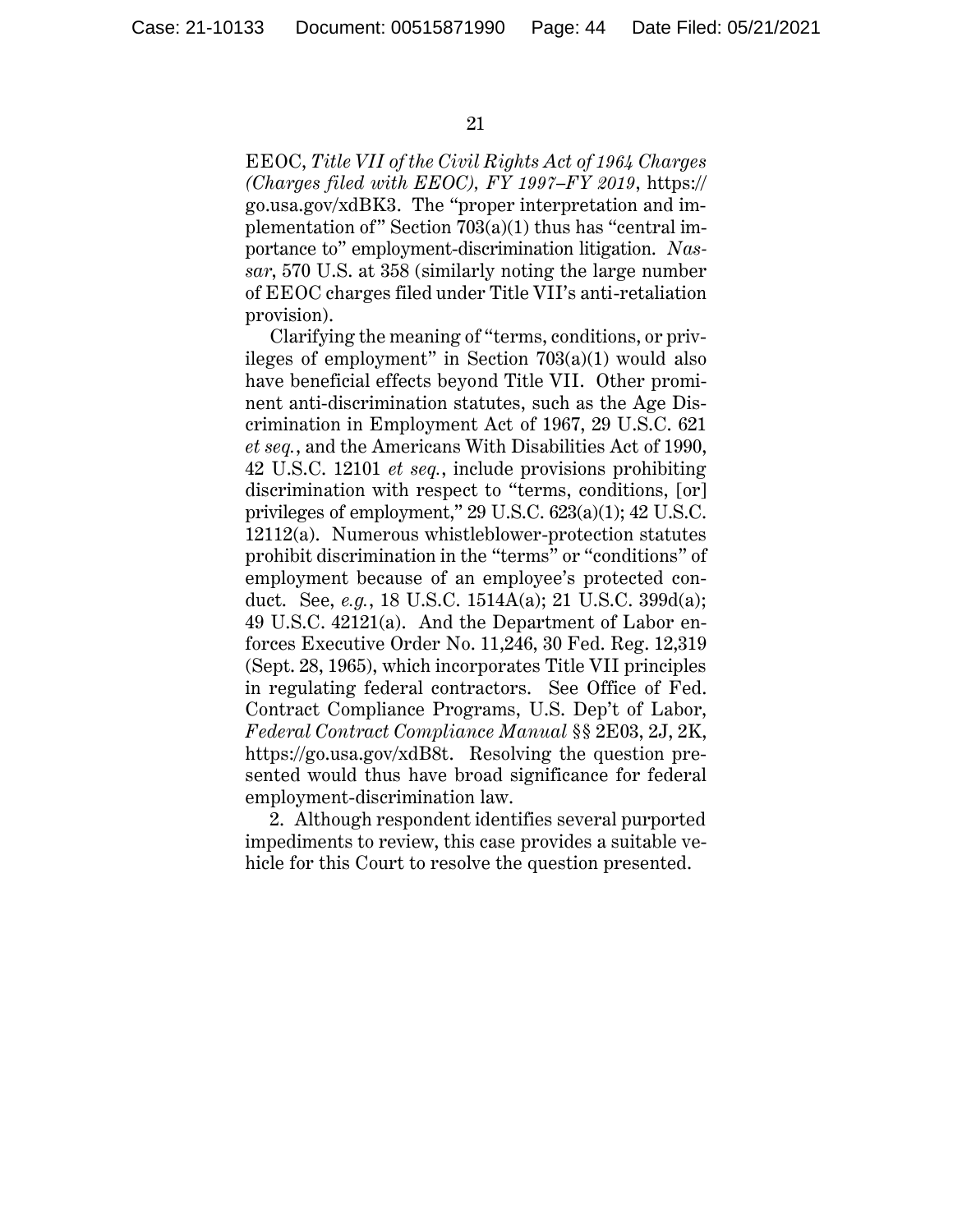EEOC, *Title VII of the Civil Rights Act of 1964 Charges (Charges filed with EEOC), FY 1997–FY 2019*, https://go.usa.gov/xdBK3. The "proper interpretation and implementation of" Section 703(a)(1) thus has "central importance to" employment-discrimination litigation. *Nassar*, 570 U.S. at 358 (similarly noting the large number of EEOC charges filed under Title VII's anti-retaliation provision).

Clarifying the meaning of "terms, conditions, or privileges of employment" in Section 703(a)(1) would also have beneficial effects beyond Title VII. Other prominent anti-discrimination statutes, such as the Age Discrimination in Employment Act of 1967, 29 U.S.C. 621 *et seq.*, and the Americans With Disabilities Act of 1990, 42 U.S.C. 12101 *et seq.*, include provisions prohibiting discrimination with respect to "terms, conditions, [or] privileges of employment," 29 U.S.C. 623(a)(1); 42 U.S.C. 12112(a). Numerous whistleblower-protection statutes prohibit discrimination in the "terms" or "conditions" of employment because of an employee's protected conduct. See, *e.g.*, 18 U.S.C. 1514A(a); 21 U.S.C. 399d(a); 49 U.S.C. 42121(a). And the Department of Labor enforces Executive Order No. 11,246, 30 Fed. Reg. 12,319 (Sept. 28, 1965), which incorporates Title VII principles in regulating federal contractors. See Office of Fed. Contract Compliance Programs, U.S. Dep't of Labor, *Federal Contract Compliance Manual* §§ 2E03, 2J, 2K, https://go.usa.gov/xdB8t. Resolving the question presented would thus have broad significance for federal employment-discrimination law.

2. Although respondent identifies several purported impediments to review, this case provides a suitable vehicle for this Court to resolve the question presented.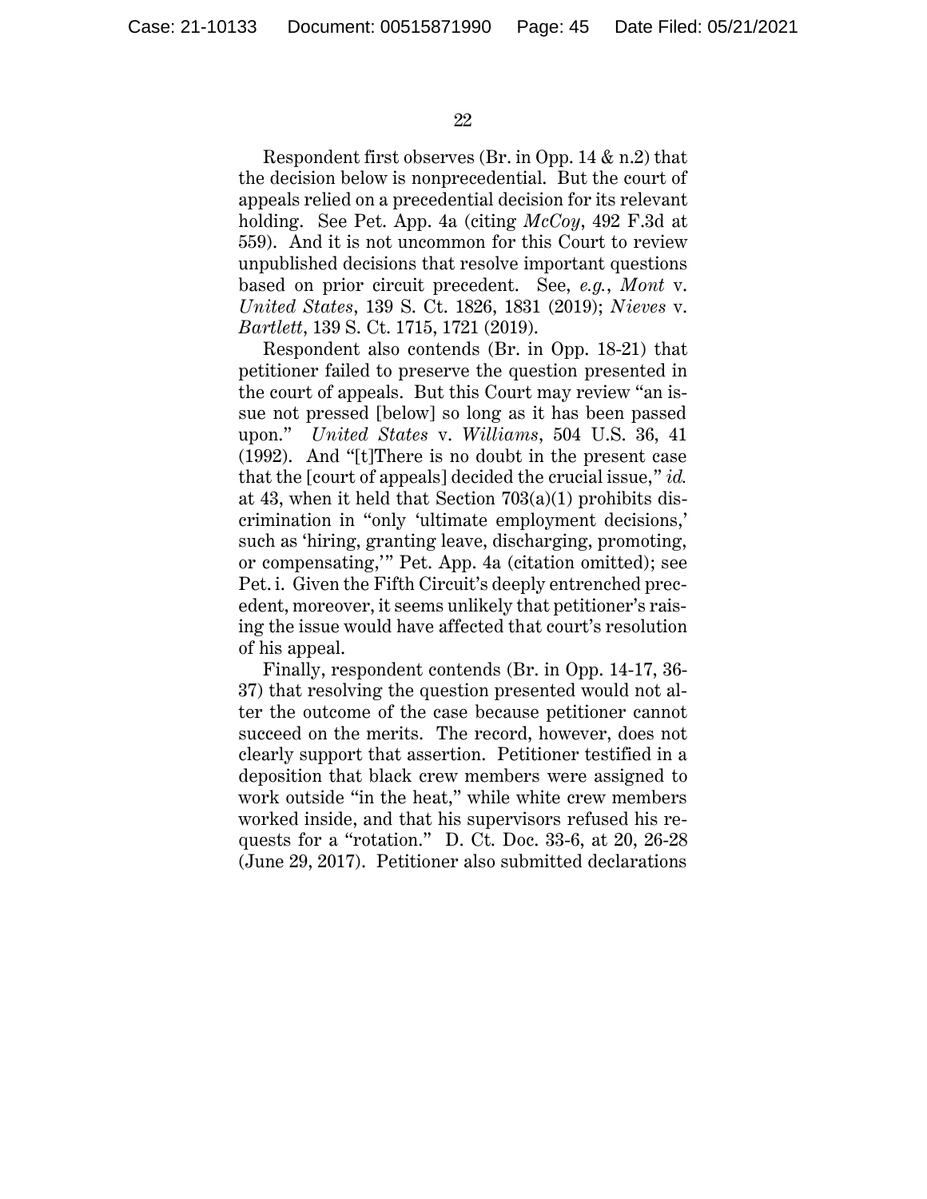Respondent first observes (Br. in Opp. 14 & n.2) that the decision below is nonprecedential. But the court of appeals relied on a precedential decision for its relevant holding. See Pet. App. 4a (citing *McCoy*, 492 F.3d at 559). And it is not uncommon for this Court to review unpublished decisions that resolve important questions based on prior circuit precedent. See, *e.g.*, *Mont* v. *United States*, 139 S. Ct. 1826, 1831 (2019); *Nieves* v. *Bartlett*, 139 S. Ct. 1715, 1721 (2019).

Respondent also contends (Br. in Opp. 18-21) that petitioner failed to preserve the question presented in the court of appeals. But this Court may review "an issue not pressed [below] so long as it has been passed upon." *United States* v. *Williams*, 504 U.S. 36, 41 (1992). And "[t]There is no doubt in the present case that the [court of appeals] decided the crucial issue," *id.* at 43, when it held that Section 703(a)(1) prohibits discrimination in "only 'ultimate employment decisions,' such as 'hiring, granting leave, discharging, promoting, or compensating,'" Pet. App. 4a (citation omitted); see Pet. i. Given the Fifth Circuit's deeply entrenched precedent, moreover, it seems unlikely that petitioner's raising the issue would have affected that court's resolution of his appeal.

Finally, respondent contends (Br. in Opp. 14-17, 36-37) that resolving the question presented would not alter the outcome of the case because petitioner cannot succeed on the merits. The record, however, does not clearly support that assertion. Petitioner testified in a deposition that black crew members were assigned to work outside "in the heat," while white crew members worked inside, and that his supervisors refused his requests for a "rotation." D. Ct. Doc. 33-6, at 20, 26-28 (June 29, 2017). Petitioner also submitted declarations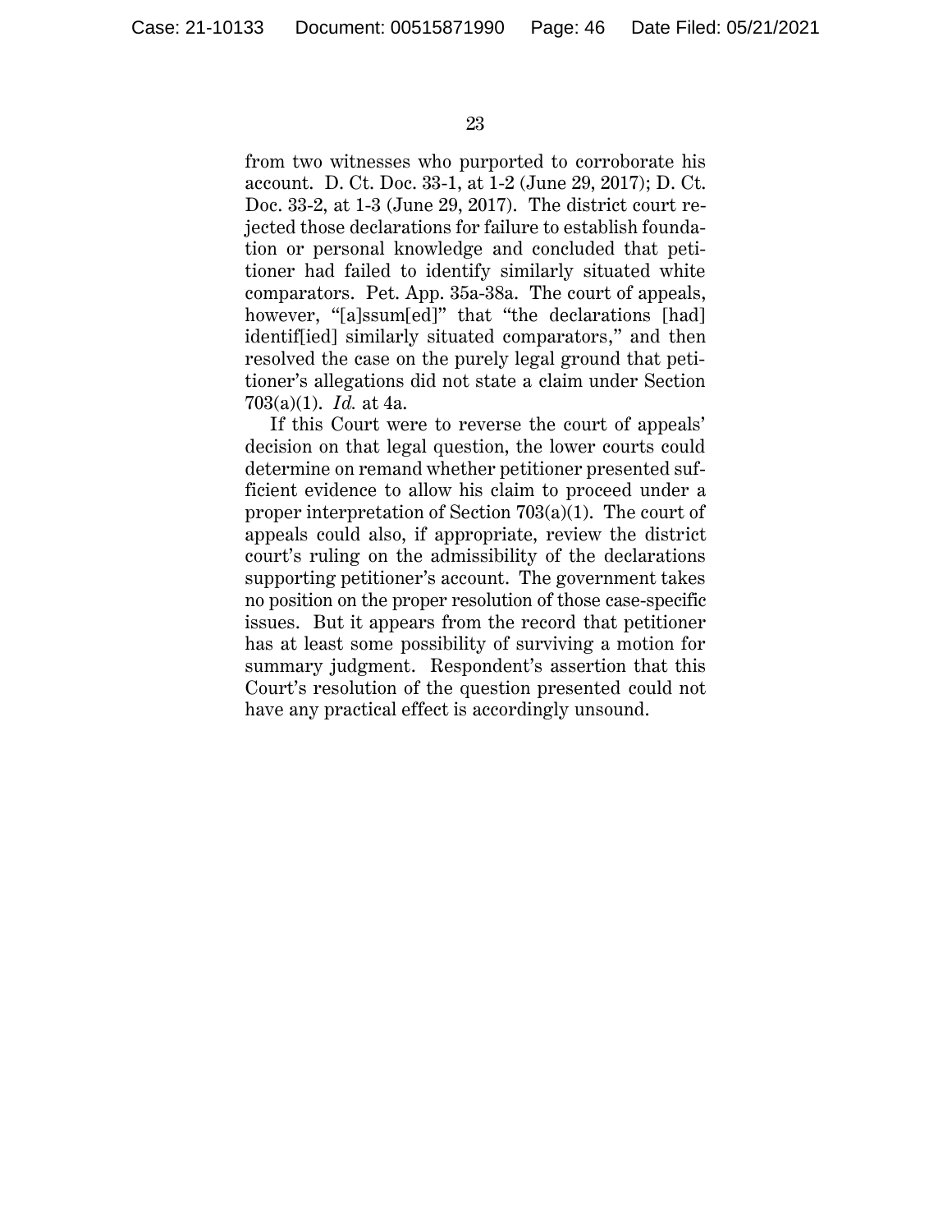from two witnesses who purported to corroborate his account. D. Ct. Doc. 33-1, at 1-2 (June 29, 2017); D. Ct. Doc. 33-2, at 1-3 (June 29, 2017). The district court rejected those declarations for failure to establish foundation or personal knowledge and concluded that petitioner had failed to identify similarly situated white comparators. Pet. App. 35a-38a. The court of appeals, however, "[a]ssum[ed]" that "the declarations [had] identif[ied] similarly situated comparators," and then resolved the case on the purely legal ground that petitioner's allegations did not state a claim under Section 703(a)(1). *Id.* at 4a.

If this Court were to reverse the court of appeals' decision on that legal question, the lower courts could determine on remand whether petitioner presented sufficient evidence to allow his claim to proceed under a proper interpretation of Section 703(a)(1). The court of appeals could also, if appropriate, review the district court's ruling on the admissibility of the declarations supporting petitioner's account. The government takes no position on the proper resolution of those case-specific issues. But it appears from the record that petitioner has at least some possibility of surviving a motion for summary judgment. Respondent's assertion that this Court's resolution of the question presented could not have any practical effect is accordingly unsound.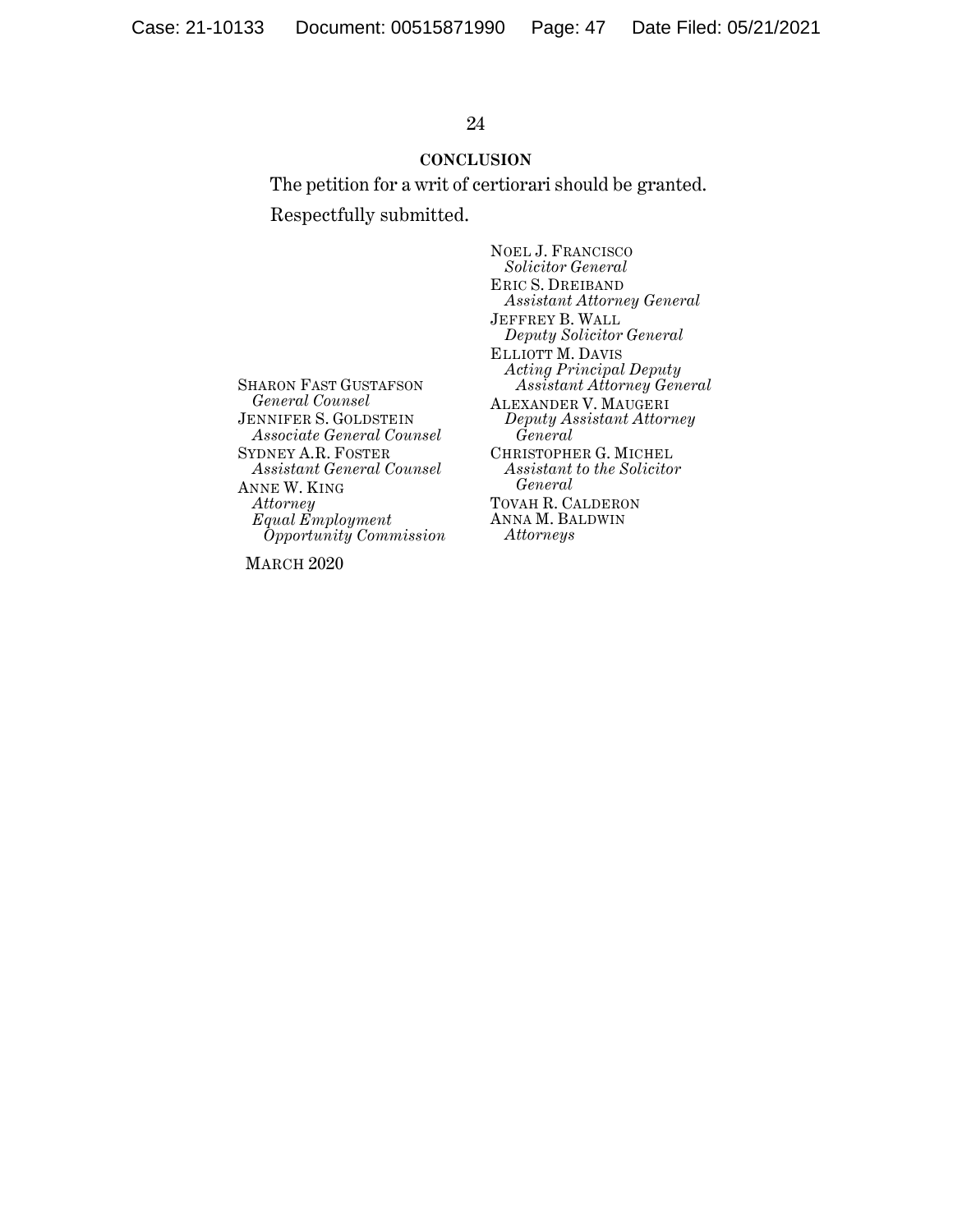## CONCLUSION

The petition for a writ of certiorari should be granted.

Respectfully submitted.

NOEL J. FRANCISCO
*Solicitor General*

ERIC S. DREIBAND
*Assistant Attorney General*

JEFFREY B. WALL
*Deputy Solicitor General*

ELLIOTT M. DAVIS
*Acting Principal Deputy Assistant Attorney General*

ALEXANDER V. MAUGERI
*Deputy Assistant Attorney General*

CHRISTOPHER G. MICHEL
*Assistant to the Solicitor General*

TOVAH R. CALDERON
ANNA M. BALDWIN
*Attorneys*

SHARON FAST GUSTAFSON
*General Counsel*

JENNIFER S. GOLDSTEIN
*Associate General Counsel*

SYDNEY A.R. FOSTER
*Assistant General Counsel*

ANNE W. KING
*Attorney*
*Equal Employment Opportunity Commission*

MARCH 2020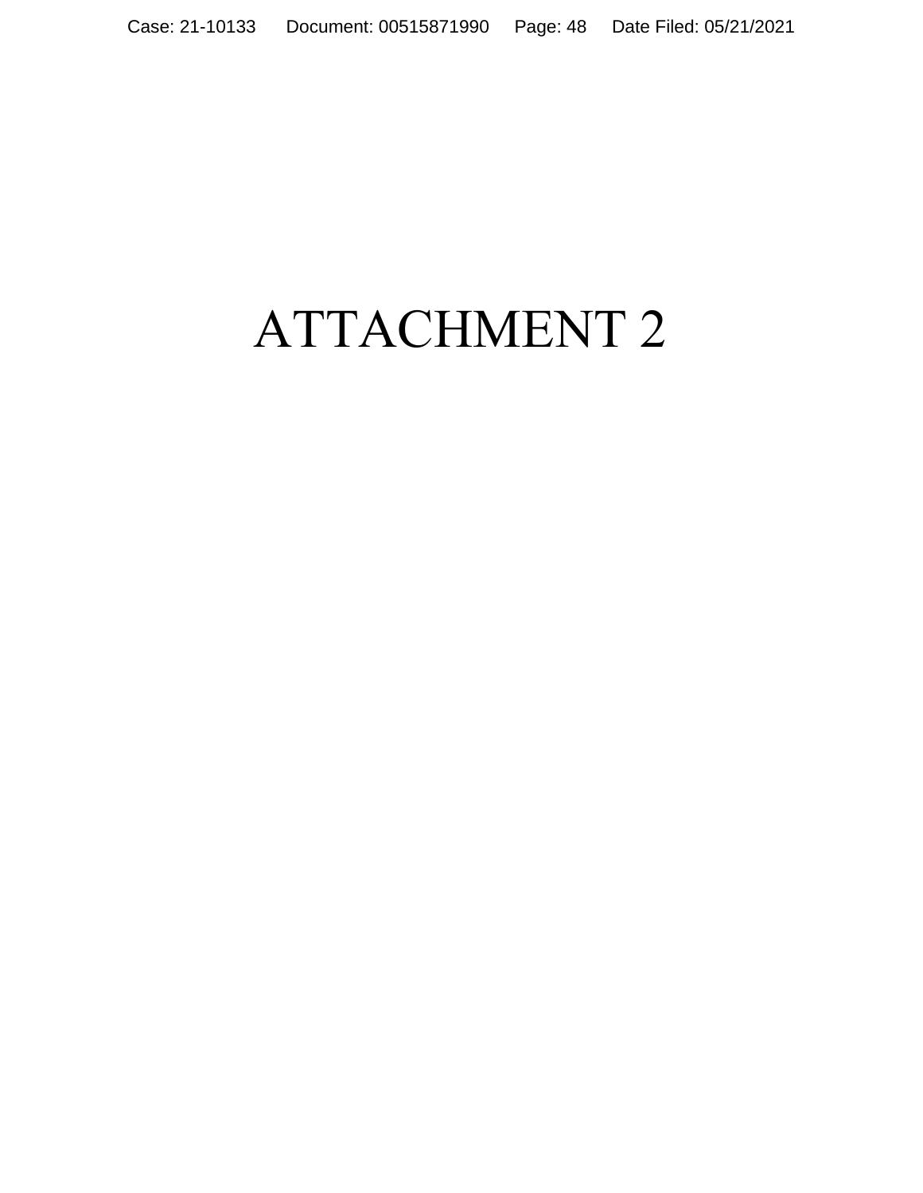# ATTACHMENT 2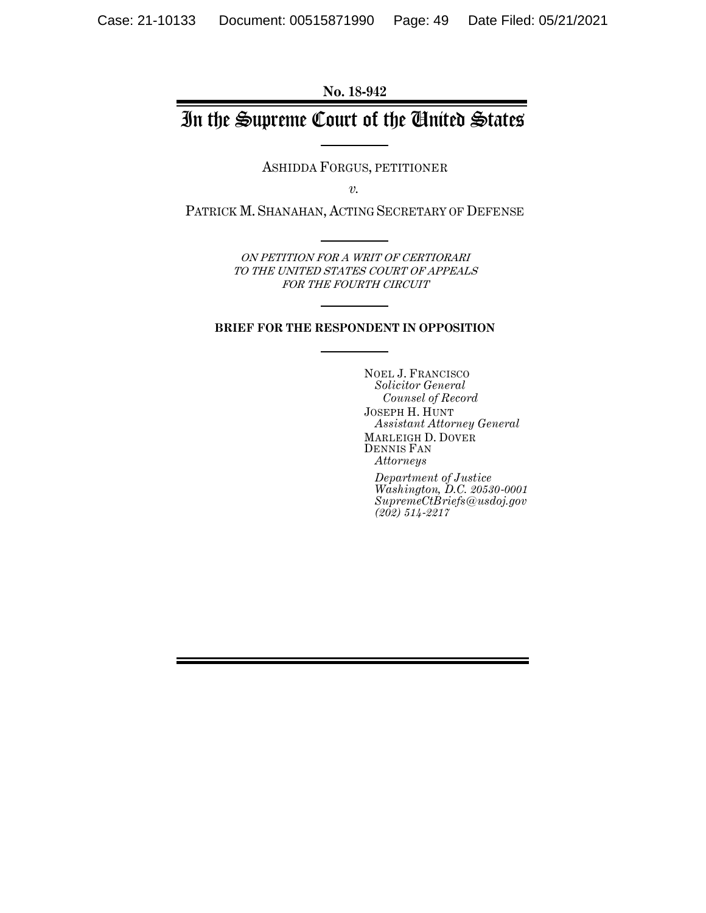**No. 18-942**

# In the Supreme Court of the United States

ASHIDDA FORGUS, PETITIONER

*v.*

PATRICK M. SHANAHAN, ACTING SECRETARY OF DEFENSE

*ON PETITION FOR A WRIT OF CERTIORARI TO THE UNITED STATES COURT OF APPEALS FOR THE FOURTH CIRCUIT*

**BRIEF FOR THE RESPONDENT IN OPPOSITION**

NOEL J. FRANCISCO
*Solicitor General*
*Counsel of Record*
JOSEPH H. HUNT
*Assistant Attorney General*
MARLEIGH D. DOVER
DENNIS FAN
*Attorneys*

*Department of Justice*
*Washington, D.C. 20530-0001*
*SupremeCtBriefs@usdoj.gov*
*(202) 514-2217*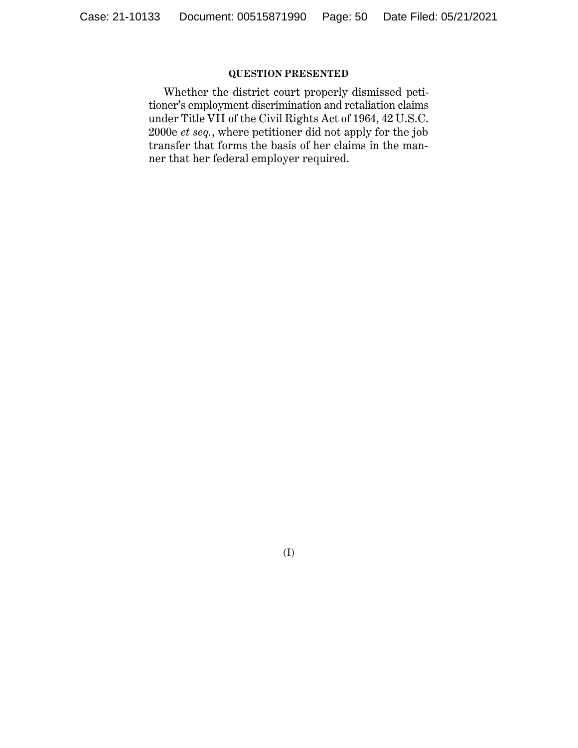## QUESTION PRESENTED

Whether the district court properly dismissed petitioner's employment discrimination and retaliation claims under Title VII of the Civil Rights Act of 1964, 42 U.S.C. 2000e *et seq.*, where petitioner did not apply for the job transfer that forms the basis of her claims in the manner that her federal employer required.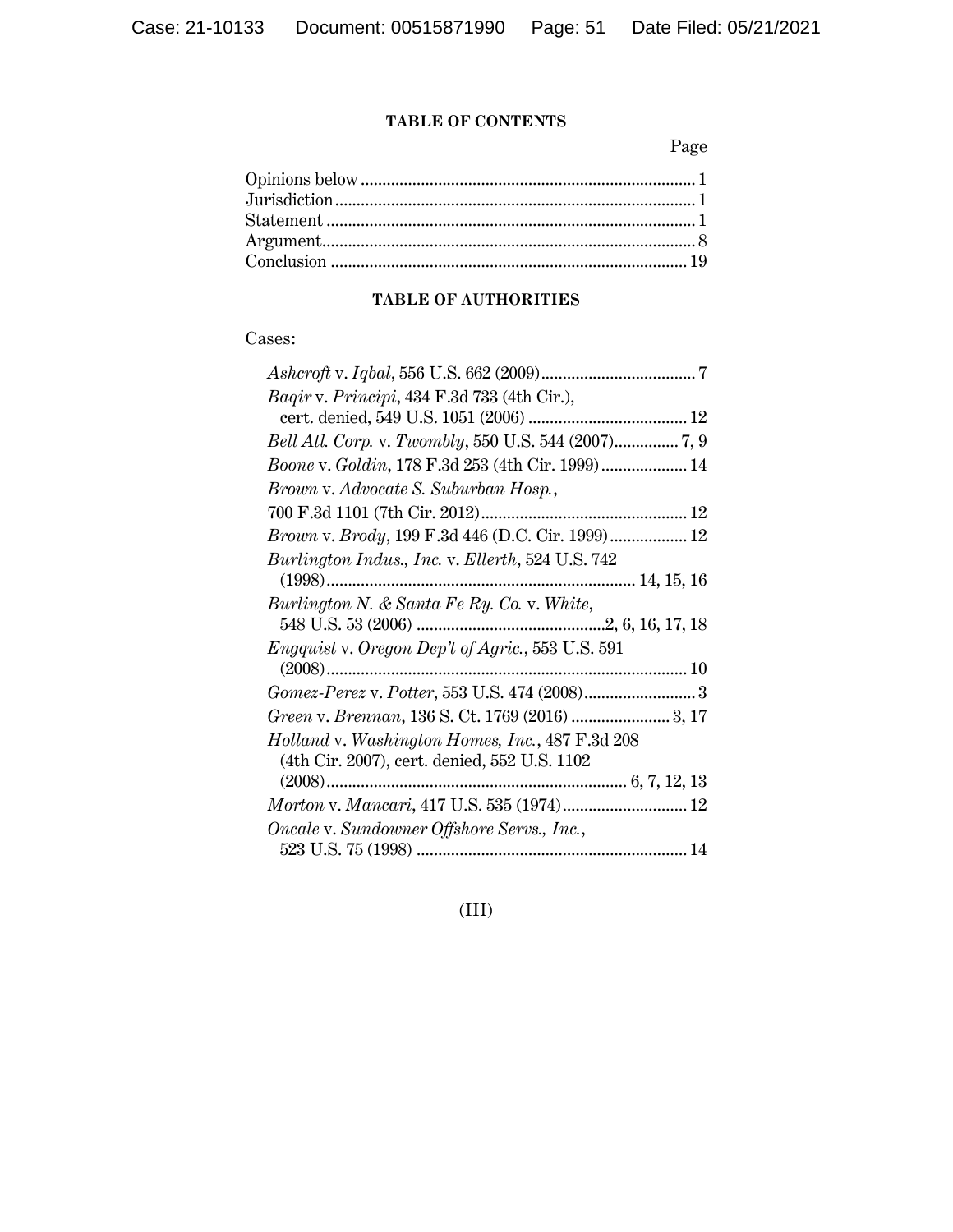**TABLE OF CONTENTS**

| | Page |
|---|---|
| Opinions below | 1 |
| Jurisdiction | 1 |
| Statement | 1 |
| Argument | 8 |
| Conclusion | 19 |

**TABLE OF AUTHORITIES**

Cases:

*Ashcroft* v. *Iqbal*, 556 U.S. 662 (2009) .................... 7

*Baqir* v. *Principi*, 434 F.3d 733 (4th Cir.), cert. denied, 549 U.S. 1051 (2006) .................... 12

*Bell Atl. Corp.* v. *Twombly*, 550 U.S. 544 (2007) .................... 7, 9

*Boone* v. *Goldin*, 178 F.3d 253 (4th Cir. 1999) .................... 14

*Brown* v. *Advocate S. Suburban Hosp.*, 700 F.3d 1101 (7th Cir. 2012) .................... 12

*Brown* v. *Brody*, 199 F.3d 446 (D.C. Cir. 1999) .................... 12

*Burlington Indus., Inc.* v. *Ellerth*, 524 U.S. 742 (1998) .................... 14, 15, 16

*Burlington N. & Santa Fe Ry. Co.* v. *White*, 548 U.S. 53 (2006) .................... 2, 6, 16, 17, 18

*Engquist* v. *Oregon Dep't of Agric.*, 553 U.S. 591 (2008) .................... 10

*Gomez-Perez* v. *Potter*, 553 U.S. 474 (2008) .................... 3

*Green* v. *Brennan*, 136 S. Ct. 1769 (2016) .................... 3, 17

*Holland* v. *Washington Homes, Inc.*, 487 F.3d 208 (4th Cir. 2007), cert. denied, 552 U.S. 1102 (2008) .................... 6, 7, 12, 13

*Morton* v. *Mancari*, 417 U.S. 535 (1974) .................... 12

*Oncale* v. *Sundowner Offshore Servs., Inc.*, 523 U.S. 75 (1998) .................... 14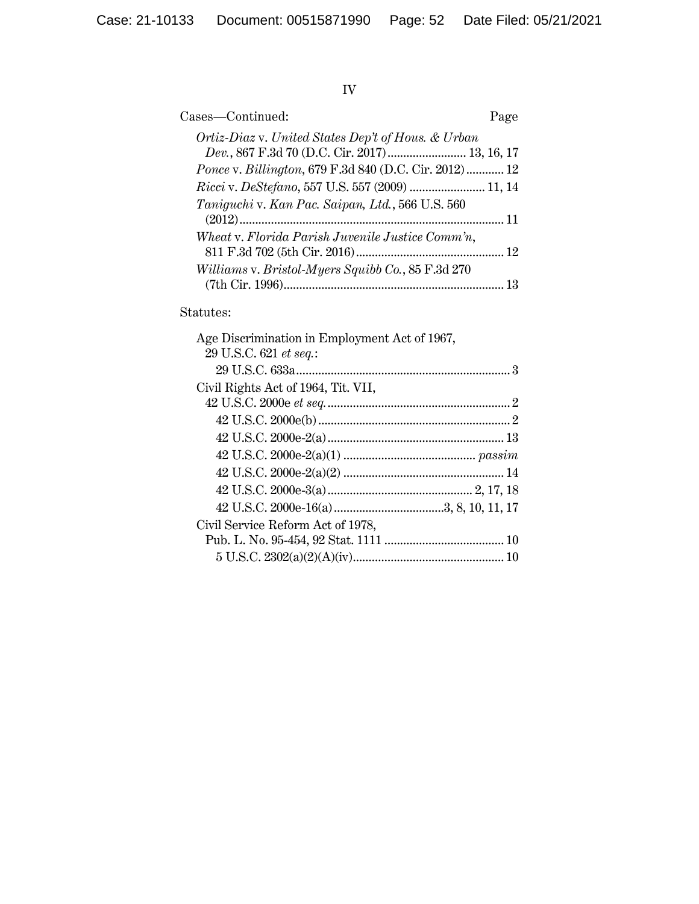Cases—Continued: Page

*Ortiz-Diaz* v. *United States Dep't of Hous. & Urban Dev.*, 867 F.3d 70 (D.C. Cir. 2017) ......................... 13, 16, 17

*Ponce* v. *Billington*, 679 F.3d 840 (D.C. Cir. 2012) ............ 12

*Ricci* v. *DeStefano*, 557 U.S. 557 (2009) ........................ 11, 14

*Taniguchi* v. *Kan Pac. Saipan, Ltd.*, 566 U.S. 560 (2012) .................................................................................. 11

*Wheat* v. *Florida Parish Juvenile Justice Comm'n*, 811 F.3d 702 (5th Cir. 2016) ............................................... 12

*Williams* v. *Bristol-Myers Squibb Co.*, 85 F.3d 270 (7th Cir. 1996) ...................................................................... 13

Statutes:

Age Discrimination in Employment Act of 1967, 29 U.S.C. 621 *et seq.*:

- 29 U.S.C. 633a .................................................................... 3

Civil Rights Act of 1964, Tit. VII, 42 U.S.C. 2000e *et seq.* .......................................................... 2

- 42 U.S.C. 2000e(b) ............................................................ 2
- 42 U.S.C. 2000e-2(a) ........................................................ 13
- 42 U.S.C. 2000e-2(a)(1) .......................................... *passim*
- 42 U.S.C. 2000e-2(a)(2) ................................................... 14
- 42 U.S.C. 2000e-3(a) .............................................. 2, 17, 18
- 42 U.S.C. 2000e-16(a) ...................................3, 8, 10, 11, 17

Civil Service Reform Act of 1978, Pub. L. No. 95-454, 92 Stat. 1111 ...................................... 10

- 5 U.S.C. 2302(a)(2)(A)(iv) ................................................ 10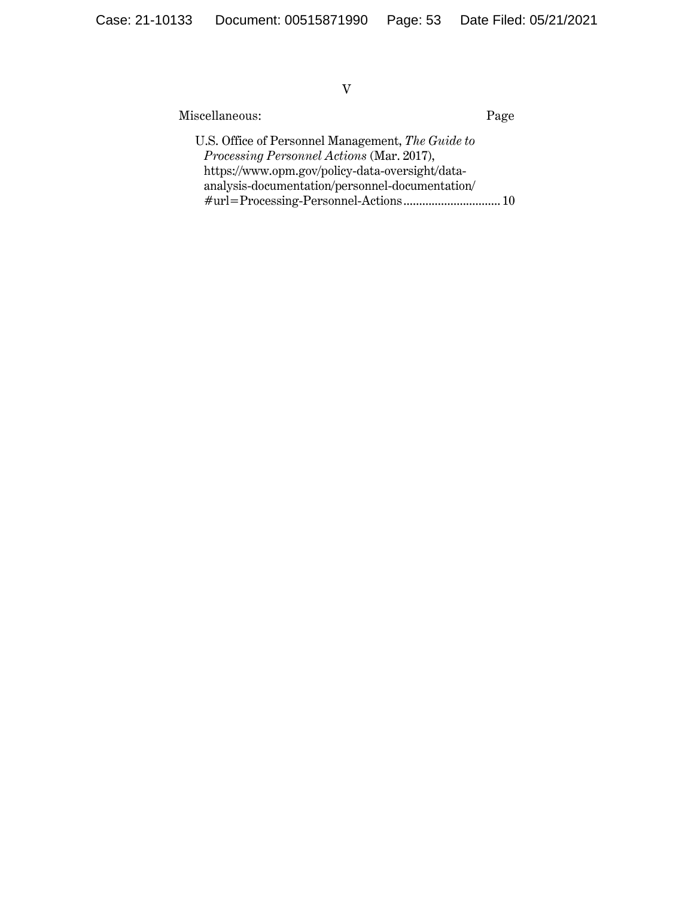Miscellaneous: Page

U.S. Office of Personnel Management, *The Guide to Processing Personnel Actions* (Mar. 2017), https://www.opm.gov/policy-data-oversight/data-analysis-documentation/personnel-documentation/#url=Processing-Personnel-Actions .............................. 10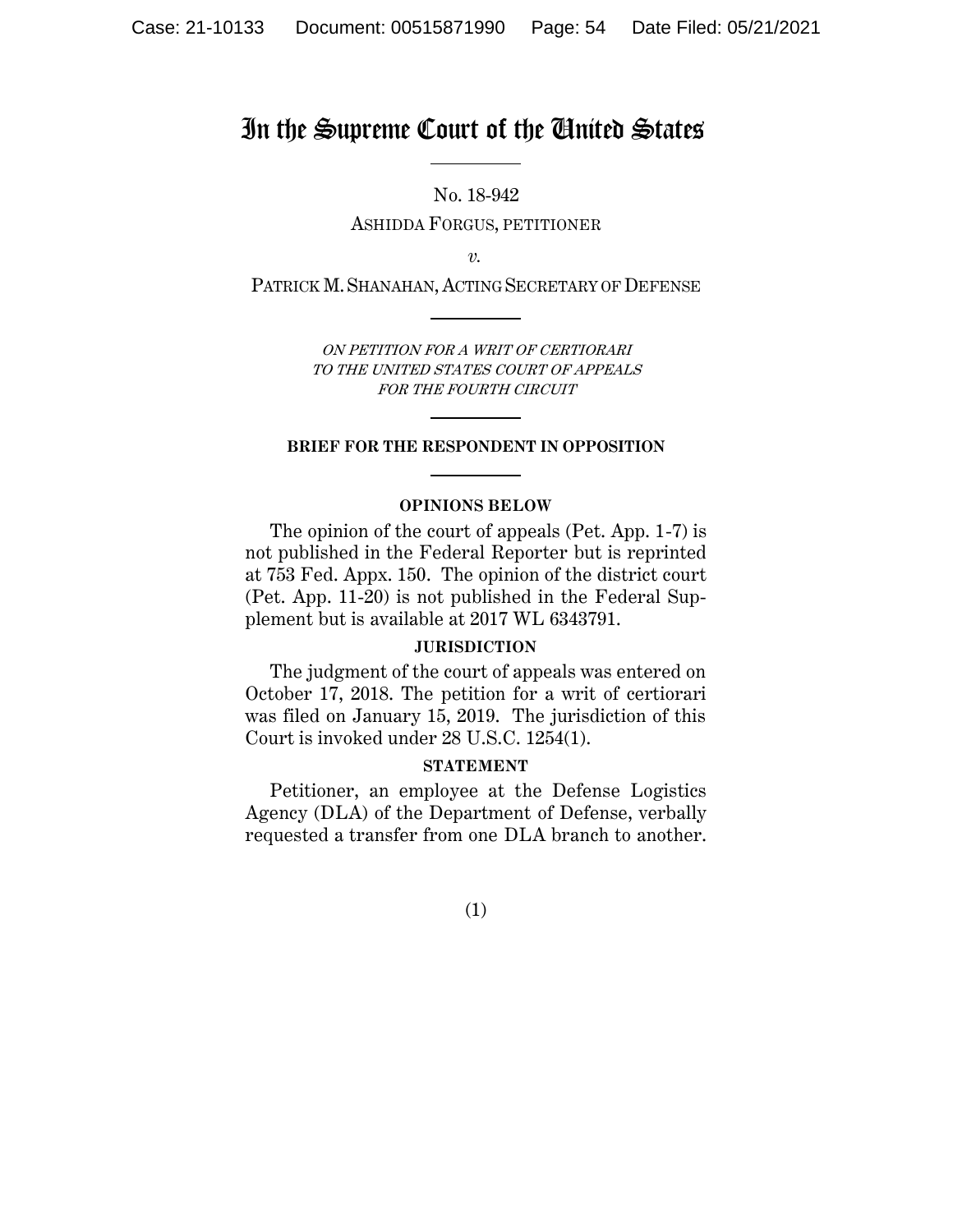# In the Supreme Court of the United States

No. 18-942

ASHIDDA FORGUS, PETITIONER

*v.*

PATRICK M. SHANAHAN, ACTING SECRETARY OF DEFENSE

*ON PETITION FOR A WRIT OF CERTIORARI TO THE UNITED STATES COURT OF APPEALS FOR THE FOURTH CIRCUIT*

**BRIEF FOR THE RESPONDENT IN OPPOSITION**

**OPINIONS BELOW**

The opinion of the court of appeals (Pet. App. 1-7) is not published in the Federal Reporter but is reprinted at 753 Fed. Appx. 150. The opinion of the district court (Pet. App. 11-20) is not published in the Federal Supplement but is available at 2017 WL 6343791.

**JURISDICTION**

The judgment of the court of appeals was entered on October 17, 2018. The petition for a writ of certiorari was filed on January 15, 2019. The jurisdiction of this Court is invoked under 28 U.S.C. 1254(1).

**STATEMENT**

Petitioner, an employee at the Defense Logistics Agency (DLA) of the Department of Defense, verbally requested a transfer from one DLA branch to another.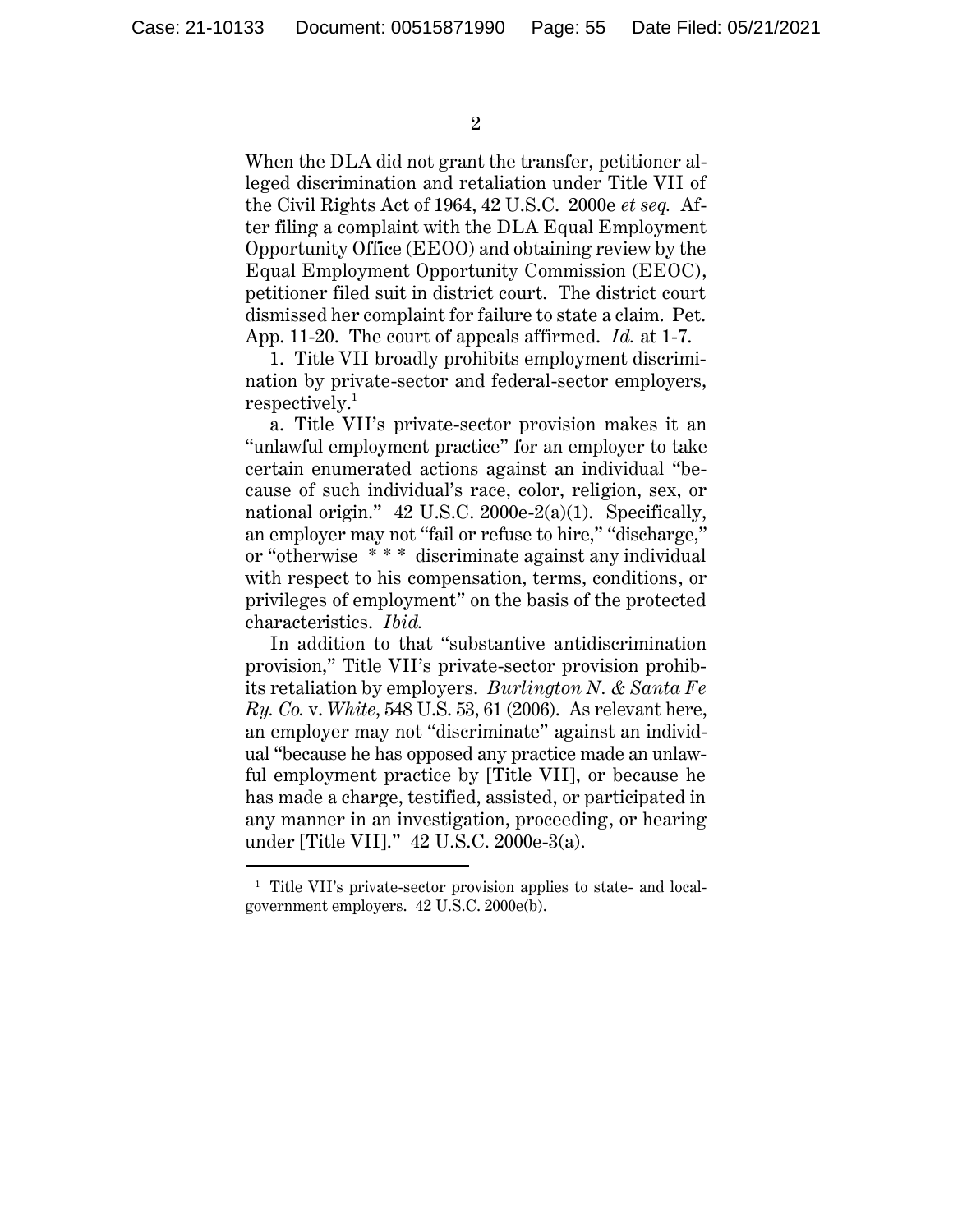When the DLA did not grant the transfer, petitioner alleged discrimination and retaliation under Title VII of the Civil Rights Act of 1964, 42 U.S.C. 2000e *et seq.* After filing a complaint with the DLA Equal Employment Opportunity Office (EEOO) and obtaining review by the Equal Employment Opportunity Commission (EEOC), petitioner filed suit in district court. The district court dismissed her complaint for failure to state a claim. Pet. App. 11-20. The court of appeals affirmed. *Id.* at 1-7.

1. Title VII broadly prohibits employment discrimination by private-sector and federal-sector employers, respectively.[1]

a. Title VII's private-sector provision makes it an "unlawful employment practice" for an employer to take certain enumerated actions against an individual "because of such individual's race, color, religion, sex, or national origin." 42 U.S.C. 2000e-2(a)(1). Specifically, an employer may not "fail or refuse to hire," "discharge," or "otherwise * * * discriminate against any individual with respect to his compensation, terms, conditions, or privileges of employment" on the basis of the protected characteristics. *Ibid.*

In addition to that "substantive antidiscrimination provision," Title VII's private-sector provision prohibits retaliation by employers. *Burlington N. & Santa Fe Ry. Co.* v. *White*, 548 U.S. 53, 61 (2006). As relevant here, an employer may not "discriminate" against an individual "because he has opposed any practice made an unlawful employment practice by [Title VII], or because he has made a charge, testified, assisted, or participated in any manner in an investigation, proceeding, or hearing under [Title VII]." 42 U.S.C. 2000e-3(a).

---

[1] Title VII's private-sector provision applies to state- and local-government employers. 42 U.S.C. 2000e(b).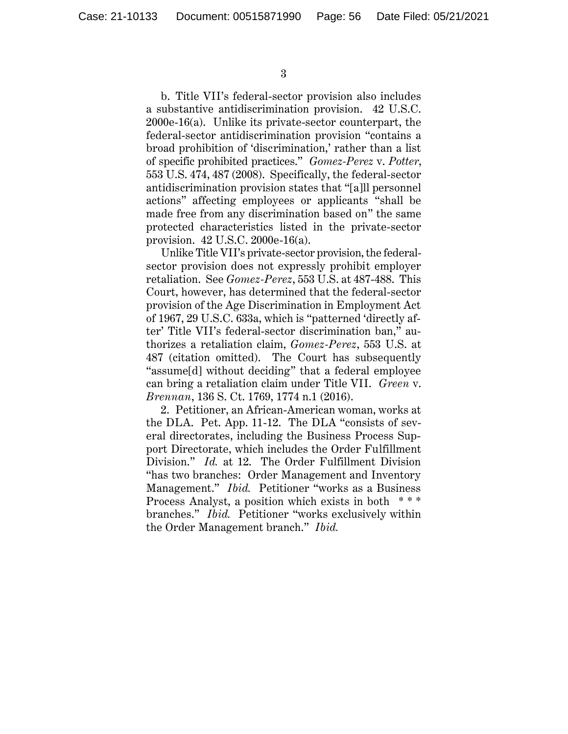b. Title VII's federal-sector provision also includes a substantive antidiscrimination provision. 42 U.S.C. 2000e-16(a). Unlike its private-sector counterpart, the federal-sector antidiscrimination provision "contains a broad prohibition of 'discrimination,' rather than a list of specific prohibited practices." *Gomez-Perez* v. *Potter*, 553 U.S. 474, 487 (2008). Specifically, the federal-sector antidiscrimination provision states that "[a]ll personnel actions" affecting employees or applicants "shall be made free from any discrimination based on" the same protected characteristics listed in the private-sector provision. 42 U.S.C. 2000e-16(a).

Unlike Title VII's private-sector provision, the federal-sector provision does not expressly prohibit employer retaliation. See *Gomez-Perez*, 553 U.S. at 487-488. This Court, however, has determined that the federal-sector provision of the Age Discrimination in Employment Act of 1967, 29 U.S.C. 633a, which is "patterned 'directly after' Title VII's federal-sector discrimination ban," authorizes a retaliation claim, *Gomez-Perez*, 553 U.S. at 487 (citation omitted). The Court has subsequently "assume[d] without deciding" that a federal employee can bring a retaliation claim under Title VII. *Green* v. *Brennan*, 136 S. Ct. 1769, 1774 n.1 (2016).

2. Petitioner, an African-American woman, works at the DLA. Pet. App. 11-12. The DLA "consists of several directorates, including the Business Process Support Directorate, which includes the Order Fulfillment Division." *Id.* at 12. The Order Fulfillment Division "has two branches: Order Management and Inventory Management." *Ibid.* Petitioner "works as a Business Process Analyst, a position which exists in both * * * branches." *Ibid.* Petitioner "works exclusively within the Order Management branch." *Ibid.*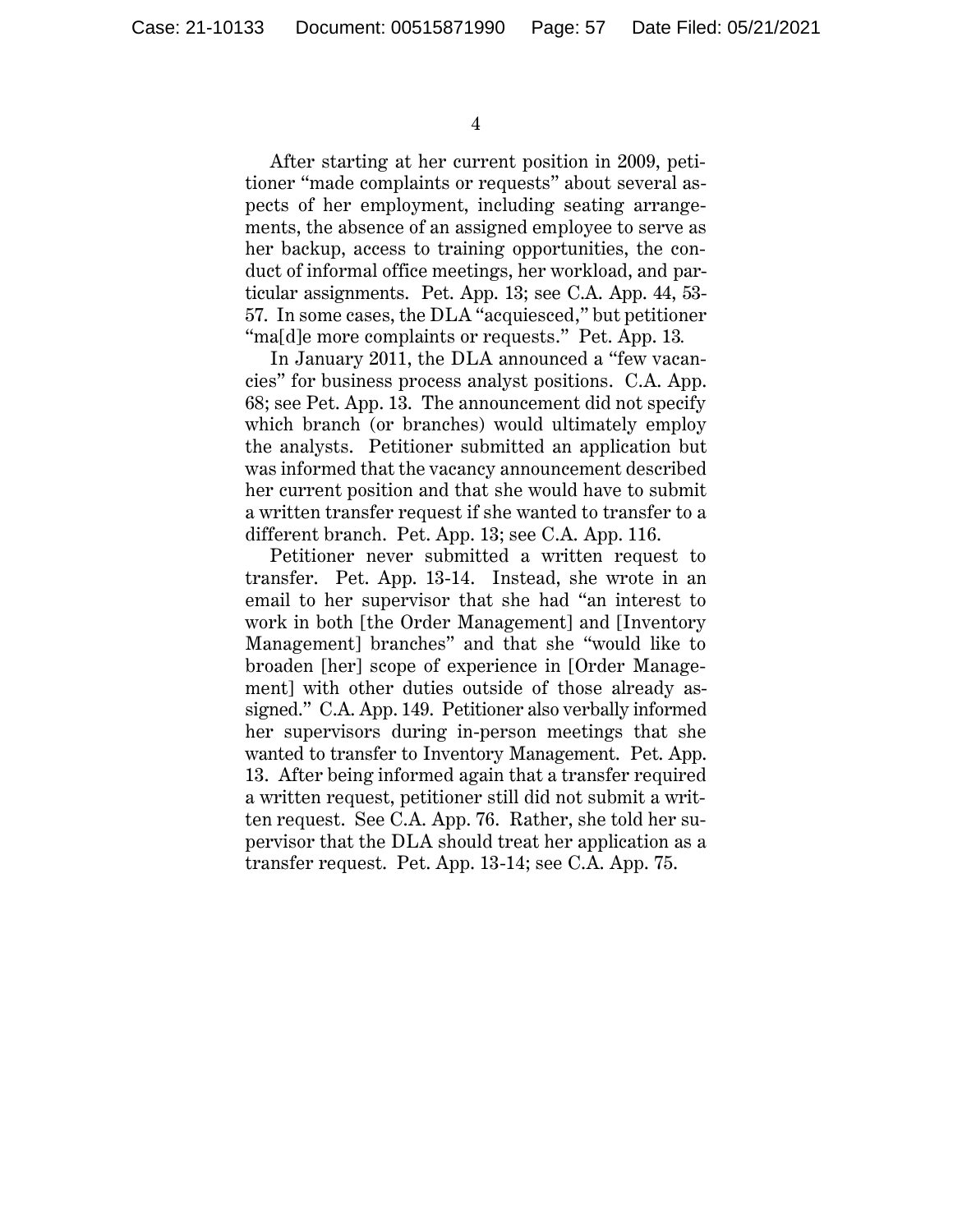After starting at her current position in 2009, petitioner "made complaints or requests" about several aspects of her employment, including seating arrangements, the absence of an assigned employee to serve as her backup, access to training opportunities, the conduct of informal office meetings, her workload, and particular assignments. Pet. App. 13; see C.A. App. 44, 53-57. In some cases, the DLA "acquiesced," but petitioner "ma[d]e more complaints or requests." Pet. App. 13.

In January 2011, the DLA announced a "few vacancies" for business process analyst positions. C.A. App. 68; see Pet. App. 13. The announcement did not specify which branch (or branches) would ultimately employ the analysts. Petitioner submitted an application but was informed that the vacancy announcement described her current position and that she would have to submit a written transfer request if she wanted to transfer to a different branch. Pet. App. 13; see C.A. App. 116.

Petitioner never submitted a written request to transfer. Pet. App. 13-14. Instead, she wrote in an email to her supervisor that she had "an interest to work in both [the Order Management] and [Inventory Management] branches" and that she "would like to broaden [her] scope of experience in [Order Management] with other duties outside of those already assigned." C.A. App. 149. Petitioner also verbally informed her supervisors during in-person meetings that she wanted to transfer to Inventory Management. Pet. App. 13. After being informed again that a transfer required a written request, petitioner still did not submit a written request. See C.A. App. 76. Rather, she told her supervisor that the DLA should treat her application as a transfer request. Pet. App. 13-14; see C.A. App. 75.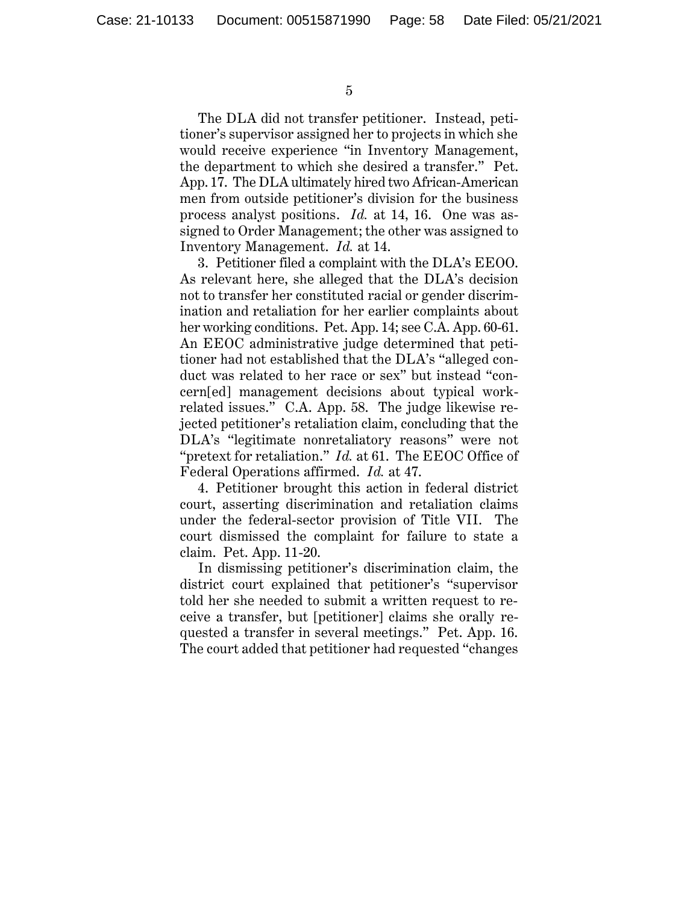The DLA did not transfer petitioner. Instead, petitioner's supervisor assigned her to projects in which she would receive experience "in Inventory Management, the department to which she desired a transfer." Pet. App. 17. The DLA ultimately hired two African-American men from outside petitioner's division for the business process analyst positions. *Id.* at 14, 16. One was assigned to Order Management; the other was assigned to Inventory Management. *Id.* at 14.

3. Petitioner filed a complaint with the DLA's EEOO. As relevant here, she alleged that the DLA's decision not to transfer her constituted racial or gender discrimination and retaliation for her earlier complaints about her working conditions. Pet. App. 14; see C.A. App. 60-61. An EEOC administrative judge determined that petitioner had not established that the DLA's "alleged conduct was related to her race or sex" but instead "concern[ed] management decisions about typical work-related issues." C.A. App. 58. The judge likewise rejected petitioner's retaliation claim, concluding that the DLA's "legitimate nonretaliatory reasons" were not "pretext for retaliation." *Id.* at 61. The EEOC Office of Federal Operations affirmed. *Id.* at 47.

4. Petitioner brought this action in federal district court, asserting discrimination and retaliation claims under the federal-sector provision of Title VII. The court dismissed the complaint for failure to state a claim. Pet. App. 11-20.

In dismissing petitioner's discrimination claim, the district court explained that petitioner's "supervisor told her she needed to submit a written request to receive a transfer, but [petitioner] claims she orally requested a transfer in several meetings." Pet. App. 16. The court added that petitioner had requested "changes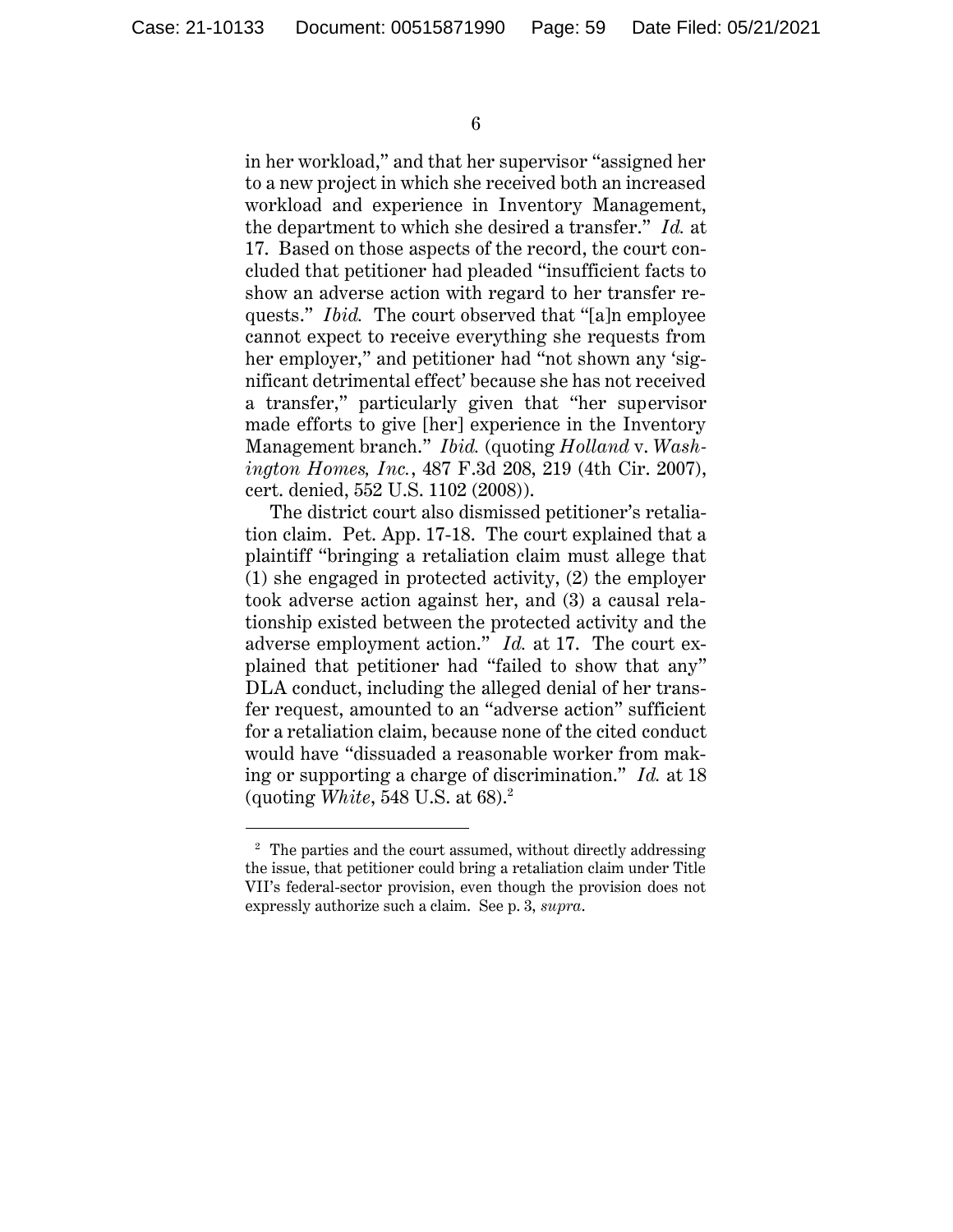in her workload," and that her supervisor "assigned her to a new project in which she received both an increased workload and experience in Inventory Management, the department to which she desired a transfer." *Id.* at 17. Based on those aspects of the record, the court concluded that petitioner had pleaded "insufficient facts to show an adverse action with regard to her transfer requests." *Ibid.* The court observed that "[a]n employee cannot expect to receive everything she requests from her employer," and petitioner had "not shown any 'significant detrimental effect' because she has not received a transfer," particularly given that "her supervisor made efforts to give [her] experience in the Inventory Management branch." *Ibid.* (quoting *Holland* v. *Washington Homes, Inc.*, 487 F.3d 208, 219 (4th Cir. 2007), cert. denied, 552 U.S. 1102 (2008)).

The district court also dismissed petitioner's retaliation claim. Pet. App. 17-18. The court explained that a plaintiff "bringing a retaliation claim must allege that (1) she engaged in protected activity, (2) the employer took adverse action against her, and (3) a causal relationship existed between the protected activity and the adverse employment action." *Id.* at 17. The court explained that petitioner had "failed to show that any" DLA conduct, including the alleged denial of her transfer request, amounted to an "adverse action" sufficient for a retaliation claim, because none of the cited conduct would have "dissuaded a reasonable worker from making or supporting a charge of discrimination." *Id.* at 18 (quoting *White*, 548 U.S. at 68).[2]

[2] The parties and the court assumed, without directly addressing the issue, that petitioner could bring a retaliation claim under Title VII's federal-sector provision, even though the provision does not expressly authorize such a claim. See p. 3, *supra*.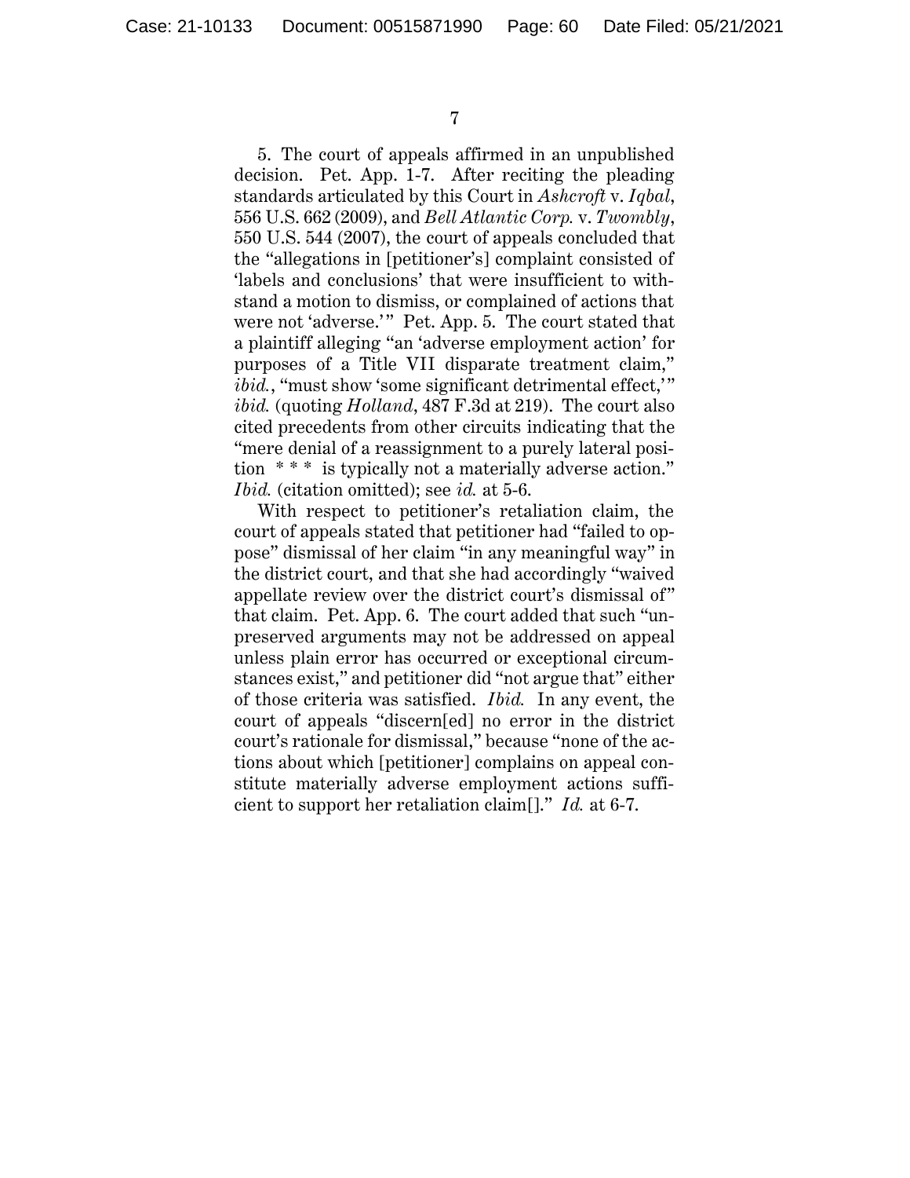5. The court of appeals affirmed in an unpublished decision. Pet. App. 1-7. After reciting the pleading standards articulated by this Court in *Ashcroft* v. *Iqbal*, 556 U.S. 662 (2009), and *Bell Atlantic Corp.* v. *Twombly*, 550 U.S. 544 (2007), the court of appeals concluded that the "allegations in [petitioner's] complaint consisted of 'labels and conclusions' that were insufficient to withstand a motion to dismiss, or complained of actions that were not 'adverse.'" Pet. App. 5. The court stated that a plaintiff alleging "an 'adverse employment action' for purposes of a Title VII disparate treatment claim," *ibid.*, "must show 'some significant detrimental effect,'" *ibid.* (quoting *Holland*, 487 F.3d at 219). The court also cited precedents from other circuits indicating that the "mere denial of a reassignment to a purely lateral position * * * is typically not a materially adverse action." *Ibid.* (citation omitted); see *id.* at 5-6.

With respect to petitioner's retaliation claim, the court of appeals stated that petitioner had "failed to oppose" dismissal of her claim "in any meaningful way" in the district court, and that she had accordingly "waived appellate review over the district court's dismissal of" that claim. Pet. App. 6. The court added that such "unpreserved arguments may not be addressed on appeal unless plain error has occurred or exceptional circumstances exist," and petitioner did "not argue that" either of those criteria was satisfied. *Ibid.* In any event, the court of appeals "discern[ed] no error in the district court's rationale for dismissal," because "none of the actions about which [petitioner] complains on appeal constitute materially adverse employment actions sufficient to support her retaliation claim[]." *Id.* at 6-7.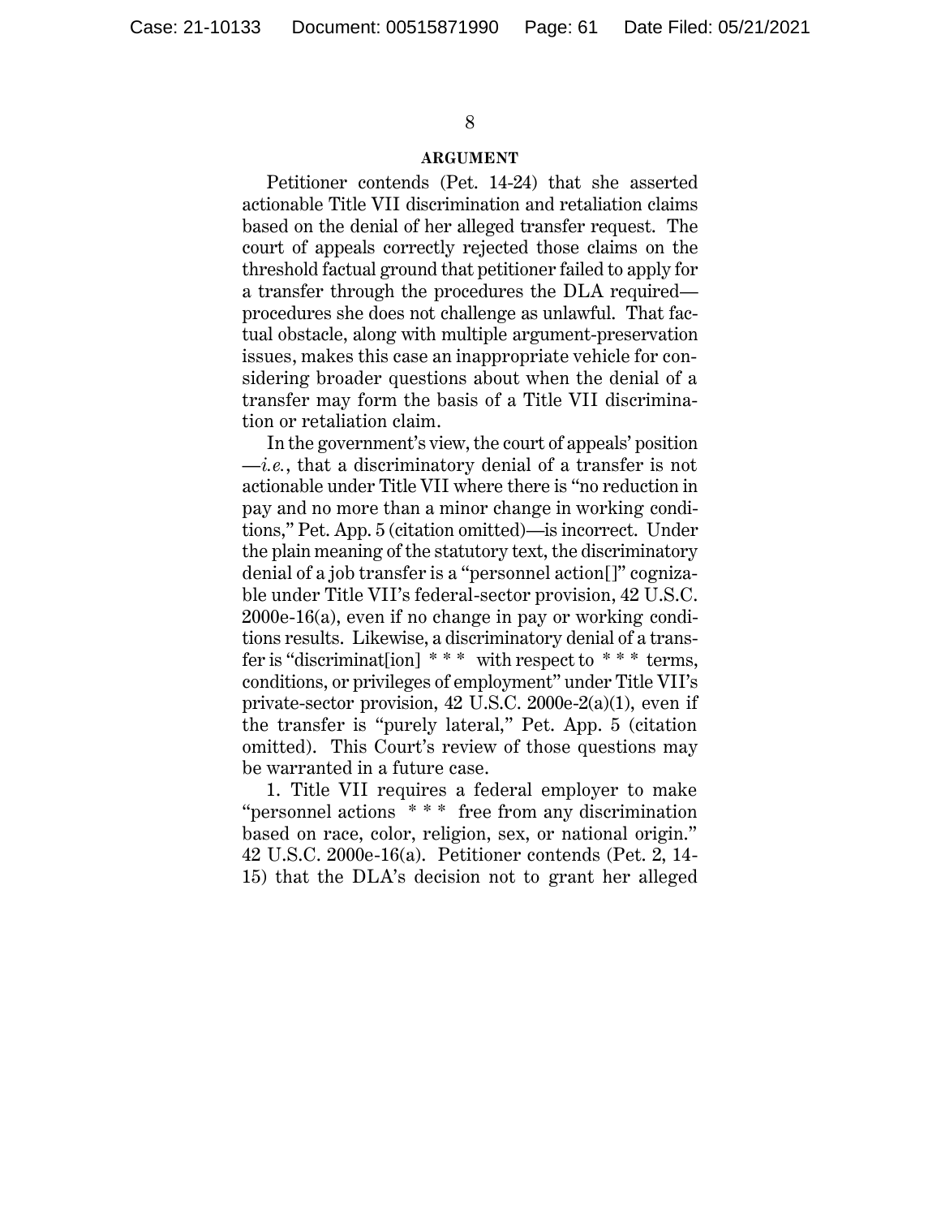## ARGUMENT

Petitioner contends (Pet. 14-24) that she asserted actionable Title VII discrimination and retaliation claims based on the denial of her alleged transfer request. The court of appeals correctly rejected those claims on the threshold factual ground that petitioner failed to apply for a transfer through the procedures the DLA required—procedures she does not challenge as unlawful. That factual obstacle, along with multiple argument-preservation issues, makes this case an inappropriate vehicle for considering broader questions about when the denial of a transfer may form the basis of a Title VII discrimination or retaliation claim.

In the government's view, the court of appeals' position —*i.e.*, that a discriminatory denial of a transfer is not actionable under Title VII where there is "no reduction in pay and no more than a minor change in working conditions," Pet. App. 5 (citation omitted)—is incorrect. Under the plain meaning of the statutory text, the discriminatory denial of a job transfer is a "personnel action[]" cognizable under Title VII's federal-sector provision, 42 U.S.C. 2000e-16(a), even if no change in pay or working conditions results. Likewise, a discriminatory denial of a transfer is "discriminat[ion] * * * with respect to * * * terms, conditions, or privileges of employment" under Title VII's private-sector provision, 42 U.S.C. 2000e-2(a)(1), even if the transfer is "purely lateral," Pet. App. 5 (citation omitted). This Court's review of those questions may be warranted in a future case.

1. Title VII requires a federal employer to make "personnel actions * * * free from any discrimination based on race, color, religion, sex, or national origin." 42 U.S.C. 2000e-16(a). Petitioner contends (Pet. 2, 14-15) that the DLA's decision not to grant her alleged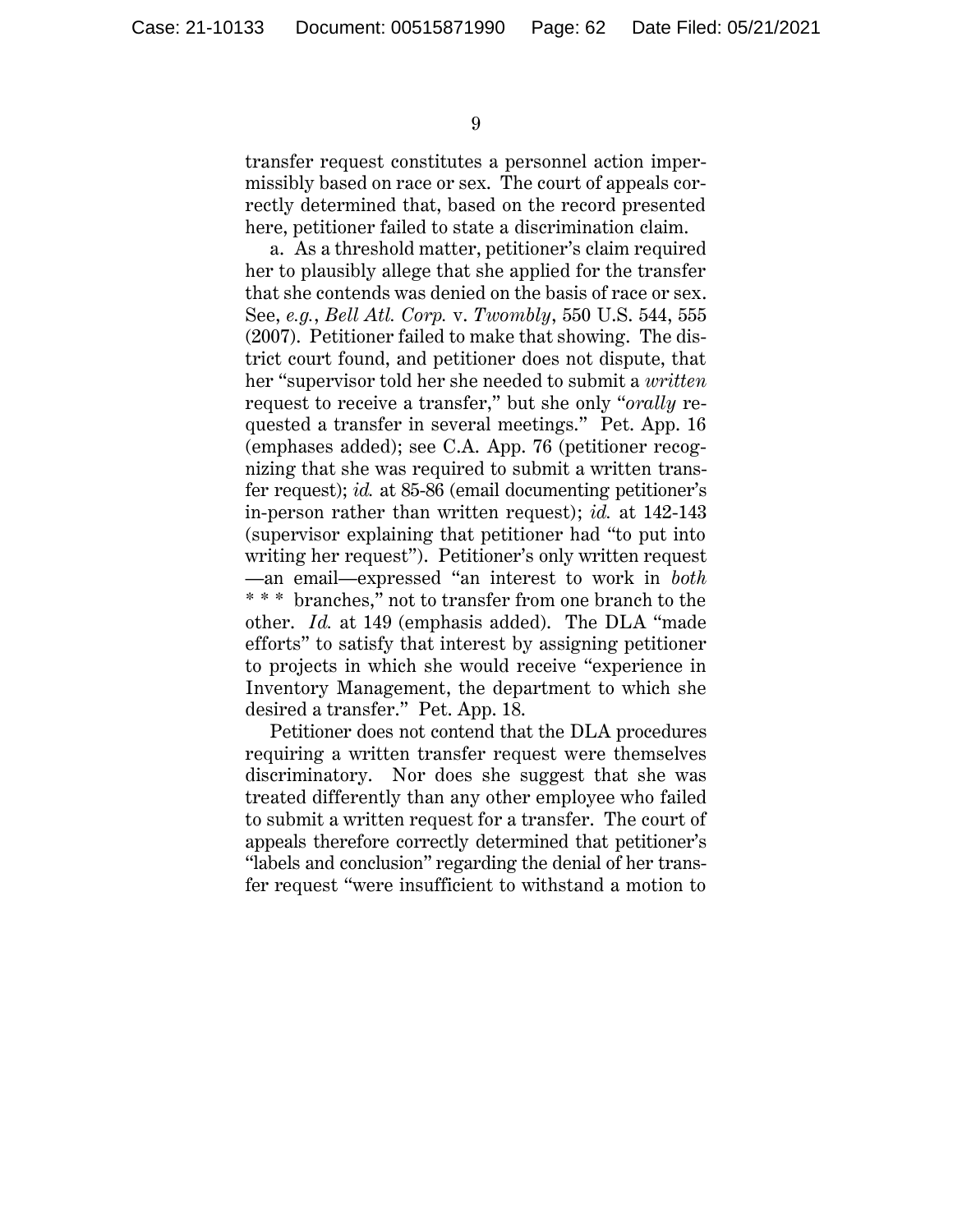transfer request constitutes a personnel action impermissibly based on race or sex. The court of appeals correctly determined that, based on the record presented here, petitioner failed to state a discrimination claim.

a. As a threshold matter, petitioner's claim required her to plausibly allege that she applied for the transfer that she contends was denied on the basis of race or sex. See, *e.g.*, *Bell Atl. Corp.* v. *Twombly*, 550 U.S. 544, 555 (2007). Petitioner failed to make that showing. The district court found, and petitioner does not dispute, that her "supervisor told her she needed to submit a *written* request to receive a transfer," but she only "*orally* requested a transfer in several meetings." Pet. App. 16 (emphases added); see C.A. App. 76 (petitioner recognizing that she was required to submit a written transfer request); *id.* at 85-86 (email documenting petitioner's in-person rather than written request); *id.* at 142-143 (supervisor explaining that petitioner had "to put into writing her request"). Petitioner's only written request —an email—expressed "an interest to work in *both* * * * branches," not to transfer from one branch to the other. *Id.* at 149 (emphasis added). The DLA "made efforts" to satisfy that interest by assigning petitioner to projects in which she would receive "experience in Inventory Management, the department to which she desired a transfer." Pet. App. 18.

Petitioner does not contend that the DLA procedures requiring a written transfer request were themselves discriminatory. Nor does she suggest that she was treated differently than any other employee who failed to submit a written request for a transfer. The court of appeals therefore correctly determined that petitioner's "labels and conclusion" regarding the denial of her transfer request "were insufficient to withstand a motion to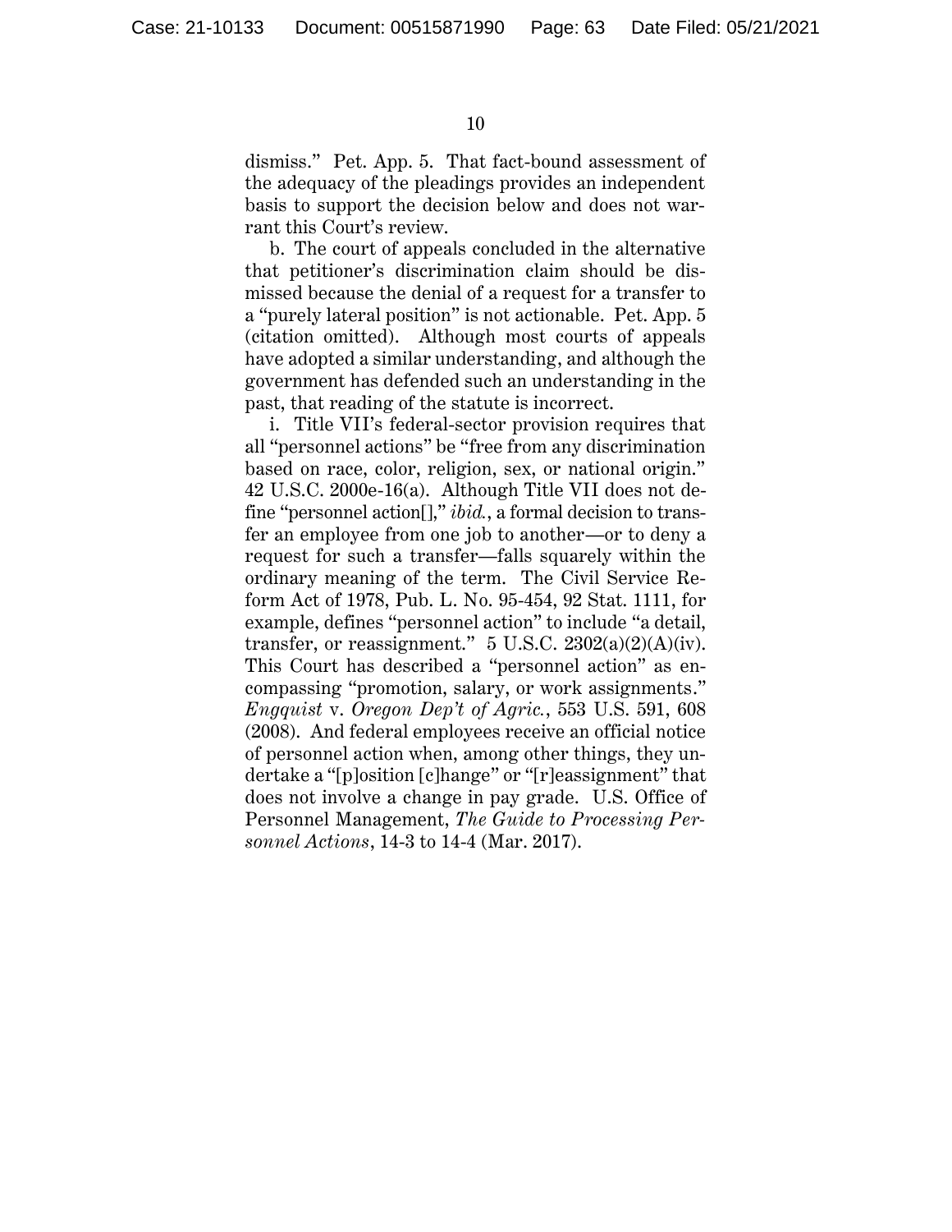dismiss." Pet. App. 5. That fact-bound assessment of the adequacy of the pleadings provides an independent basis to support the decision below and does not warrant this Court's review.

b. The court of appeals concluded in the alternative that petitioner's discrimination claim should be dismissed because the denial of a request for a transfer to a "purely lateral position" is not actionable. Pet. App. 5 (citation omitted). Although most courts of appeals have adopted a similar understanding, and although the government has defended such an understanding in the past, that reading of the statute is incorrect.

i. Title VII's federal-sector provision requires that all "personnel actions" be "free from any discrimination based on race, color, religion, sex, or national origin." 42 U.S.C. 2000e-16(a). Although Title VII does not define "personnel action[]," *ibid.*, a formal decision to transfer an employee from one job to another—or to deny a request for such a transfer—falls squarely within the ordinary meaning of the term. The Civil Service Reform Act of 1978, Pub. L. No. 95-454, 92 Stat. 1111, for example, defines "personnel action" to include "a detail, transfer, or reassignment." 5 U.S.C. 2302(a)(2)(A)(iv). This Court has described a "personnel action" as encompassing "promotion, salary, or work assignments." *Engquist* v. *Oregon Dep't of Agric.*, 553 U.S. 591, 608 (2008). And federal employees receive an official notice of personnel action when, among other things, they undertake a "[p]osition [c]hange" or "[r]eassignment" that does not involve a change in pay grade. U.S. Office of Personnel Management, *The Guide to Processing Personnel Actions*, 14-3 to 14-4 (Mar. 2017).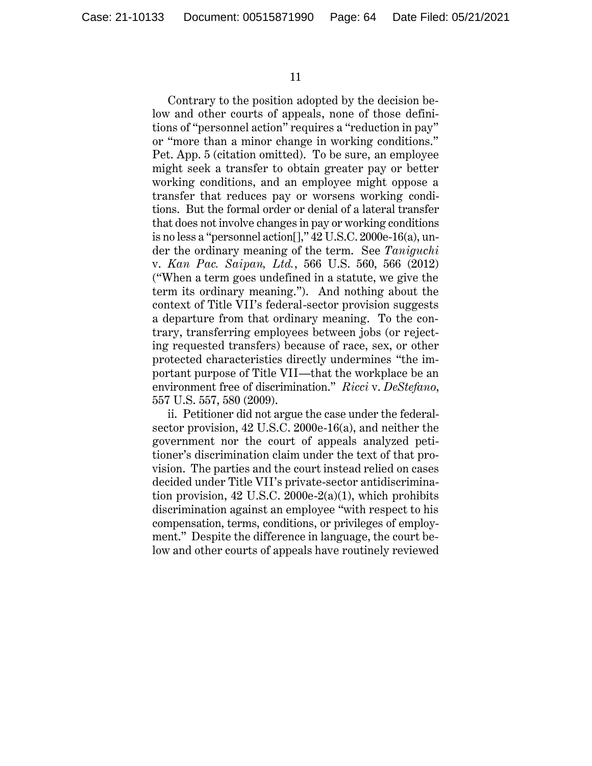Contrary to the position adopted by the decision below and other courts of appeals, none of those definitions of "personnel action" requires a "reduction in pay" or "more than a minor change in working conditions." Pet. App. 5 (citation omitted). To be sure, an employee might seek a transfer to obtain greater pay or better working conditions, and an employee might oppose a transfer that reduces pay or worsens working conditions. But the formal order or denial of a lateral transfer that does not involve changes in pay or working conditions is no less a "personnel action[]," 42 U.S.C. 2000e-16(a), under the ordinary meaning of the term. See *Taniguchi* v. *Kan Pac. Saipan, Ltd.*, 566 U.S. 560, 566 (2012) ("When a term goes undefined in a statute, we give the term its ordinary meaning."). And nothing about the context of Title VII's federal-sector provision suggests a departure from that ordinary meaning. To the contrary, transferring employees between jobs (or rejecting requested transfers) because of race, sex, or other protected characteristics directly undermines "the important purpose of Title VII—that the workplace be an environment free of discrimination." *Ricci* v. *DeStefano*, 557 U.S. 557, 580 (2009).

ii. Petitioner did not argue the case under the federal-sector provision, 42 U.S.C. 2000e-16(a), and neither the government nor the court of appeals analyzed petitioner's discrimination claim under the text of that provision. The parties and the court instead relied on cases decided under Title VII's private-sector antidiscrimination provision, 42 U.S.C. 2000e-2(a)(1), which prohibits discrimination against an employee "with respect to his compensation, terms, conditions, or privileges of employment." Despite the difference in language, the court below and other courts of appeals have routinely reviewed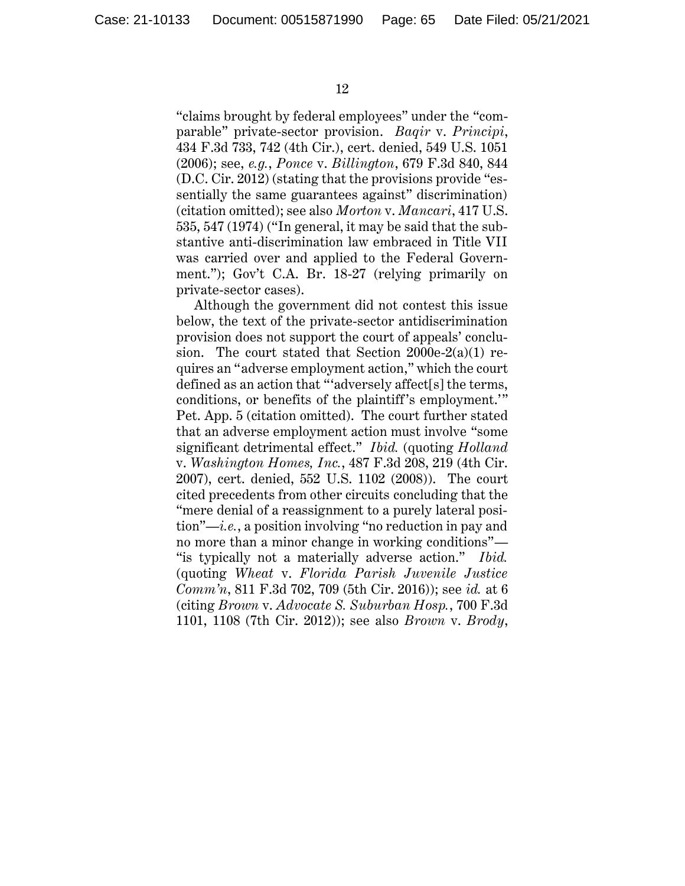"claims brought by federal employees" under the "comparable" private-sector provision. *Baqir* v. *Principi*, 434 F.3d 733, 742 (4th Cir.), cert. denied, 549 U.S. 1051 (2006); see, *e.g.*, *Ponce* v. *Billington*, 679 F.3d 840, 844 (D.C. Cir. 2012) (stating that the provisions provide "essentially the same guarantees against" discrimination) (citation omitted); see also *Morton* v. *Mancari*, 417 U.S. 535, 547 (1974) ("In general, it may be said that the substantive anti-discrimination law embraced in Title VII was carried over and applied to the Federal Government."); Gov't C.A. Br. 18-27 (relying primarily on private-sector cases).

Although the government did not contest this issue below, the text of the private-sector antidiscrimination provision does not support the court of appeals' conclusion. The court stated that Section 2000e-2(a)(1) requires an "adverse employment action," which the court defined as an action that "'adversely affect[s] the terms, conditions, or benefits of the plaintiff's employment.'" Pet. App. 5 (citation omitted). The court further stated that an adverse employment action must involve "some significant detrimental effect." *Ibid.* (quoting *Holland* v. *Washington Homes, Inc.*, 487 F.3d 208, 219 (4th Cir. 2007), cert. denied, 552 U.S. 1102 (2008)). The court cited precedents from other circuits concluding that the "mere denial of a reassignment to a purely lateral position"—*i.e.*, a position involving "no reduction in pay and no more than a minor change in working conditions"—"is typically not a materially adverse action." *Ibid.* (quoting *Wheat* v. *Florida Parish Juvenile Justice Comm'n*, 811 F.3d 702, 709 (5th Cir. 2016)); see *id.* at 6 (citing *Brown* v. *Advocate S. Suburban Hosp.*, 700 F.3d 1101, 1108 (7th Cir. 2012)); see also *Brown* v. *Brody*,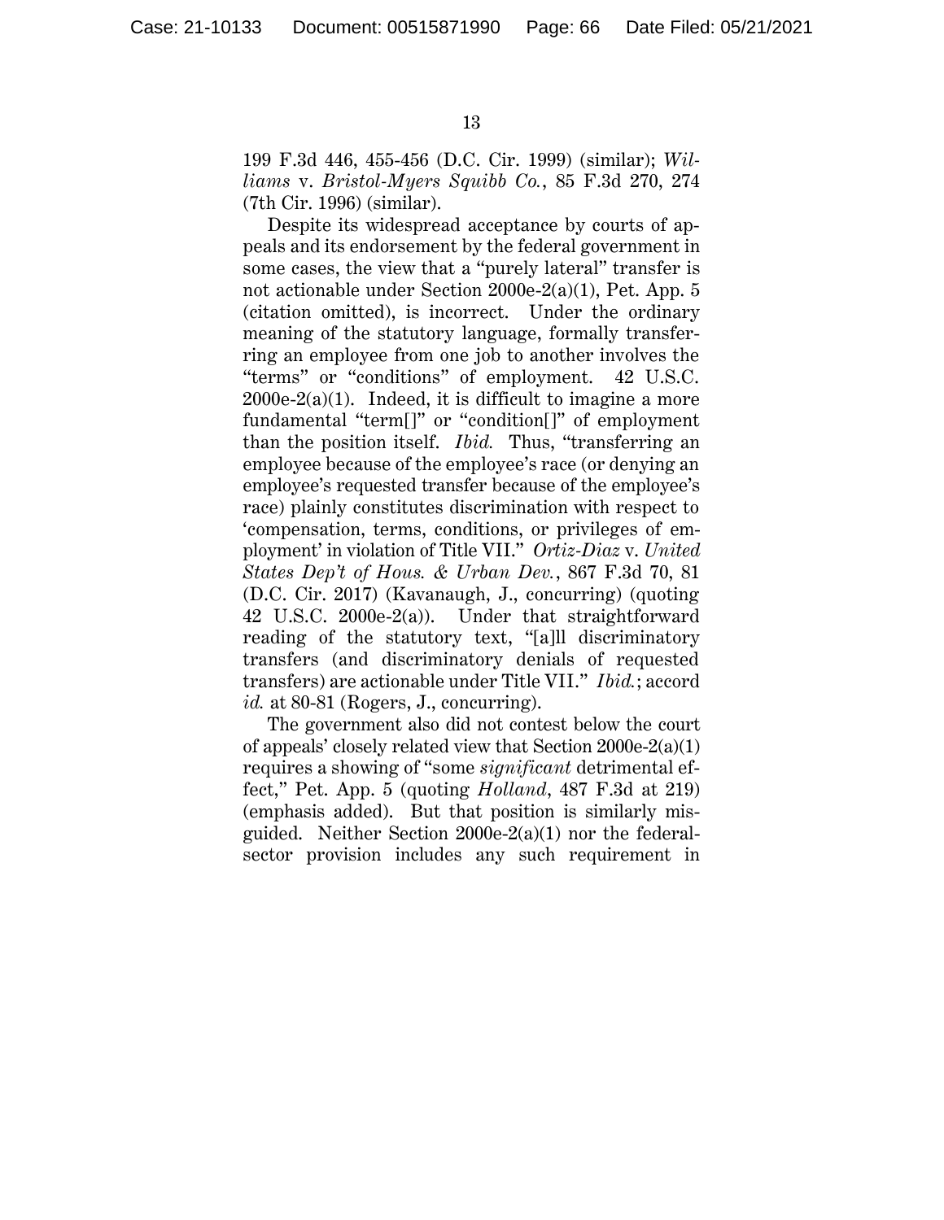199 F.3d 446, 455-456 (D.C. Cir. 1999) (similar); *Williams* v. *Bristol-Myers Squibb Co.*, 85 F.3d 270, 274 (7th Cir. 1996) (similar).

Despite its widespread acceptance by courts of appeals and its endorsement by the federal government in some cases, the view that a "purely lateral" transfer is not actionable under Section 2000e-2(a)(1), Pet. App. 5 (citation omitted), is incorrect. Under the ordinary meaning of the statutory language, formally transferring an employee from one job to another involves the "terms" or "conditions" of employment. 42 U.S.C. 2000e-2(a)(1). Indeed, it is difficult to imagine a more fundamental "term[]" or "condition[]" of employment than the position itself. *Ibid.* Thus, "transferring an employee because of the employee's race (or denying an employee's requested transfer because of the employee's race) plainly constitutes discrimination with respect to 'compensation, terms, conditions, or privileges of employment' in violation of Title VII." *Ortiz-Diaz* v. *United States Dep't of Hous. & Urban Dev.*, 867 F.3d 70, 81 (D.C. Cir. 2017) (Kavanaugh, J., concurring) (quoting 42 U.S.C. 2000e-2(a)). Under that straightforward reading of the statutory text, "[a]ll discriminatory transfers (and discriminatory denials of requested transfers) are actionable under Title VII." *Ibid.*; accord *id.* at 80-81 (Rogers, J., concurring).

The government also did not contest below the court of appeals' closely related view that Section 2000e-2(a)(1) requires a showing of "some *significant* detrimental effect," Pet. App. 5 (quoting *Holland*, 487 F.3d at 219) (emphasis added). But that position is similarly misguided. Neither Section 2000e-2(a)(1) nor the federal-sector provision includes any such requirement in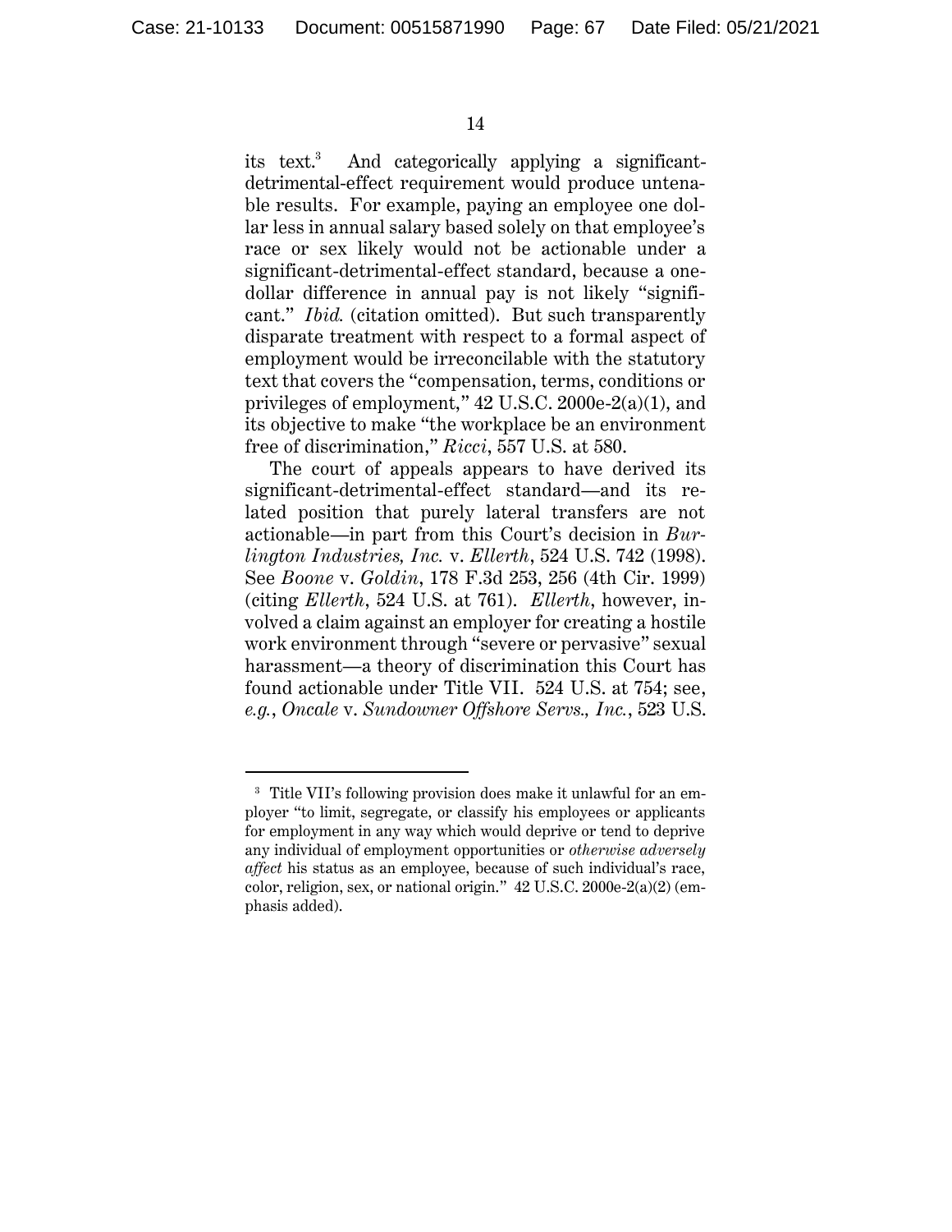its text.[3] And categorically applying a significant-detrimental-effect requirement would produce untenable results. For example, paying an employee one dollar less in annual salary based solely on that employee's race or sex likely would not be actionable under a significant-detrimental-effect standard, because a one-dollar difference in annual pay is not likely "significant." *Ibid.* (citation omitted). But such transparently disparate treatment with respect to a formal aspect of employment would be irreconcilable with the statutory text that covers the "compensation, terms, conditions or privileges of employment," 42 U.S.C. 2000e-2(a)(1), and its objective to make "the workplace be an environment free of discrimination," *Ricci*, 557 U.S. at 580.

The court of appeals appears to have derived its significant-detrimental-effect standard—and its related position that purely lateral transfers are not actionable—in part from this Court's decision in *Burlington Industries, Inc.* v. *Ellerth*, 524 U.S. 742 (1998). See *Boone* v. *Goldin*, 178 F.3d 253, 256 (4th Cir. 1999) (citing *Ellerth*, 524 U.S. at 761). *Ellerth*, however, involved a claim against an employer for creating a hostile work environment through "severe or pervasive" sexual harassment—a theory of discrimination this Court has found actionable under Title VII. 524 U.S. at 754; see, *e.g.*, *Oncale* v. *Sundowner Offshore Servs., Inc.*, 523 U.S.

[3] Title VII's following provision does make it unlawful for an employer "to limit, segregate, or classify his employees or applicants for employment in any way which would deprive or tend to deprive any individual of employment opportunities or *otherwise adversely affect* his status as an employee, because of such individual's race, color, religion, sex, or national origin." 42 U.S.C. 2000e-2(a)(2) (emphasis added).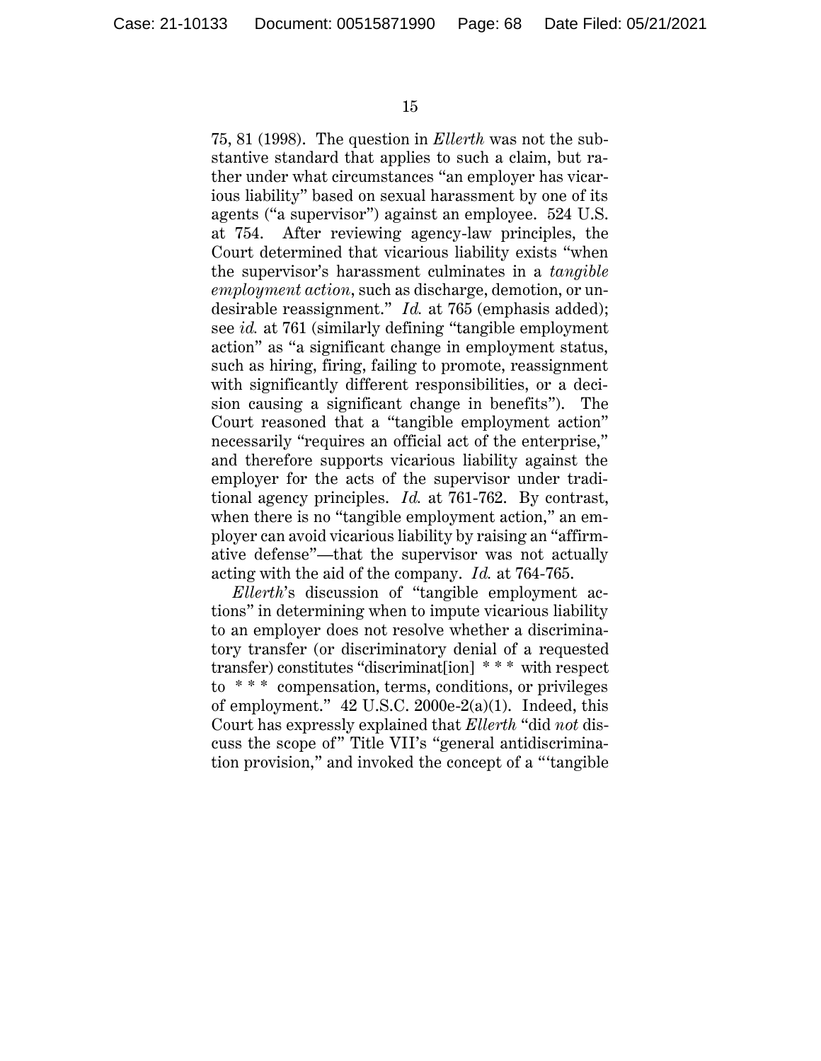75, 81 (1998). The question in *Ellerth* was not the substantive standard that applies to such a claim, but rather under what circumstances "an employer has vicarious liability" based on sexual harassment by one of its agents ("a supervisor") against an employee. 524 U.S. at 754. After reviewing agency-law principles, the Court determined that vicarious liability exists "when the supervisor's harassment culminates in a *tangible employment action*, such as discharge, demotion, or undesirable reassignment." *Id.* at 765 (emphasis added); see *id.* at 761 (similarly defining "tangible employment action" as "a significant change in employment status, such as hiring, firing, failing to promote, reassignment with significantly different responsibilities, or a decision causing a significant change in benefits"). The Court reasoned that a "tangible employment action" necessarily "requires an official act of the enterprise," and therefore supports vicarious liability against the employer for the acts of the supervisor under traditional agency principles. *Id.* at 761-762. By contrast, when there is no "tangible employment action," an employer can avoid vicarious liability by raising an "affirmative defense"—that the supervisor was not actually acting with the aid of the company. *Id.* at 764-765.

*Ellerth*'s discussion of "tangible employment actions" in determining when to impute vicarious liability to an employer does not resolve whether a discriminatory transfer (or discriminatory denial of a requested transfer) constitutes "discriminat[ion] * * * with respect to * * * compensation, terms, conditions, or privileges of employment." 42 U.S.C. 2000e-2(a)(1). Indeed, this Court has expressly explained that *Ellerth* "did *not* discuss the scope of" Title VII's "general antidiscrimination provision," and invoked the concept of a "'tangible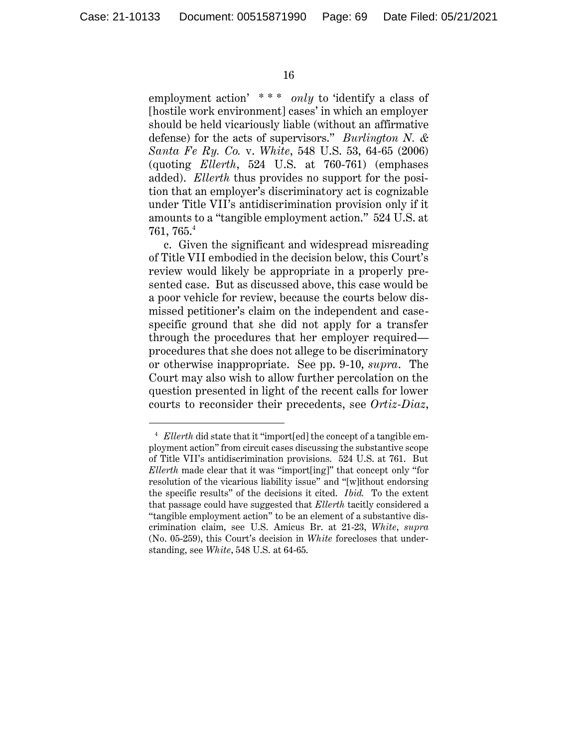employment action' \* \* \* *only* to 'identify a class of [hostile work environment] cases' in which an employer should be held vicariously liable (without an affirmative defense) for the acts of supervisors." *Burlington N. & Santa Fe Ry. Co.* v. *White*, 548 U.S. 53, 64-65 (2006) (quoting *Ellerth*, 524 U.S. at 760-761) (emphases added). *Ellerth* thus provides no support for the position that an employer's discriminatory act is cognizable under Title VII's antidiscrimination provision only if it amounts to a "tangible employment action." 524 U.S. at 761, 765.[4]

c. Given the significant and widespread misreading of Title VII embodied in the decision below, this Court's review would likely be appropriate in a properly presented case. But as discussed above, this case would be a poor vehicle for review, because the courts below dismissed petitioner's claim on the independent and case-specific ground that she did not apply for a transfer through the procedures that her employer required—procedures that she does not allege to be discriminatory or otherwise inappropriate. See pp. 9-10, *supra*. The Court may also wish to allow further percolation on the question presented in light of the recent calls for lower courts to reconsider their precedents, see *Ortiz-Diaz*,

---

[4] *Ellerth* did state that it "import[ed] the concept of a tangible employment action" from circuit cases discussing the substantive scope of Title VII's antidiscrimination provisions. 524 U.S. at 761. But *Ellerth* made clear that it was "import[ing]" that concept only "for resolution of the vicarious liability issue" and "[w]ithout endorsing the specific results" of the decisions it cited. *Ibid.* To the extent that passage could have suggested that *Ellerth* tacitly considered a "tangible employment action" to be an element of a substantive discrimination claim, see U.S. Amicus Br. at 21-23, *White*, *supra* (No. 05-259), this Court's decision in *White* forecloses that understanding, see *White*, 548 U.S. at 64-65.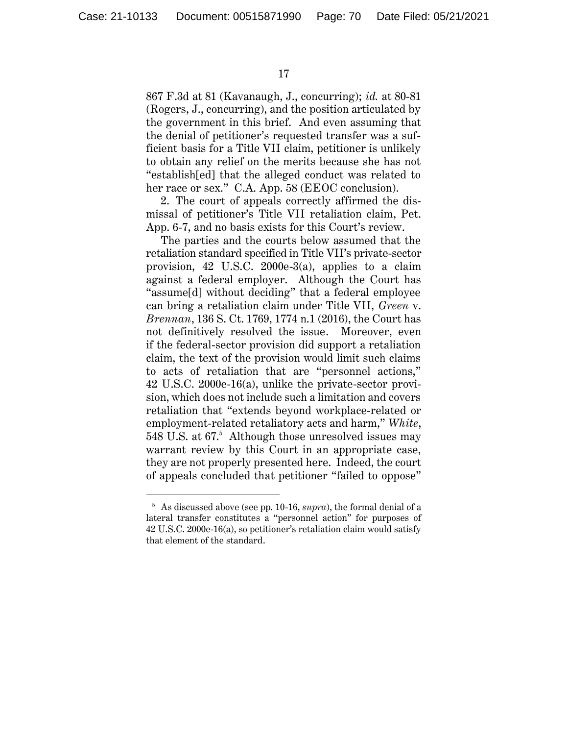867 F.3d at 81 (Kavanaugh, J., concurring); *id.* at 80-81 (Rogers, J., concurring), and the position articulated by the government in this brief. And even assuming that the denial of petitioner's requested transfer was a sufficient basis for a Title VII claim, petitioner is unlikely to obtain any relief on the merits because she has not "establish[ed] that the alleged conduct was related to her race or sex." C.A. App. 58 (EEOC conclusion).

2. The court of appeals correctly affirmed the dismissal of petitioner's Title VII retaliation claim, Pet. App. 6-7, and no basis exists for this Court's review.

The parties and the courts below assumed that the retaliation standard specified in Title VII's private-sector provision, 42 U.S.C. 2000e-3(a), applies to a claim against a federal employer. Although the Court has "assume[d] without deciding" that a federal employee can bring a retaliation claim under Title VII, *Green* v. *Brennan*, 136 S. Ct. 1769, 1774 n.1 (2016), the Court has not definitively resolved the issue. Moreover, even if the federal-sector provision did support a retaliation claim, the text of the provision would limit such claims to acts of retaliation that are "personnel actions," 42 U.S.C. 2000e-16(a), unlike the private-sector provision, which does not include such a limitation and covers retaliation that "extends beyond workplace-related or employment-related retaliatory acts and harm," *White*, 548 U.S. at 67.[5] Although those unresolved issues may warrant review by this Court in an appropriate case, they are not properly presented here. Indeed, the court of appeals concluded that petitioner "failed to oppose"

[5] As discussed above (see pp. 10-16, *supra*), the formal denial of a lateral transfer constitutes a "personnel action" for purposes of 42 U.S.C. 2000e-16(a), so petitioner's retaliation claim would satisfy that element of the standard.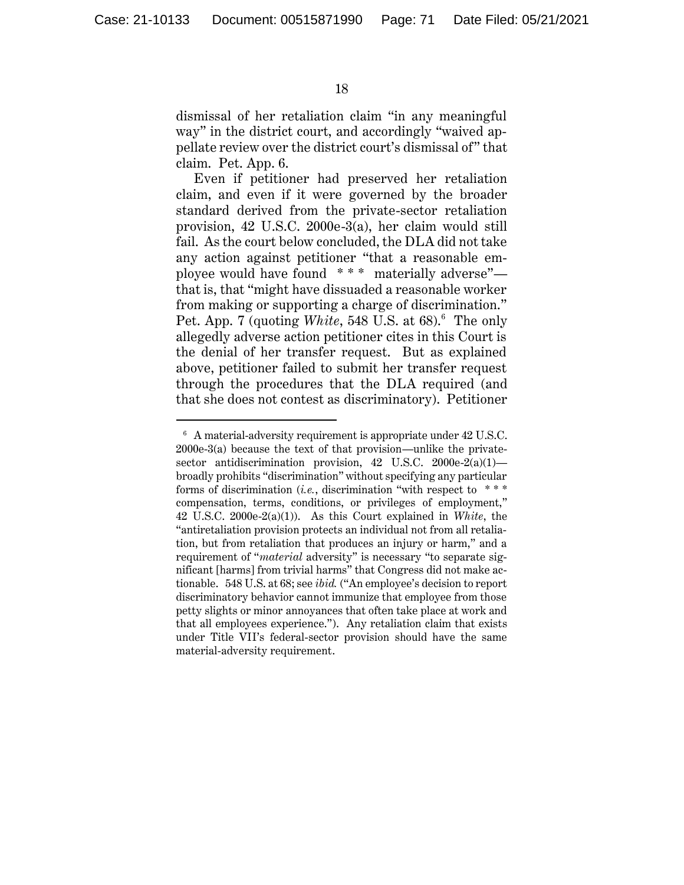dismissal of her retaliation claim "in any meaningful way" in the district court, and accordingly "waived appellate review over the district court's dismissal of" that claim. Pet. App. 6.

Even if petitioner had preserved her retaliation claim, and even if it were governed by the broader standard derived from the private-sector retaliation provision, 42 U.S.C. 2000e-3(a), her claim would still fail. As the court below concluded, the DLA did not take any action against petitioner "that a reasonable employee would have found * * * materially adverse"—that is, that "might have dissuaded a reasonable worker from making or supporting a charge of discrimination." Pet. App. 7 (quoting *White*, 548 U.S. at 68).[6] The only allegedly adverse action petitioner cites in this Court is the denial of her transfer request. But as explained above, petitioner failed to submit her transfer request through the procedures that the DLA required (and that she does not contest as discriminatory). Petitioner

---

[6] A material-adversity requirement is appropriate under 42 U.S.C. 2000e-3(a) because the text of that provision—unlike the private-sector antidiscrimination provision, 42 U.S.C. 2000e-2(a)(1)—broadly prohibits "discrimination" without specifying any particular forms of discrimination (*i.e.*, discrimination "with respect to * * * compensation, terms, conditions, or privileges of employment," 42 U.S.C. 2000e-2(a)(1)). As this Court explained in *White*, the "antiretaliation provision protects an individual not from all retaliation, but from retaliation that produces an injury or harm," and a requirement of "*material* adversity" is necessary "to separate significant [harms] from trivial harms" that Congress did not make actionable. 548 U.S. at 68; see *ibid.* ("An employee's decision to report discriminatory behavior cannot immunize that employee from those petty slights or minor annoyances that often take place at work and that all employees experience."). Any retaliation claim that exists under Title VII's federal-sector provision should have the same material-adversity requirement.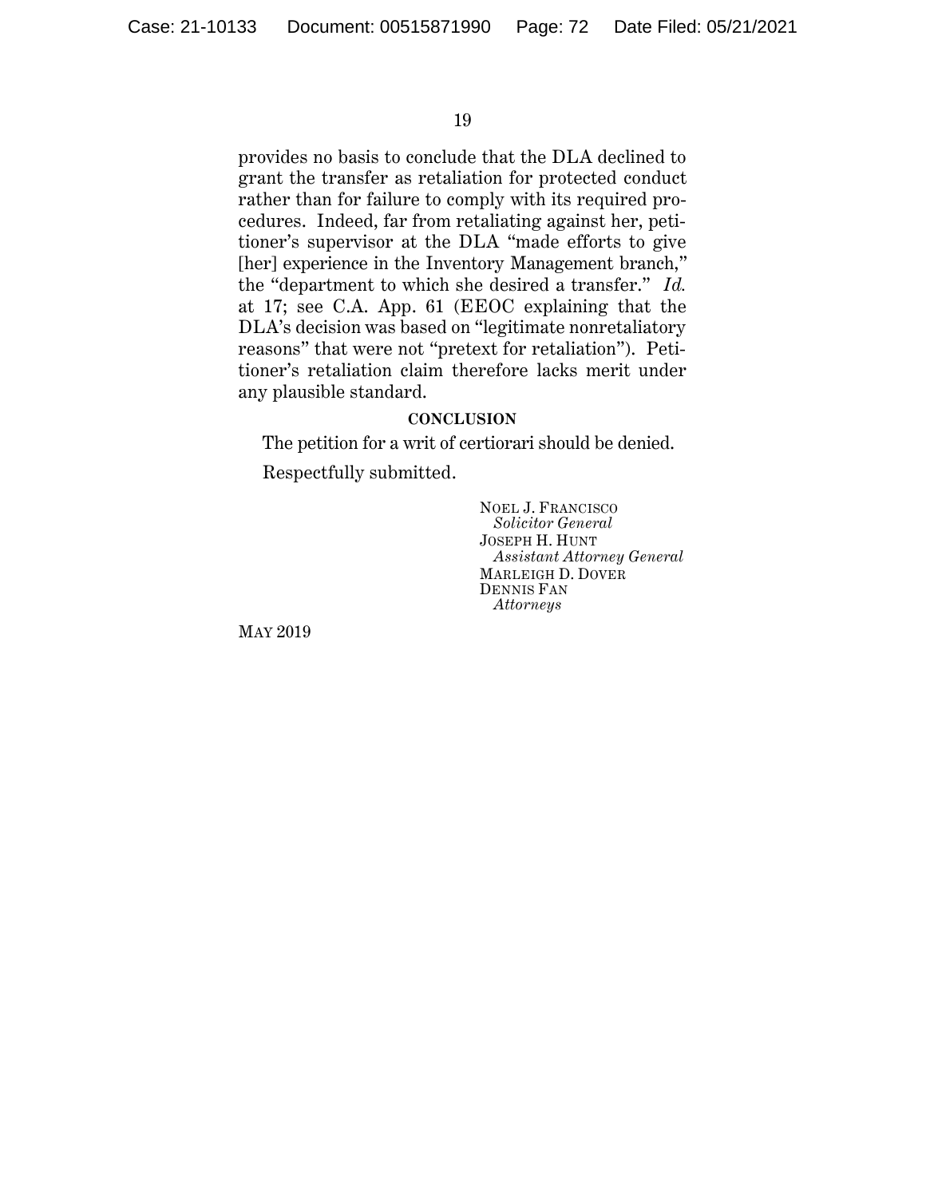provides no basis to conclude that the DLA declined to grant the transfer as retaliation for protected conduct rather than for failure to comply with its required procedures. Indeed, far from retaliating against her, petitioner's supervisor at the DLA "made efforts to give [her] experience in the Inventory Management branch," the "department to which she desired a transfer." *Id.* at 17; see C.A. App. 61 (EEOC explaining that the DLA's decision was based on "legitimate nonretaliatory reasons" that were not "pretext for retaliation"). Petitioner's retaliation claim therefore lacks merit under any plausible standard.

**CONCLUSION**

The petition for a writ of certiorari should be denied.

Respectfully submitted.

NOEL J. FRANCISCO
*Solicitor General*
JOSEPH H. HUNT
*Assistant Attorney General*
MARLEIGH D. DOVER
DENNIS FAN
*Attorneys*

MAY 2019